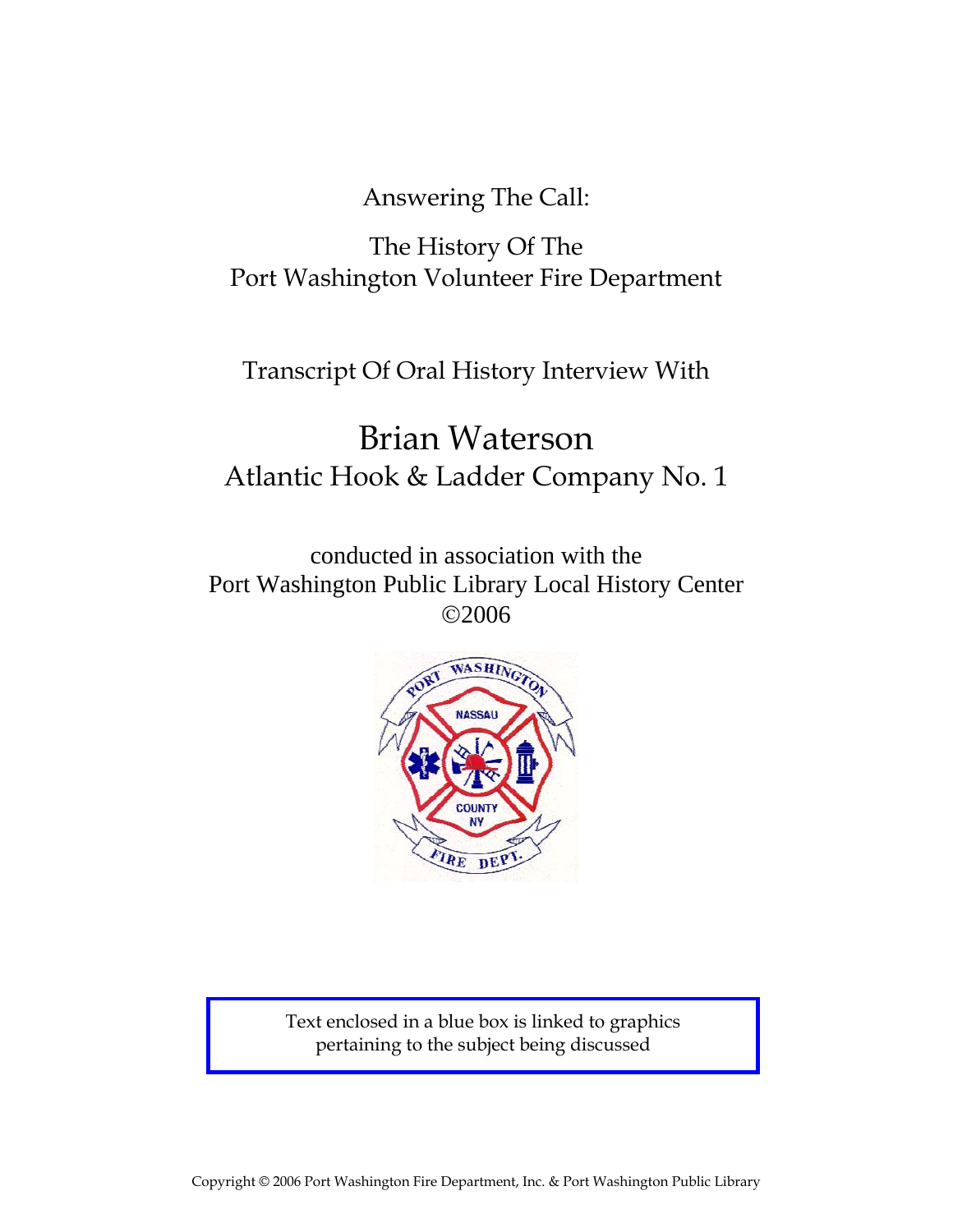Answering The Call:

The History Of The
Port Washington Volunteer Fire Department

Transcript Of Oral History Interview With

# Brian Waterson

## Atlantic Hook & Ladder Company No. 1

conducted in association with the
Port Washington Public Library Local History Center
©2006

Text enclosed in a blue box is linked to graphics pertaining to the subject being discussed

Copyright © 2006 Port Washington Fire Department, Inc. & Port Washington Public Library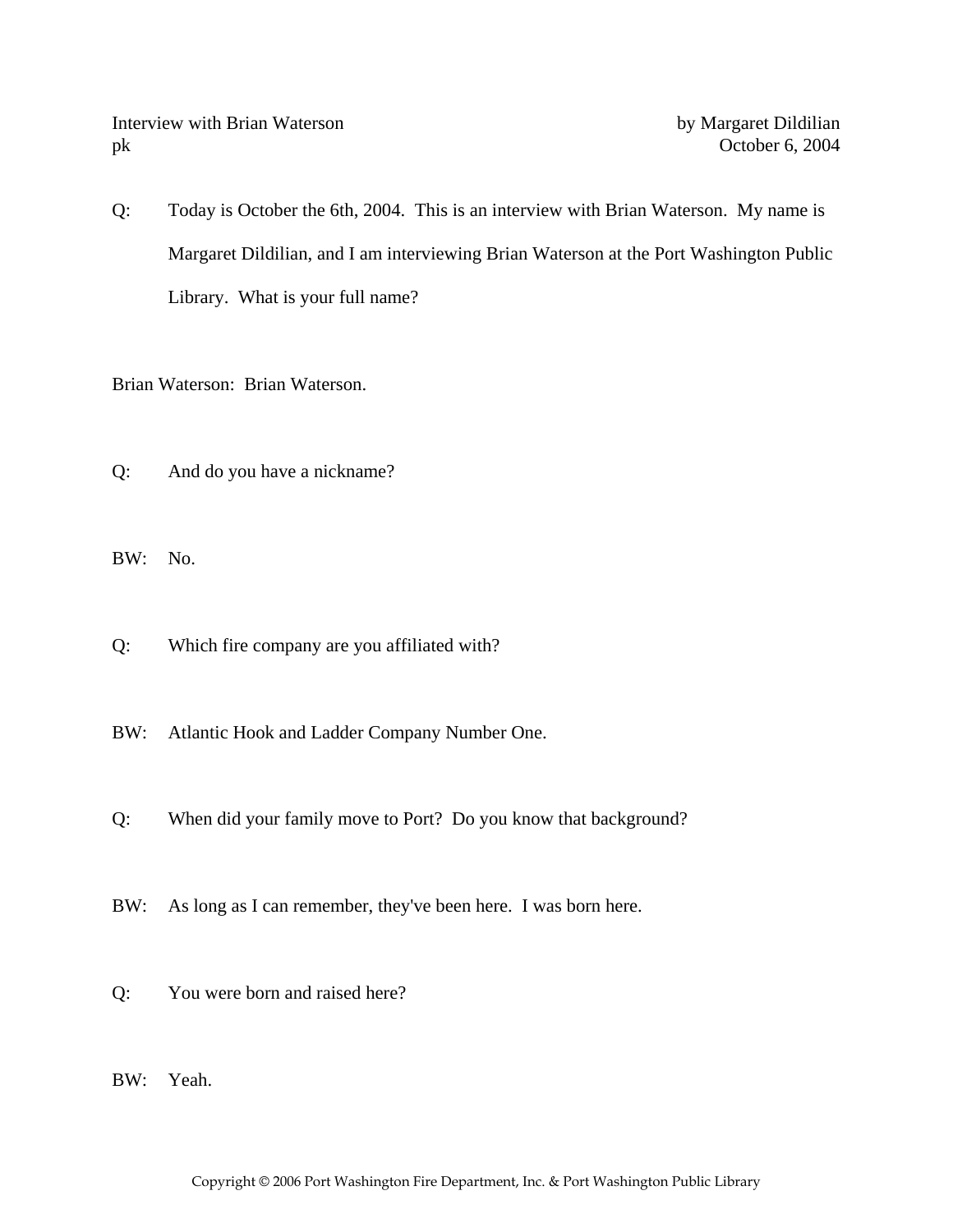Q: Today is October the 6th, 2004. This is an interview with Brian Waterson. My name is Margaret Dildilian, and I am interviewing Brian Waterson at the Port Washington Public Library. What is your full name?

Brian Waterson: Brian Waterson.

Q: And do you have a nickname?

BW: No.

Q: Which fire company are you affiliated with?

BW: Atlantic Hook and Ladder Company Number One.

Q: When did your family move to Port? Do you know that background?

BW: As long as I can remember, they've been here. I was born here.

Q: You were born and raised here?

BW: Yeah.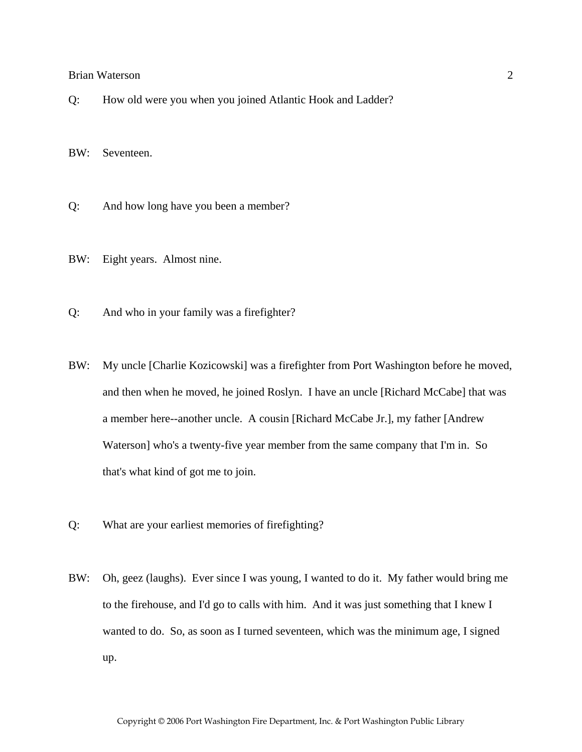Q: How old were you when you joined Atlantic Hook and Ladder?

BW: Seventeen.

Q: And how long have you been a member?

BW: Eight years. Almost nine.

Q: And who in your family was a firefighter?

BW: My uncle [Charlie Kozicowski] was a firefighter from Port Washington before he moved, and then when he moved, he joined Roslyn. I have an uncle [Richard McCabe] that was a member here--another uncle. A cousin [Richard McCabe Jr.], my father [Andrew Waterson] who's a twenty-five year member from the same company that I'm in. So that's what kind of got me to join.

Q: What are your earliest memories of firefighting?

BW: Oh, geez (laughs). Ever since I was young, I wanted to do it. My father would bring me to the firehouse, and I'd go to calls with him. And it was just something that I knew I wanted to do. So, as soon as I turned seventeen, which was the minimum age, I signed up.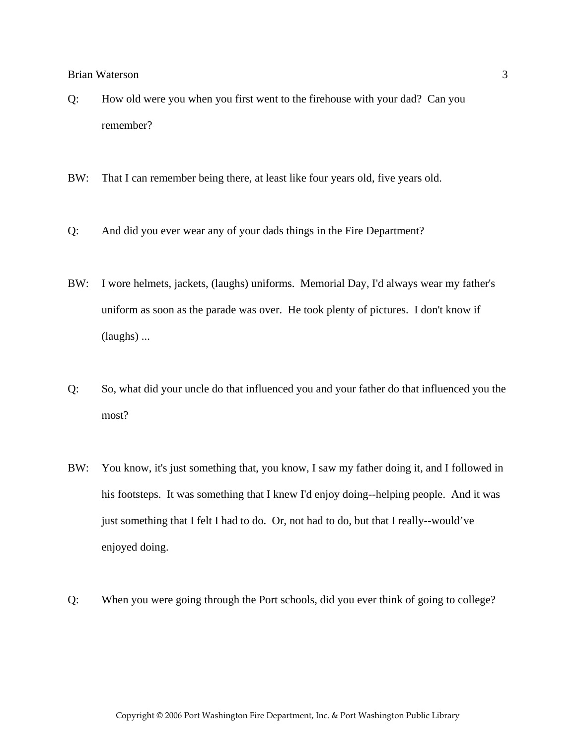Q: How old were you when you first went to the firehouse with your dad? Can you remember?

BW: That I can remember being there, at least like four years old, five years old.

Q: And did you ever wear any of your dads things in the Fire Department?

BW: I wore helmets, jackets, (laughs) uniforms. Memorial Day, I'd always wear my father's uniform as soon as the parade was over. He took plenty of pictures. I don't know if (laughs) ...

Q: So, what did your uncle do that influenced you and your father do that influenced you the most?

BW: You know, it's just something that, you know, I saw my father doing it, and I followed in his footsteps. It was something that I knew I'd enjoy doing--helping people. And it was just something that I felt I had to do. Or, not had to do, but that I really--would've enjoyed doing.

Q: When you were going through the Port schools, did you ever think of going to college?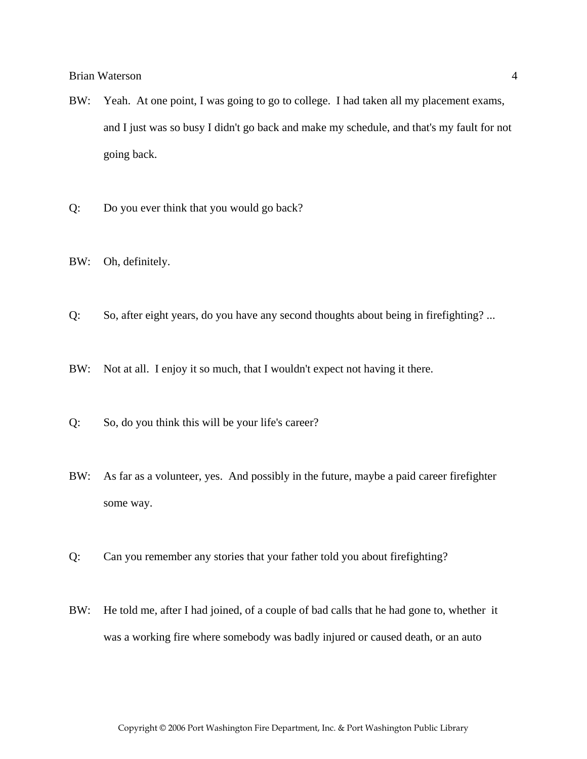BW: Yeah. At one point, I was going to go to college. I had taken all my placement exams, and I just was so busy I didn't go back and make my schedule, and that's my fault for not going back.

Q: Do you ever think that you would go back?

BW: Oh, definitely.

Q: So, after eight years, do you have any second thoughts about being in firefighting? ...

BW: Not at all. I enjoy it so much, that I wouldn't expect not having it there.

Q: So, do you think this will be your life's career?

BW: As far as a volunteer, yes. And possibly in the future, maybe a paid career firefighter some way.

Q: Can you remember any stories that your father told you about firefighting?

BW: He told me, after I had joined, of a couple of bad calls that he had gone to, whether it was a working fire where somebody was badly injured or caused death, or an auto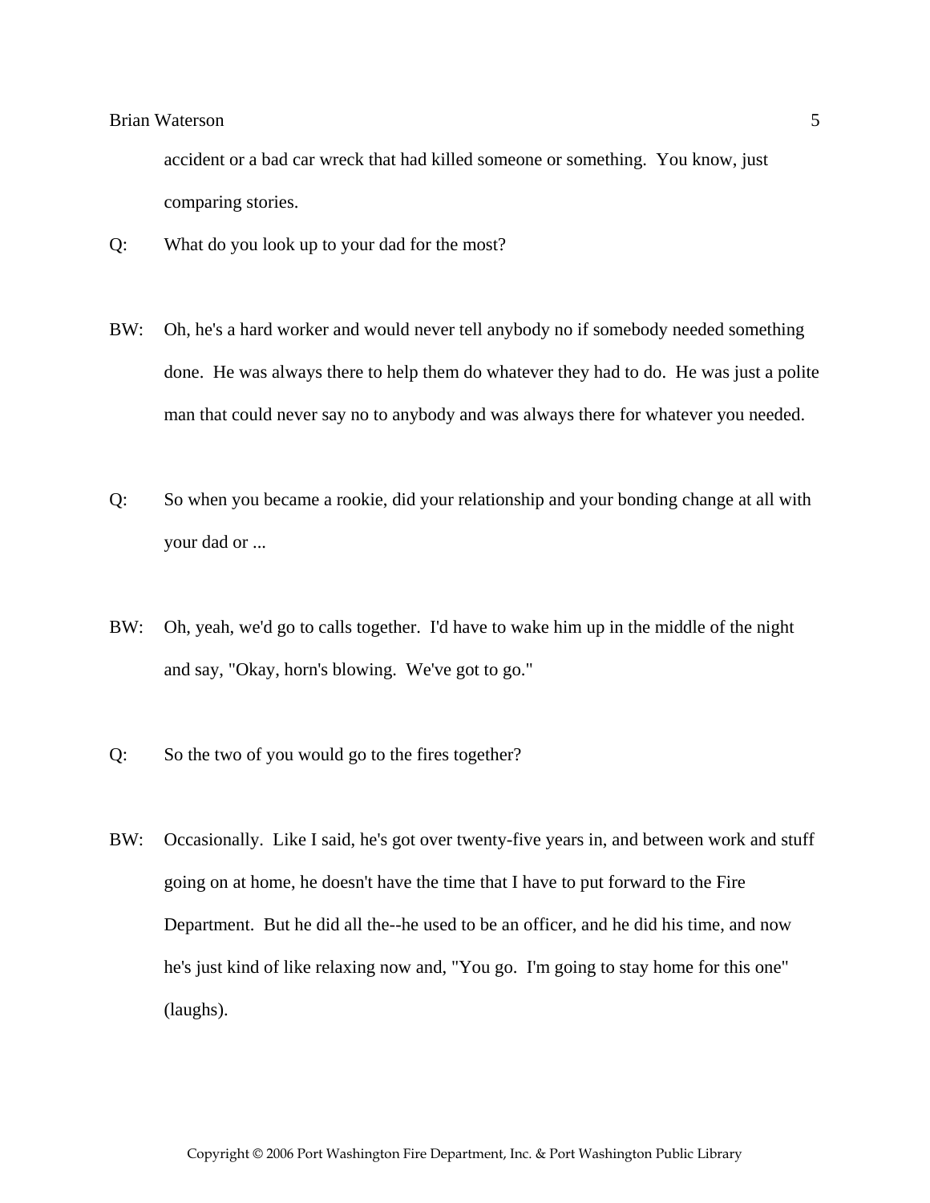accident or a bad car wreck that had killed someone or something. You know, just comparing stories.

Q: What do you look up to your dad for the most?

BW: Oh, he's a hard worker and would never tell anybody no if somebody needed something done. He was always there to help them do whatever they had to do. He was just a polite man that could never say no to anybody and was always there for whatever you needed.

Q: So when you became a rookie, did your relationship and your bonding change at all with your dad or ...

BW: Oh, yeah, we'd go to calls together. I'd have to wake him up in the middle of the night and say, "Okay, horn's blowing. We've got to go."

Q: So the two of you would go to the fires together?

BW: Occasionally. Like I said, he's got over twenty-five years in, and between work and stuff going on at home, he doesn't have the time that I have to put forward to the Fire Department. But he did all the--he used to be an officer, and he did his time, and now he's just kind of like relaxing now and, "You go. I'm going to stay home for this one" (laughs).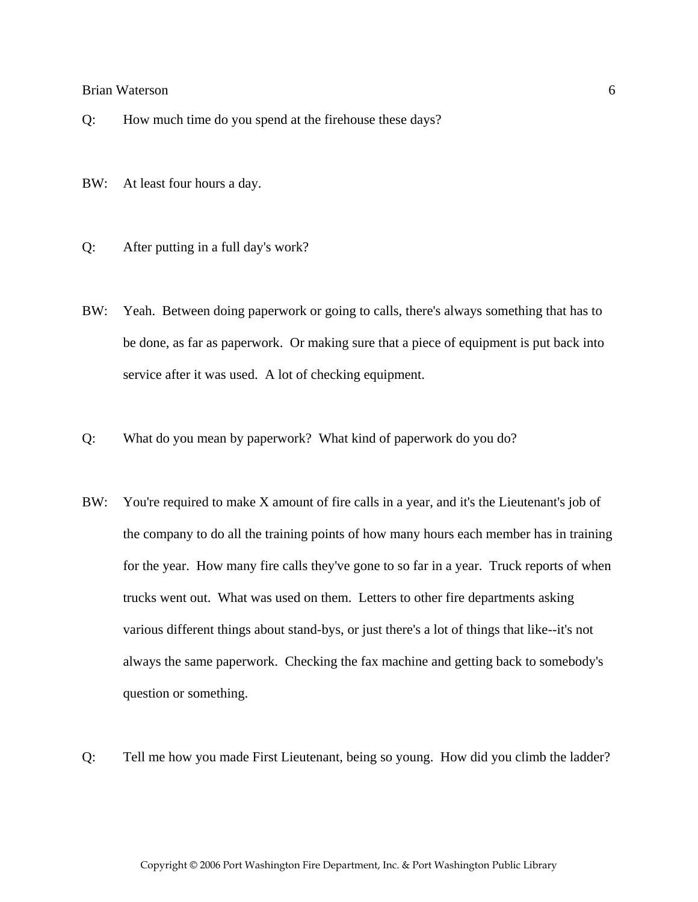Q: How much time do you spend at the firehouse these days?

BW: At least four hours a day.

Q: After putting in a full day's work?

BW: Yeah. Between doing paperwork or going to calls, there's always something that has to be done, as far as paperwork. Or making sure that a piece of equipment is put back into service after it was used. A lot of checking equipment.

Q: What do you mean by paperwork? What kind of paperwork do you do?

BW: You're required to make X amount of fire calls in a year, and it's the Lieutenant's job of the company to do all the training points of how many hours each member has in training for the year. How many fire calls they've gone to so far in a year. Truck reports of when trucks went out. What was used on them. Letters to other fire departments asking various different things about stand-bys, or just there's a lot of things that like--it's not always the same paperwork. Checking the fax machine and getting back to somebody's question or something.

Q: Tell me how you made First Lieutenant, being so young. How did you climb the ladder?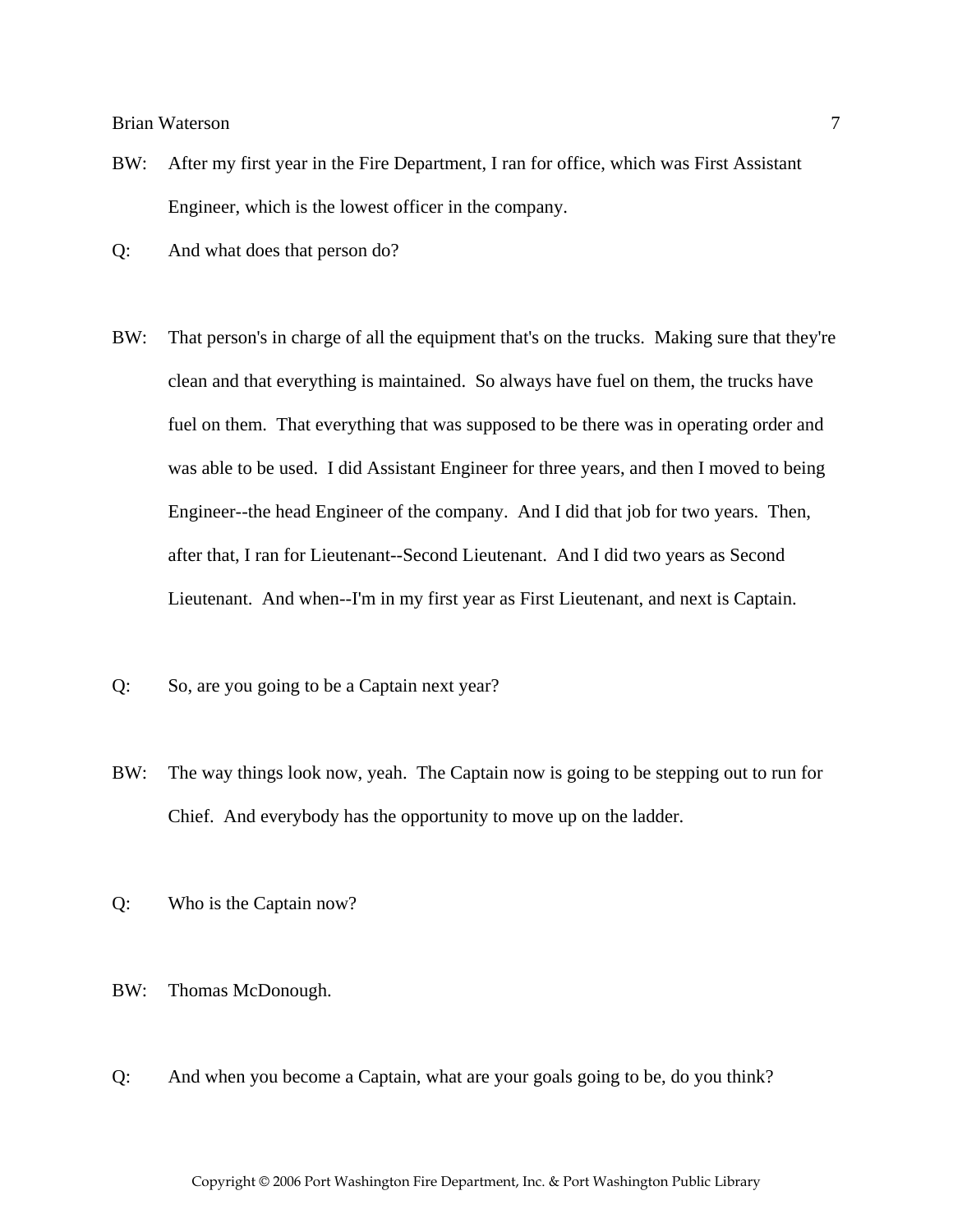BW: After my first year in the Fire Department, I ran for office, which was First Assistant Engineer, which is the lowest officer in the company.

Q: And what does that person do?

BW: That person's in charge of all the equipment that's on the trucks. Making sure that they're clean and that everything is maintained. So always have fuel on them, the trucks have fuel on them. That everything that was supposed to be there was in operating order and was able to be used. I did Assistant Engineer for three years, and then I moved to being Engineer--the head Engineer of the company. And I did that job for two years. Then, after that, I ran for Lieutenant--Second Lieutenant. And I did two years as Second Lieutenant. And when--I'm in my first year as First Lieutenant, and next is Captain.

Q: So, are you going to be a Captain next year?

BW: The way things look now, yeah. The Captain now is going to be stepping out to run for Chief. And everybody has the opportunity to move up on the ladder.

Q: Who is the Captain now?

BW: Thomas McDonough.

Q: And when you become a Captain, what are your goals going to be, do you think?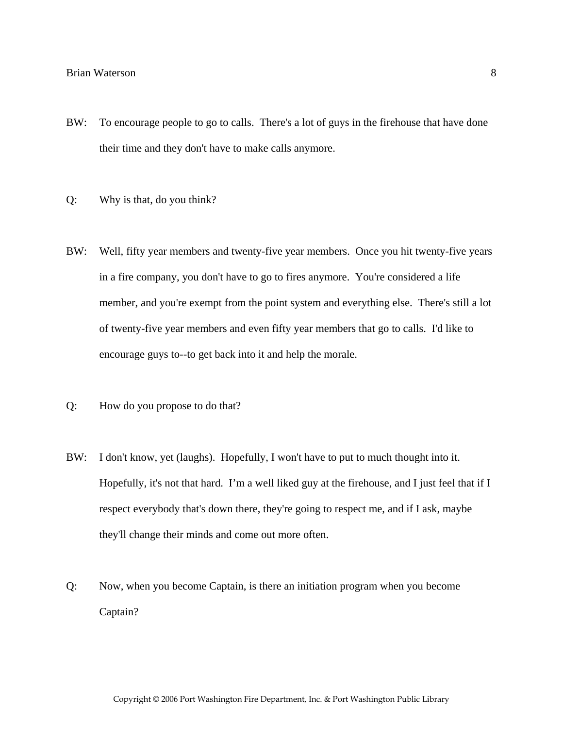BW: To encourage people to go to calls. There's a lot of guys in the firehouse that have done their time and they don't have to make calls anymore.

Q: Why is that, do you think?

BW: Well, fifty year members and twenty-five year members. Once you hit twenty-five years in a fire company, you don't have to go to fires anymore. You're considered a life member, and you're exempt from the point system and everything else. There's still a lot of twenty-five year members and even fifty year members that go to calls. I'd like to encourage guys to--to get back into it and help the morale.

Q: How do you propose to do that?

BW: I don't know, yet (laughs). Hopefully, I won't have to put to much thought into it. Hopefully, it's not that hard. I'm a well liked guy at the firehouse, and I just feel that if I respect everybody that's down there, they're going to respect me, and if I ask, maybe they'll change their minds and come out more often.

Q: Now, when you become Captain, is there an initiation program when you become Captain?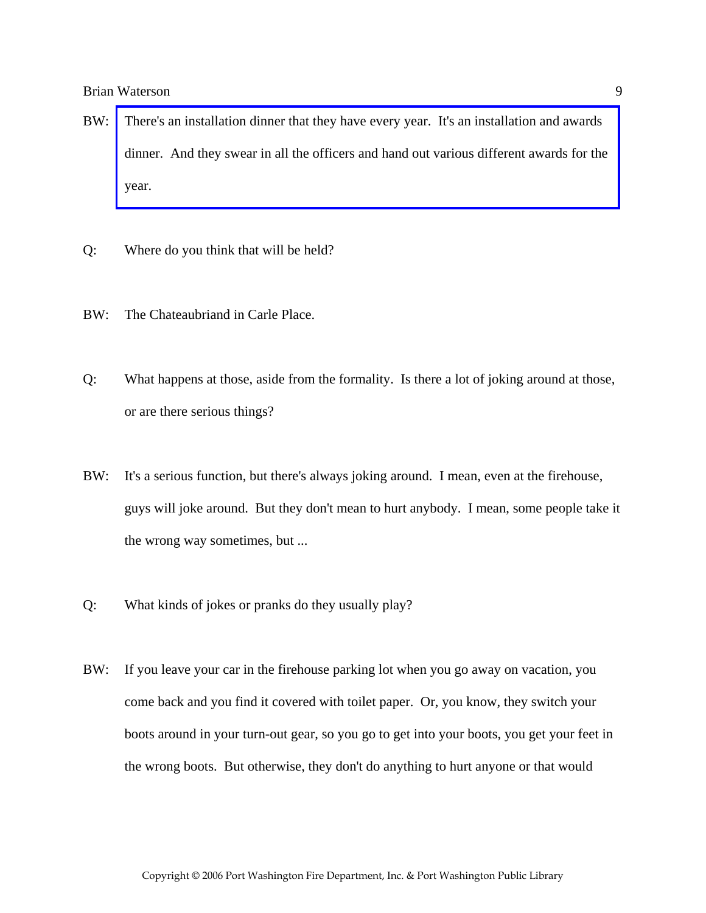BW: There's an installation dinner that they have every year. It's an installation and awards dinner. And they swear in all the officers and hand out various different awards for the year.

Q: Where do you think that will be held?

BW: The Chateaubriand in Carle Place.

Q: What happens at those, aside from the formality. Is there a lot of joking around at those, or are there serious things?

BW: It's a serious function, but there's always joking around. I mean, even at the firehouse, guys will joke around. But they don't mean to hurt anybody. I mean, some people take it the wrong way sometimes, but ...

Q: What kinds of jokes or pranks do they usually play?

BW: If you leave your car in the firehouse parking lot when you go away on vacation, you come back and you find it covered with toilet paper. Or, you know, they switch your boots around in your turn-out gear, so you go to get into your boots, you get your feet in the wrong boots. But otherwise, they don't do anything to hurt anyone or that would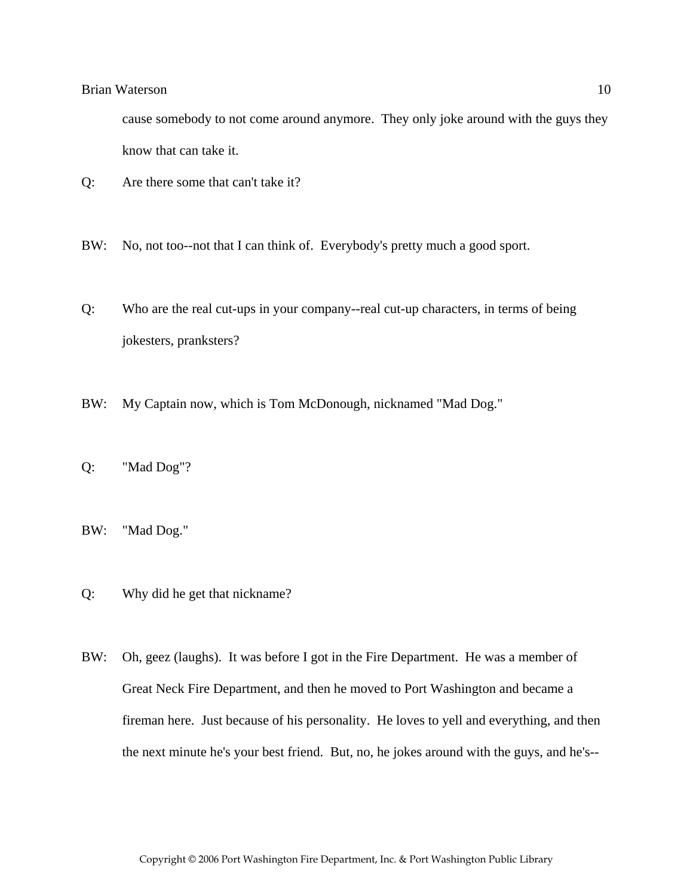cause somebody to not come around anymore. They only joke around with the guys they know that can take it.

Q: Are there some that can't take it?

BW: No, not too--not that I can think of. Everybody's pretty much a good sport.

Q: Who are the real cut-ups in your company--real cut-up characters, in terms of being jokesters, pranksters?

BW: My Captain now, which is Tom McDonough, nicknamed "Mad Dog."

Q: "Mad Dog"?

BW: "Mad Dog."

Q: Why did he get that nickname?

BW: Oh, geez (laughs). It was before I got in the Fire Department. He was a member of Great Neck Fire Department, and then he moved to Port Washington and became a fireman here. Just because of his personality. He loves to yell and everything, and then the next minute he's your best friend. But, no, he jokes around with the guys, and he's--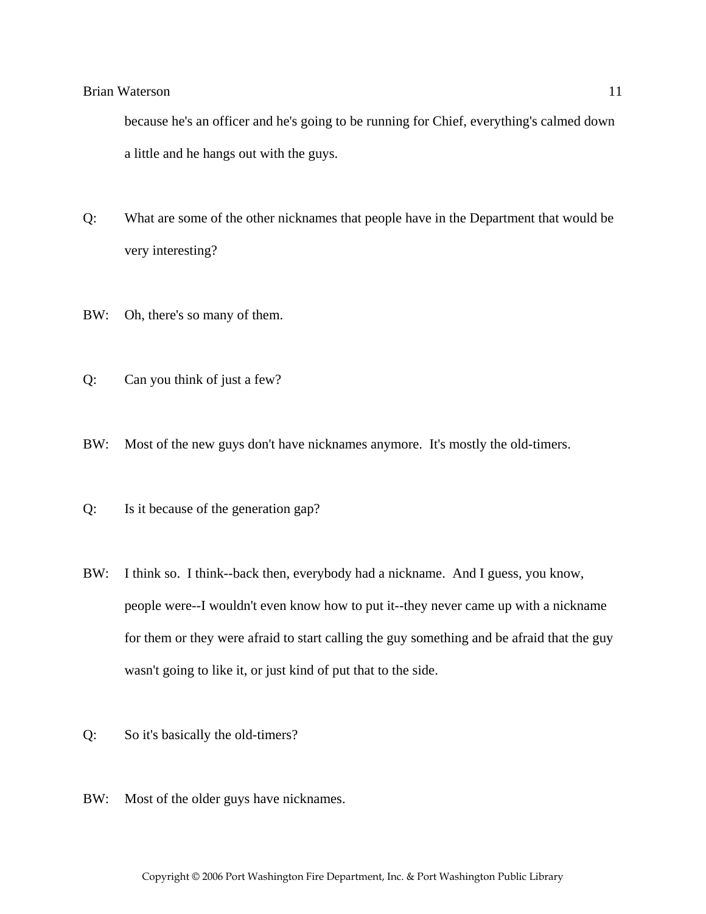because he's an officer and he's going to be running for Chief, everything's calmed down a little and he hangs out with the guys.

Q: What are some of the other nicknames that people have in the Department that would be very interesting?

BW: Oh, there's so many of them.

Q: Can you think of just a few?

BW: Most of the new guys don't have nicknames anymore. It's mostly the old-timers.

Q: Is it because of the generation gap?

BW: I think so. I think--back then, everybody had a nickname. And I guess, you know, people were--I wouldn't even know how to put it--they never came up with a nickname for them or they were afraid to start calling the guy something and be afraid that the guy wasn't going to like it, or just kind of put that to the side.

Q: So it's basically the old-timers?

BW: Most of the older guys have nicknames.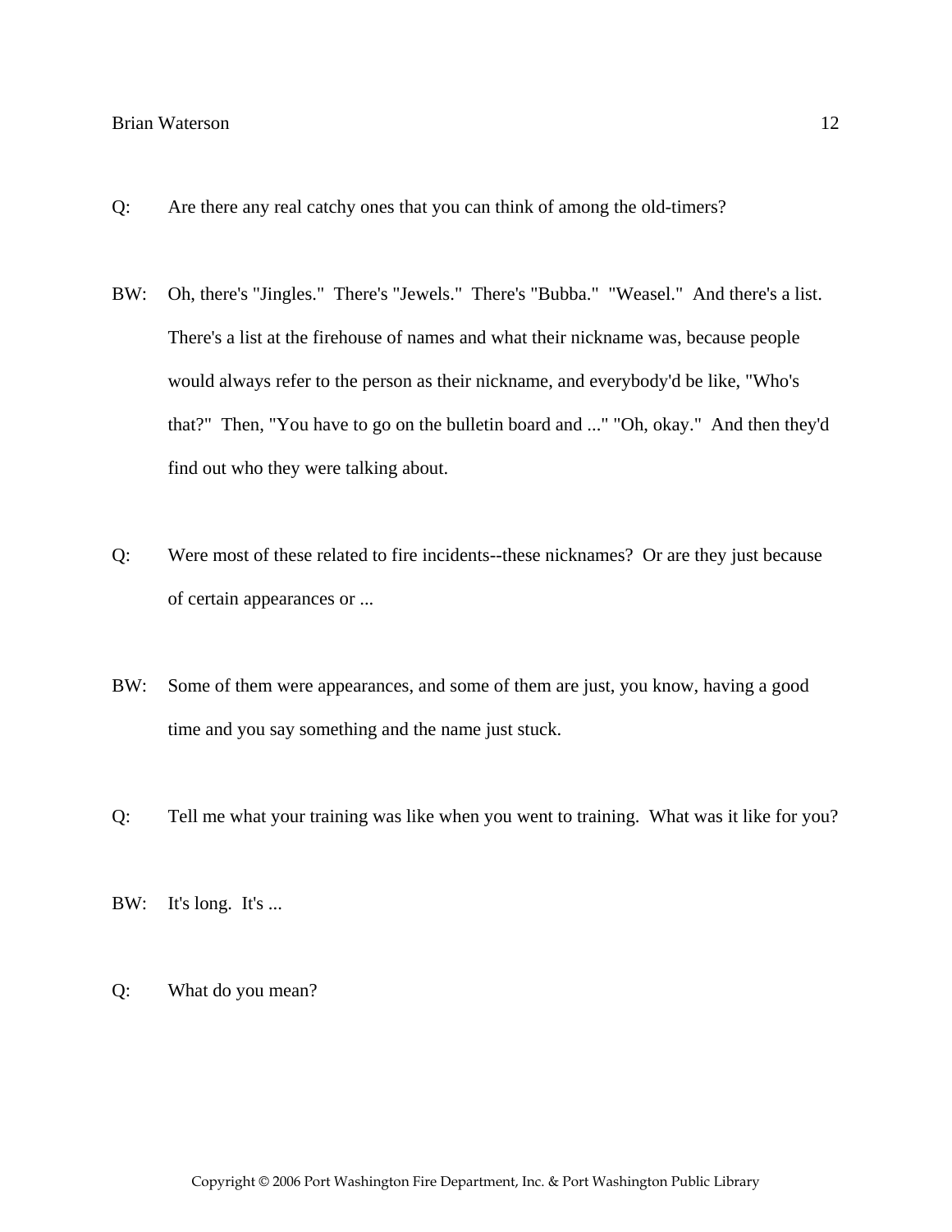Q: Are there any real catchy ones that you can think of among the old-timers?

BW: Oh, there's "Jingles." There's "Jewels." There's "Bubba." "Weasel." And there's a list. There's a list at the firehouse of names and what their nickname was, because people would always refer to the person as their nickname, and everybody'd be like, "Who's that?" Then, "You have to go on the bulletin board and ..." "Oh, okay." And then they'd find out who they were talking about.

Q: Were most of these related to fire incidents--these nicknames? Or are they just because of certain appearances or ...

BW: Some of them were appearances, and some of them are just, you know, having a good time and you say something and the name just stuck.

Q: Tell me what your training was like when you went to training. What was it like for you?

BW: It's long. It's ...

Q: What do you mean?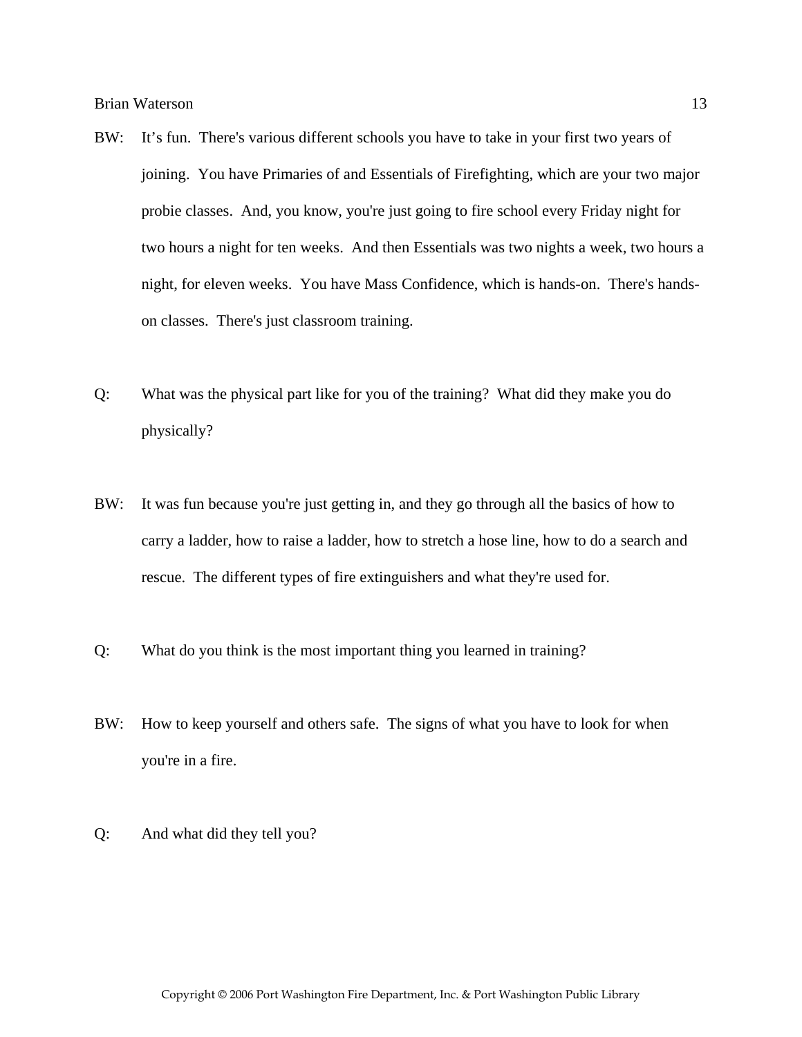BW: It’s fun. There's various different schools you have to take in your first two years of joining. You have Primaries of and Essentials of Firefighting, which are your two major probie classes. And, you know, you're just going to fire school every Friday night for two hours a night for ten weeks. And then Essentials was two nights a week, two hours a night, for eleven weeks. You have Mass Confidence, which is hands-on. There's hands-on classes. There's just classroom training.

Q: What was the physical part like for you of the training? What did they make you do physically?

BW: It was fun because you're just getting in, and they go through all the basics of how to carry a ladder, how to raise a ladder, how to stretch a hose line, how to do a search and rescue. The different types of fire extinguishers and what they're used for.

Q: What do you think is the most important thing you learned in training?

BW: How to keep yourself and others safe. The signs of what you have to look for when you're in a fire.

Q: And what did they tell you?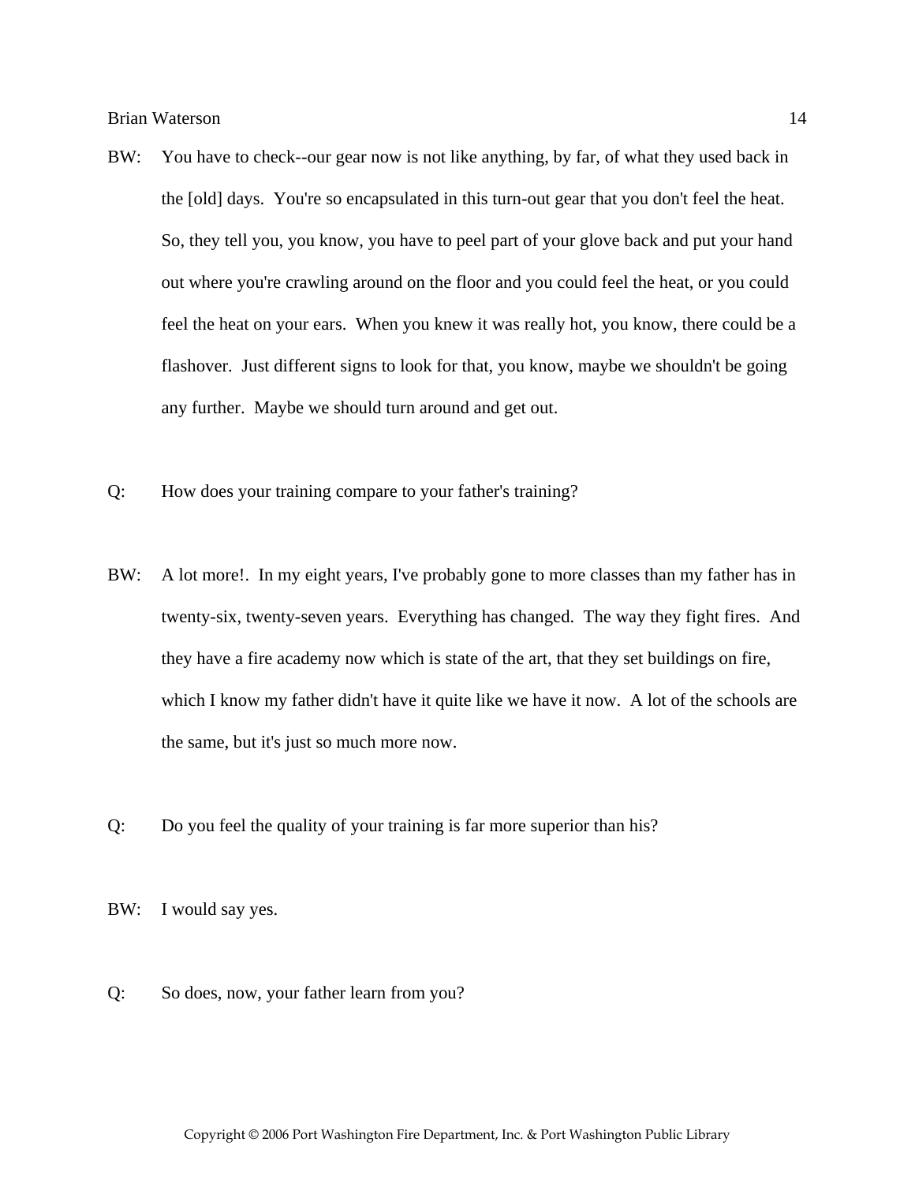BW: You have to check--our gear now is not like anything, by far, of what they used back in the [old] days. You're so encapsulated in this turn-out gear that you don't feel the heat. So, they tell you, you know, you have to peel part of your glove back and put your hand out where you're crawling around on the floor and you could feel the heat, or you could feel the heat on your ears. When you knew it was really hot, you know, there could be a flashover. Just different signs to look for that, you know, maybe we shouldn't be going any further. Maybe we should turn around and get out.

Q: How does your training compare to your father's training?

BW: A lot more!. In my eight years, I've probably gone to more classes than my father has in twenty-six, twenty-seven years. Everything has changed. The way they fight fires. And they have a fire academy now which is state of the art, that they set buildings on fire, which I know my father didn't have it quite like we have it now. A lot of the schools are the same, but it's just so much more now.

Q: Do you feel the quality of your training is far more superior than his?

BW: I would say yes.

Q: So does, now, your father learn from you?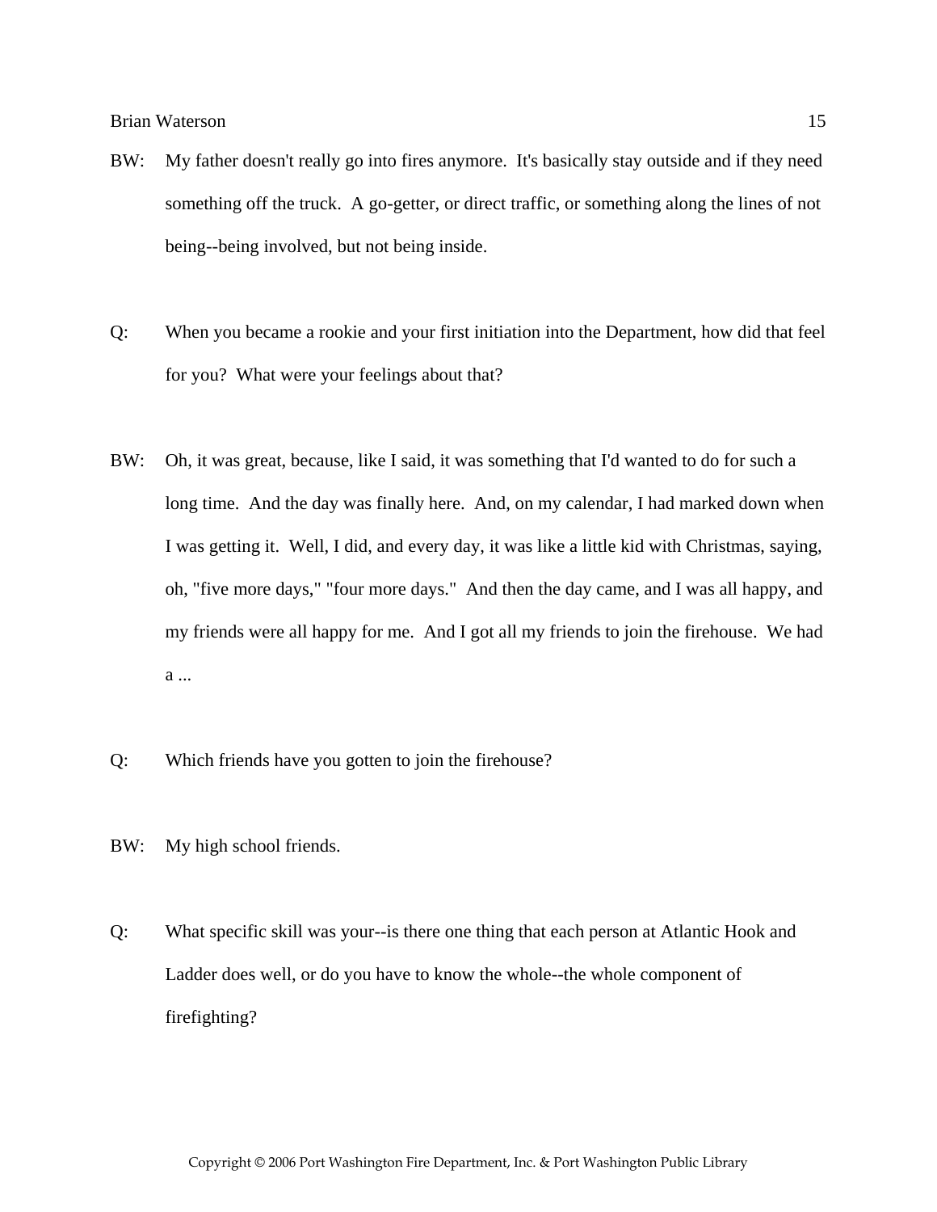BW: My father doesn't really go into fires anymore. It's basically stay outside and if they need something off the truck. A go-getter, or direct traffic, or something along the lines of not being--being involved, but not being inside.

Q: When you became a rookie and your first initiation into the Department, how did that feel for you? What were your feelings about that?

BW: Oh, it was great, because, like I said, it was something that I'd wanted to do for such a long time. And the day was finally here. And, on my calendar, I had marked down when I was getting it. Well, I did, and every day, it was like a little kid with Christmas, saying, oh, "five more days," "four more days." And then the day came, and I was all happy, and my friends were all happy for me. And I got all my friends to join the firehouse. We had a ...

Q: Which friends have you gotten to join the firehouse?

BW: My high school friends.

Q: What specific skill was your--is there one thing that each person at Atlantic Hook and Ladder does well, or do you have to know the whole--the whole component of firefighting?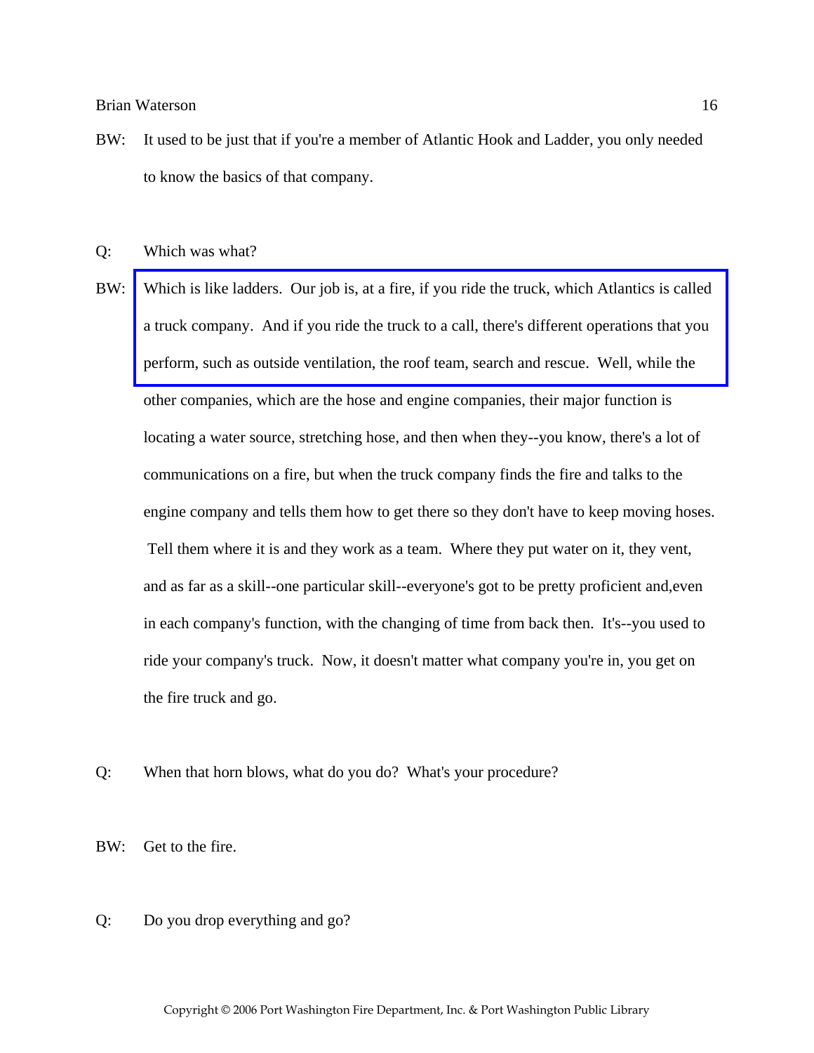BW: It used to be just that if you're a member of Atlantic Hook and Ladder, you only needed to know the basics of that company.

Q: Which was what?

BW: Which is like ladders. Our job is, at a fire, if you ride the truck, which Atlantics is called a truck company. And if you ride the truck to a call, there's different operations that you perform, such as outside ventilation, the roof team, search and rescue. Well, while the other companies, which are the hose and engine companies, their major function is locating a water source, stretching hose, and then when they--you know, there's a lot of communications on a fire, but when the truck company finds the fire and talks to the engine company and tells them how to get there so they don't have to keep moving hoses. Tell them where it is and they work as a team. Where they put water on it, they vent, and as far as a skill--one particular skill--everyone's got to be pretty proficient and,even in each company's function, with the changing of time from back then. It's--you used to ride your company's truck. Now, it doesn't matter what company you're in, you get on the fire truck and go.

Q: When that horn blows, what do you do? What's your procedure?

BW: Get to the fire.

Q: Do you drop everything and go?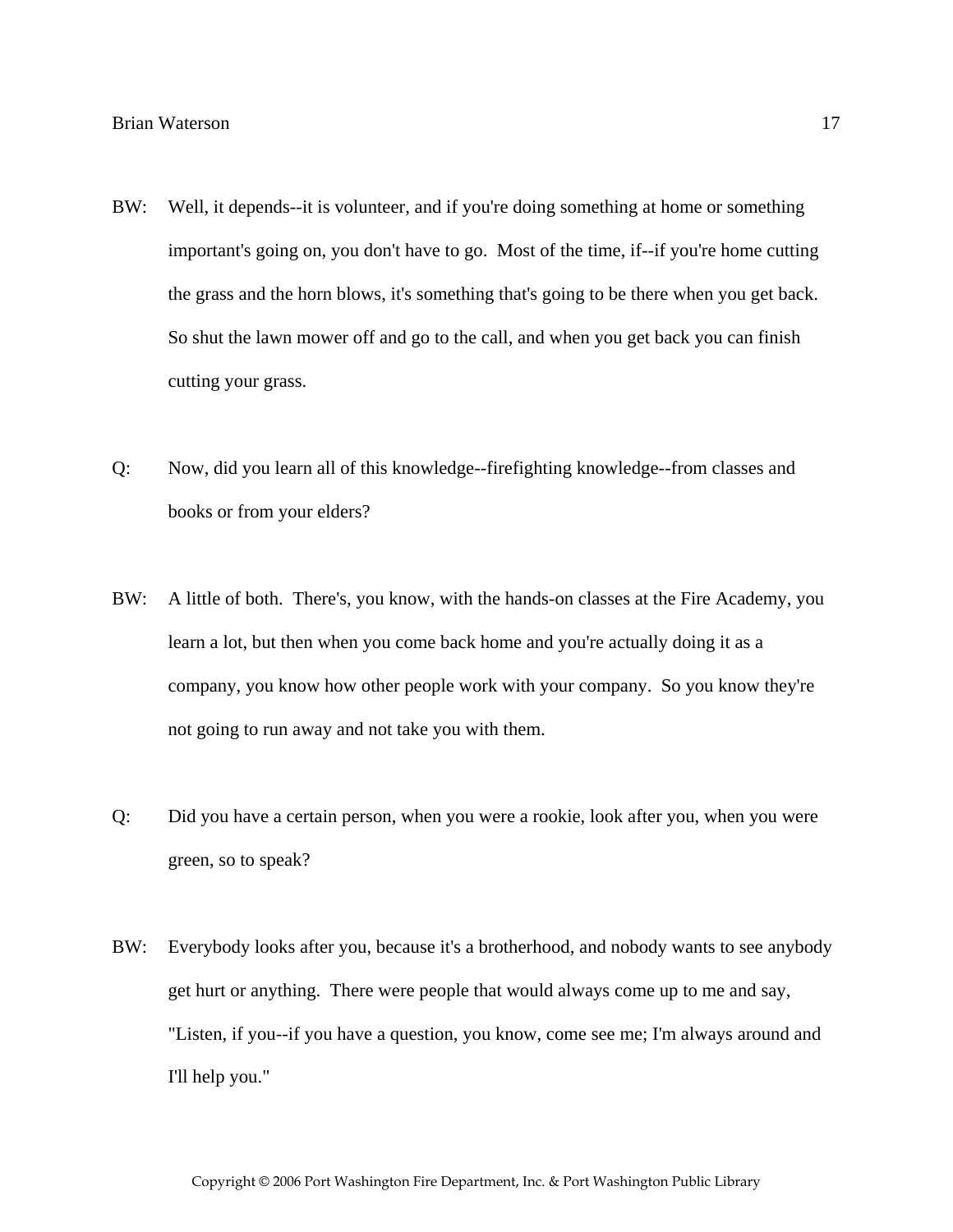BW: Well, it depends--it is volunteer, and if you're doing something at home or something important's going on, you don't have to go. Most of the time, if--if you're home cutting the grass and the horn blows, it's something that's going to be there when you get back. So shut the lawn mower off and go to the call, and when you get back you can finish cutting your grass.

Q: Now, did you learn all of this knowledge--firefighting knowledge--from classes and books or from your elders?

BW: A little of both. There's, you know, with the hands-on classes at the Fire Academy, you learn a lot, but then when you come back home and you're actually doing it as a company, you know how other people work with your company. So you know they're not going to run away and not take you with them.

Q: Did you have a certain person, when you were a rookie, look after you, when you were green, so to speak?

BW: Everybody looks after you, because it's a brotherhood, and nobody wants to see anybody get hurt or anything. There were people that would always come up to me and say, "Listen, if you--if you have a question, you know, come see me; I'm always around and I'll help you."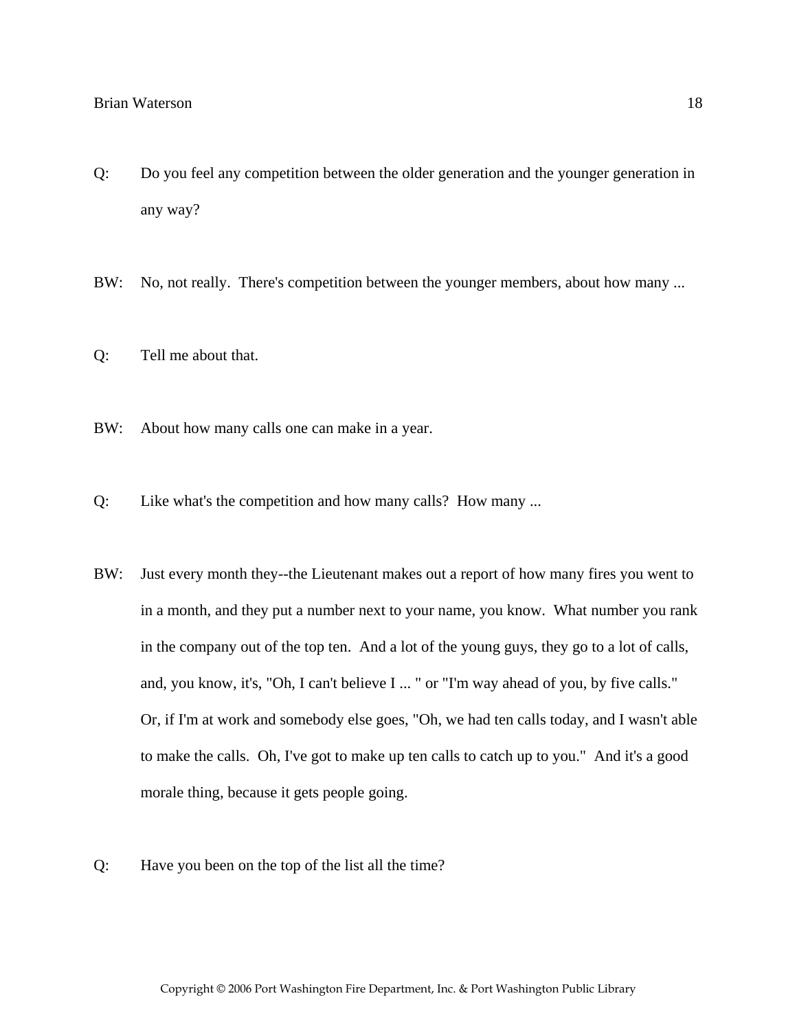Q: Do you feel any competition between the older generation and the younger generation in any way?

BW: No, not really. There's competition between the younger members, about how many ...

Q: Tell me about that.

BW: About how many calls one can make in a year.

Q: Like what's the competition and how many calls? How many ...

BW: Just every month they--the Lieutenant makes out a report of how many fires you went to in a month, and they put a number next to your name, you know. What number you rank in the company out of the top ten. And a lot of the young guys, they go to a lot of calls, and, you know, it's, "Oh, I can't believe I ... " or "I'm way ahead of you, by five calls." Or, if I'm at work and somebody else goes, "Oh, we had ten calls today, and I wasn't able to make the calls. Oh, I've got to make up ten calls to catch up to you." And it's a good morale thing, because it gets people going.

Q: Have you been on the top of the list all the time?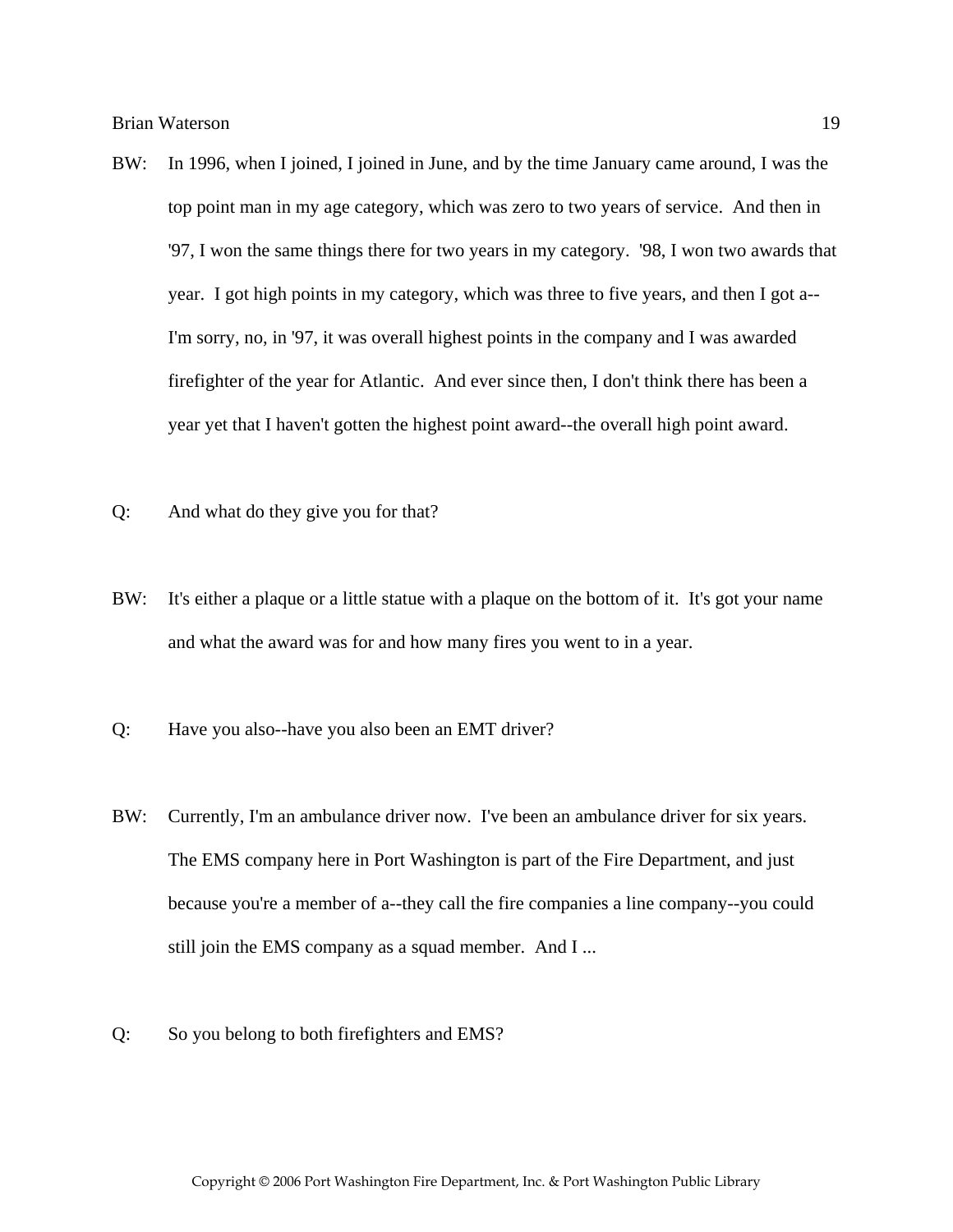BW: In 1996, when I joined, I joined in June, and by the time January came around, I was the top point man in my age category, which was zero to two years of service. And then in '97, I won the same things there for two years in my category. '98, I won two awards that year. I got high points in my category, which was three to five years, and then I got a--I'm sorry, no, in '97, it was overall highest points in the company and I was awarded firefighter of the year for Atlantic. And ever since then, I don't think there has been a year yet that I haven't gotten the highest point award--the overall high point award.

Q: And what do they give you for that?

BW: It's either a plaque or a little statue with a plaque on the bottom of it. It's got your name and what the award was for and how many fires you went to in a year.

Q: Have you also--have you also been an EMT driver?

BW: Currently, I'm an ambulance driver now. I've been an ambulance driver for six years. The EMS company here in Port Washington is part of the Fire Department, and just because you're a member of a--they call the fire companies a line company--you could still join the EMS company as a squad member. And I ...

Q: So you belong to both firefighters and EMS?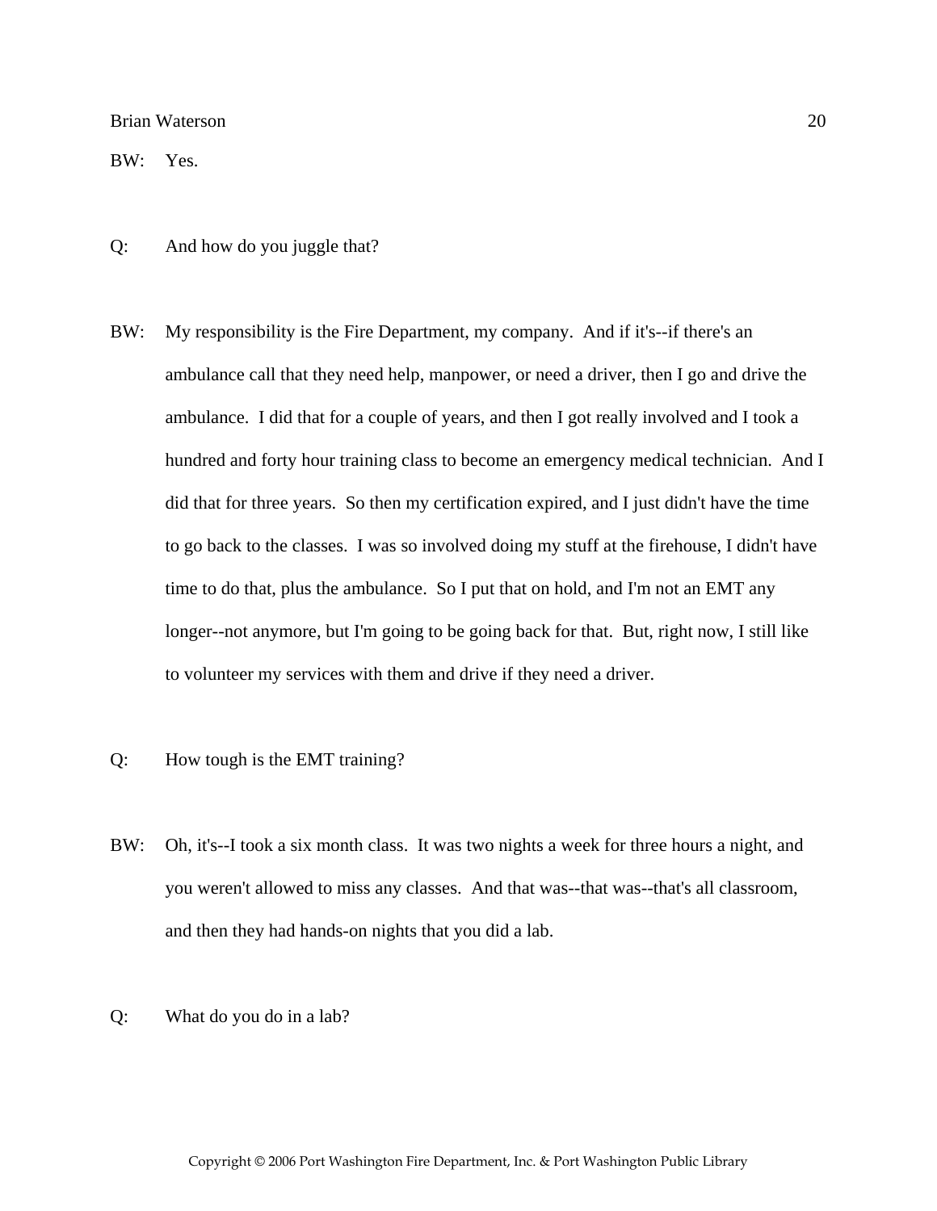BW: Yes.

Q: And how do you juggle that?

BW: My responsibility is the Fire Department, my company. And if it's--if there's an ambulance call that they need help, manpower, or need a driver, then I go and drive the ambulance. I did that for a couple of years, and then I got really involved and I took a hundred and forty hour training class to become an emergency medical technician. And I did that for three years. So then my certification expired, and I just didn't have the time to go back to the classes. I was so involved doing my stuff at the firehouse, I didn't have time to do that, plus the ambulance. So I put that on hold, and I'm not an EMT any longer--not anymore, but I'm going to be going back for that. But, right now, I still like to volunteer my services with them and drive if they need a driver.

Q: How tough is the EMT training?

BW: Oh, it's--I took a six month class. It was two nights a week for three hours a night, and you weren't allowed to miss any classes. And that was--that was--that's all classroom, and then they had hands-on nights that you did a lab.

Q: What do you do in a lab?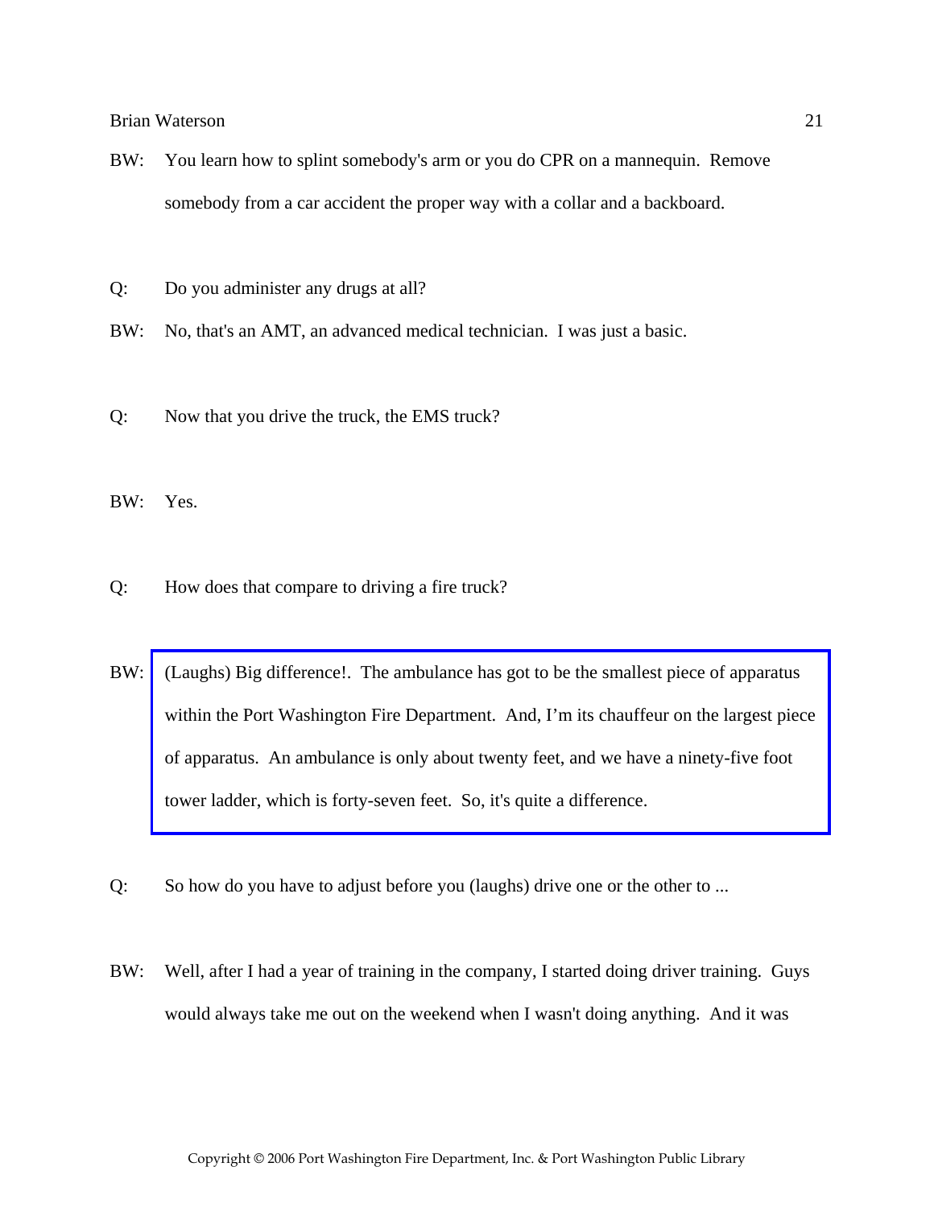BW: You learn how to splint somebody's arm or you do CPR on a mannequin. Remove somebody from a car accident the proper way with a collar and a backboard.

Q: Do you administer any drugs at all?

BW: No, that's an AMT, an advanced medical technician. I was just a basic.

Q: Now that you drive the truck, the EMS truck?

BW: Yes.

Q: How does that compare to driving a fire truck?

BW: (Laughs) Big difference!. The ambulance has got to be the smallest piece of apparatus within the Port Washington Fire Department. And, I'm its chauffeur on the largest piece of apparatus. An ambulance is only about twenty feet, and we have a ninety-five foot tower ladder, which is forty-seven feet. So, it's quite a difference.

Q: So how do you have to adjust before you (laughs) drive one or the other to ...

BW: Well, after I had a year of training in the company, I started doing driver training. Guys would always take me out on the weekend when I wasn't doing anything. And it was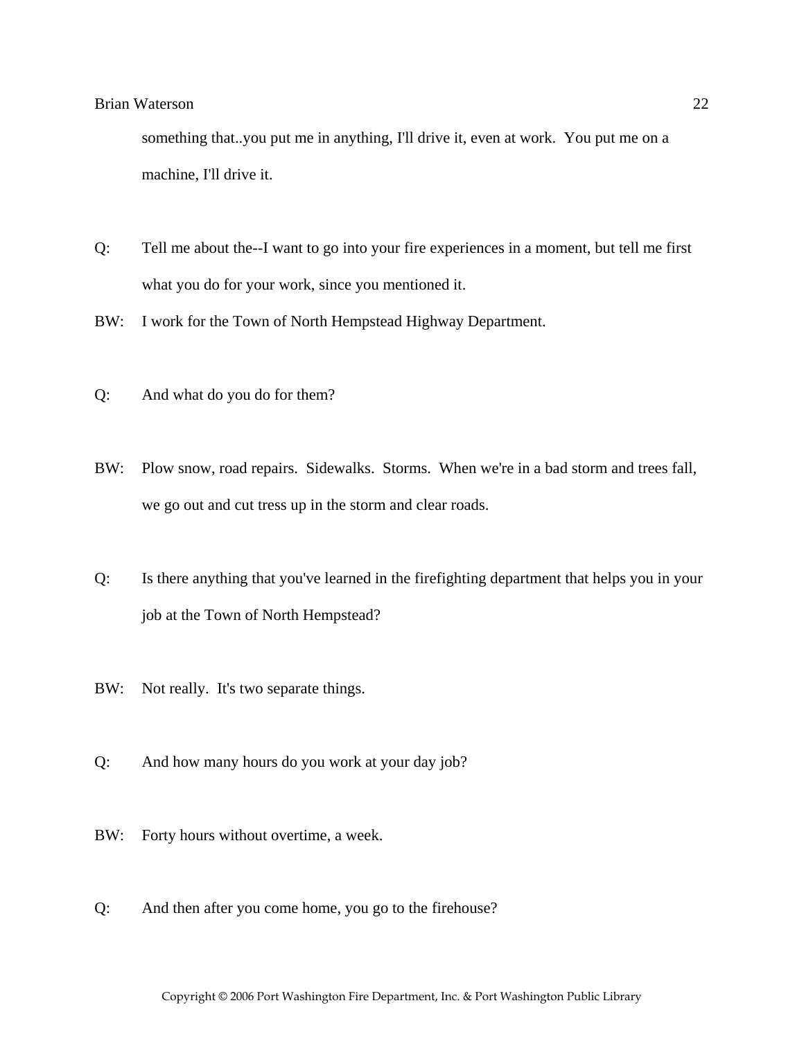something that..you put me in anything, I'll drive it, even at work. You put me on a machine, I'll drive it.

Q: Tell me about the--I want to go into your fire experiences in a moment, but tell me first what you do for your work, since you mentioned it.

BW: I work for the Town of North Hempstead Highway Department.

Q: And what do you do for them?

BW: Plow snow, road repairs. Sidewalks. Storms. When we're in a bad storm and trees fall, we go out and cut tress up in the storm and clear roads.

Q: Is there anything that you've learned in the firefighting department that helps you in your job at the Town of North Hempstead?

BW: Not really. It's two separate things.

Q: And how many hours do you work at your day job?

BW: Forty hours without overtime, a week.

Q: And then after you come home, you go to the firehouse?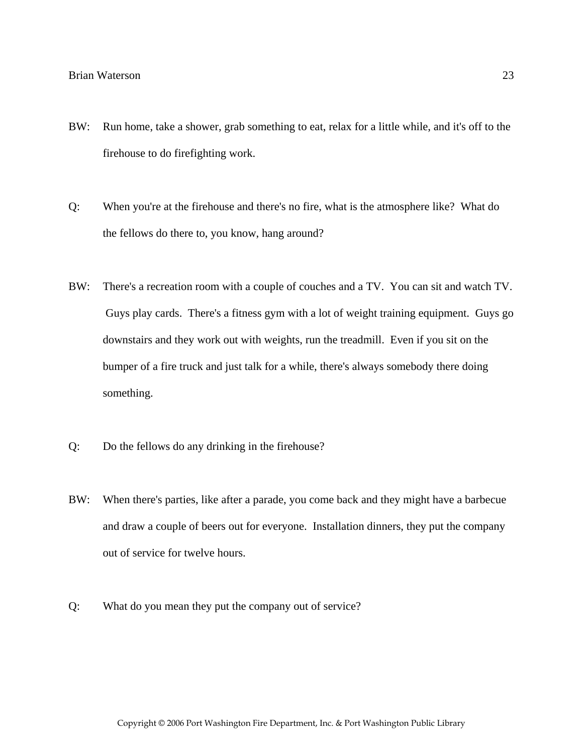BW: Run home, take a shower, grab something to eat, relax for a little while, and it's off to the firehouse to do firefighting work.

Q: When you're at the firehouse and there's no fire, what is the atmosphere like? What do the fellows do there to, you know, hang around?

BW: There's a recreation room with a couple of couches and a TV. You can sit and watch TV. Guys play cards. There's a fitness gym with a lot of weight training equipment. Guys go downstairs and they work out with weights, run the treadmill. Even if you sit on the bumper of a fire truck and just talk for a while, there's always somebody there doing something.

Q: Do the fellows do any drinking in the firehouse?

BW: When there's parties, like after a parade, you come back and they might have a barbecue and draw a couple of beers out for everyone. Installation dinners, they put the company out of service for twelve hours.

Q: What do you mean they put the company out of service?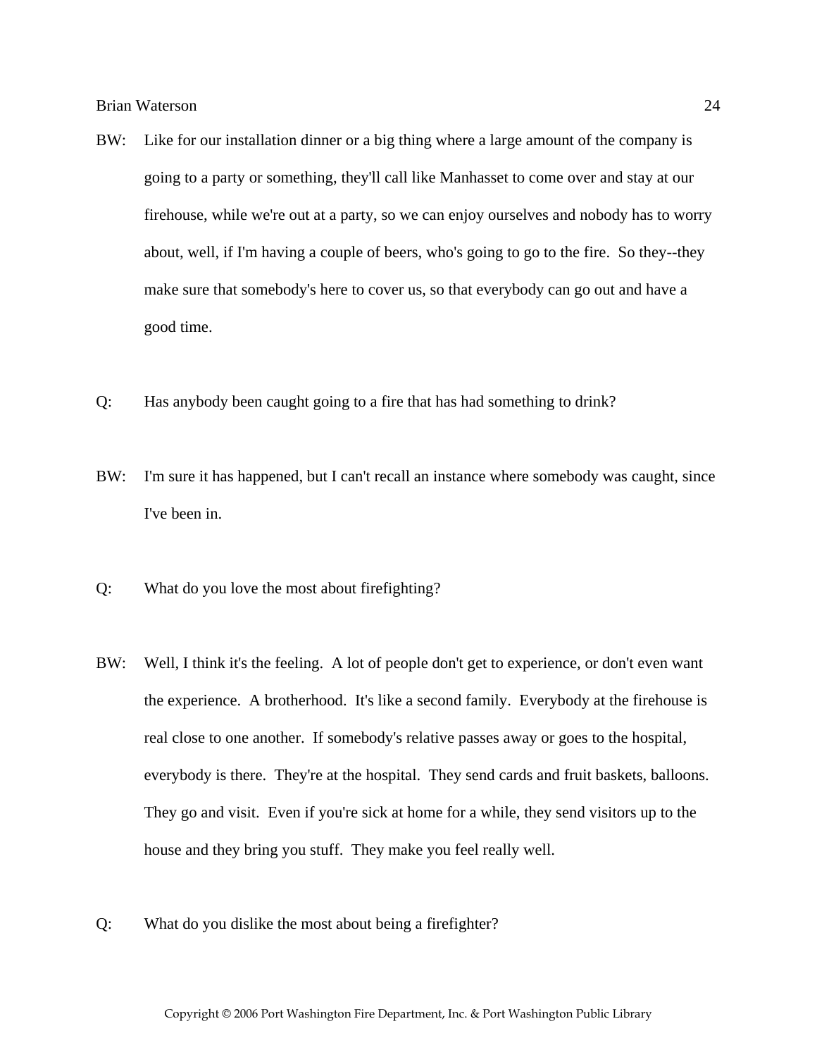BW: Like for our installation dinner or a big thing where a large amount of the company is going to a party or something, they'll call like Manhasset to come over and stay at our firehouse, while we're out at a party, so we can enjoy ourselves and nobody has to worry about, well, if I'm having a couple of beers, who's going to go to the fire. So they--they make sure that somebody's here to cover us, so that everybody can go out and have a good time.

Q: Has anybody been caught going to a fire that has had something to drink?

BW: I'm sure it has happened, but I can't recall an instance where somebody was caught, since I've been in.

Q: What do you love the most about firefighting?

BW: Well, I think it's the feeling. A lot of people don't get to experience, or don't even want the experience. A brotherhood. It's like a second family. Everybody at the firehouse is real close to one another. If somebody's relative passes away or goes to the hospital, everybody is there. They're at the hospital. They send cards and fruit baskets, balloons. They go and visit. Even if you're sick at home for a while, they send visitors up to the house and they bring you stuff. They make you feel really well.

Q: What do you dislike the most about being a firefighter?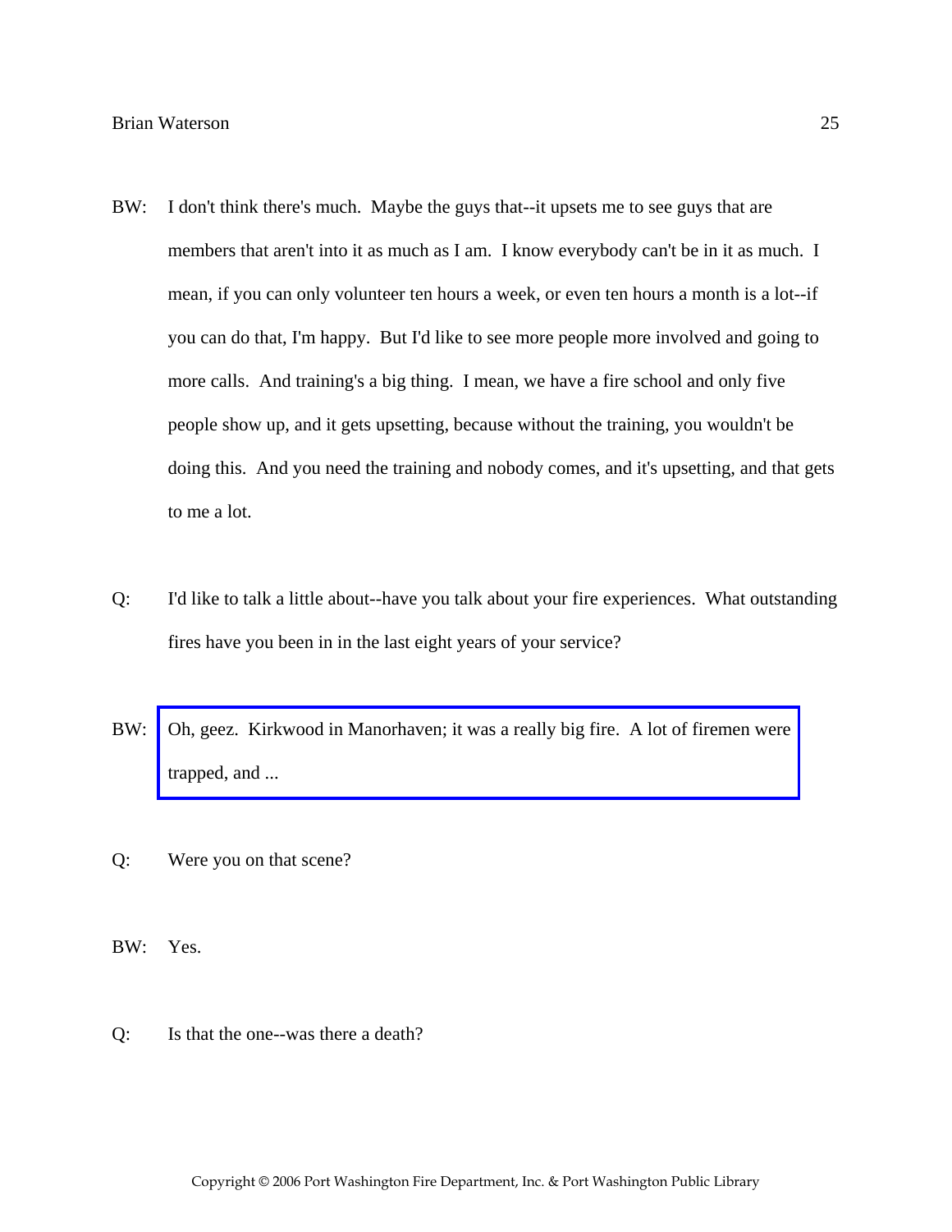BW: I don't think there's much. Maybe the guys that--it upsets me to see guys that are members that aren't into it as much as I am. I know everybody can't be in it as much. I mean, if you can only volunteer ten hours a week, or even ten hours a month is a lot--if you can do that, I'm happy. But I'd like to see more people more involved and going to more calls. And training's a big thing. I mean, we have a fire school and only five people show up, and it gets upsetting, because without the training, you wouldn't be doing this. And you need the training and nobody comes, and it's upsetting, and that gets to me a lot.

Q: I'd like to talk a little about--have you talk about your fire experiences. What outstanding fires have you been in in the last eight years of your service?

BW: Oh, geez. Kirkwood in Manorhaven; it was a really big fire. A lot of firemen were trapped, and ...

Q: Were you on that scene?

BW: Yes.

Q: Is that the one--was there a death?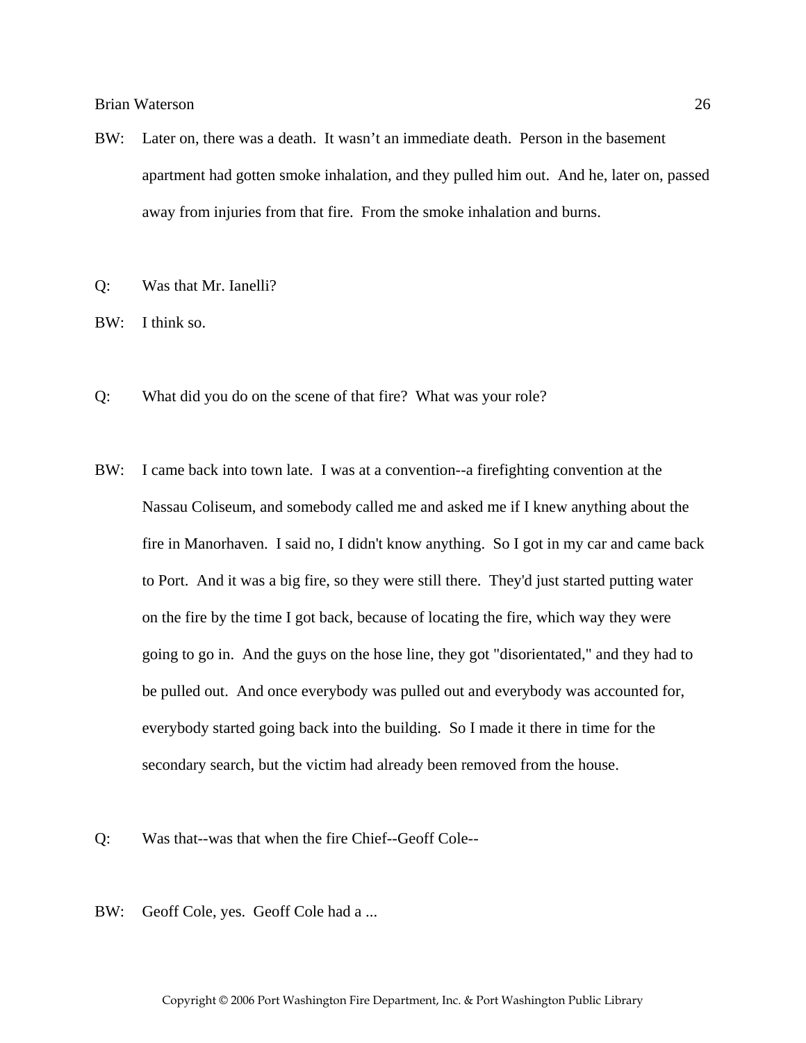BW: Later on, there was a death. It wasn't an immediate death. Person in the basement apartment had gotten smoke inhalation, and they pulled him out. And he, later on, passed away from injuries from that fire. From the smoke inhalation and burns.

Q: Was that Mr. Ianelli?

BW: I think so.

Q: What did you do on the scene of that fire? What was your role?

BW: I came back into town late. I was at a convention--a firefighting convention at the Nassau Coliseum, and somebody called me and asked me if I knew anything about the fire in Manorhaven. I said no, I didn't know anything. So I got in my car and came back to Port. And it was a big fire, so they were still there. They'd just started putting water on the fire by the time I got back, because of locating the fire, which way they were going to go in. And the guys on the hose line, they got "disorientated," and they had to be pulled out. And once everybody was pulled out and everybody was accounted for, everybody started going back into the building. So I made it there in time for the secondary search, but the victim had already been removed from the house.

Q: Was that--was that when the fire Chief--Geoff Cole--

BW: Geoff Cole, yes. Geoff Cole had a ...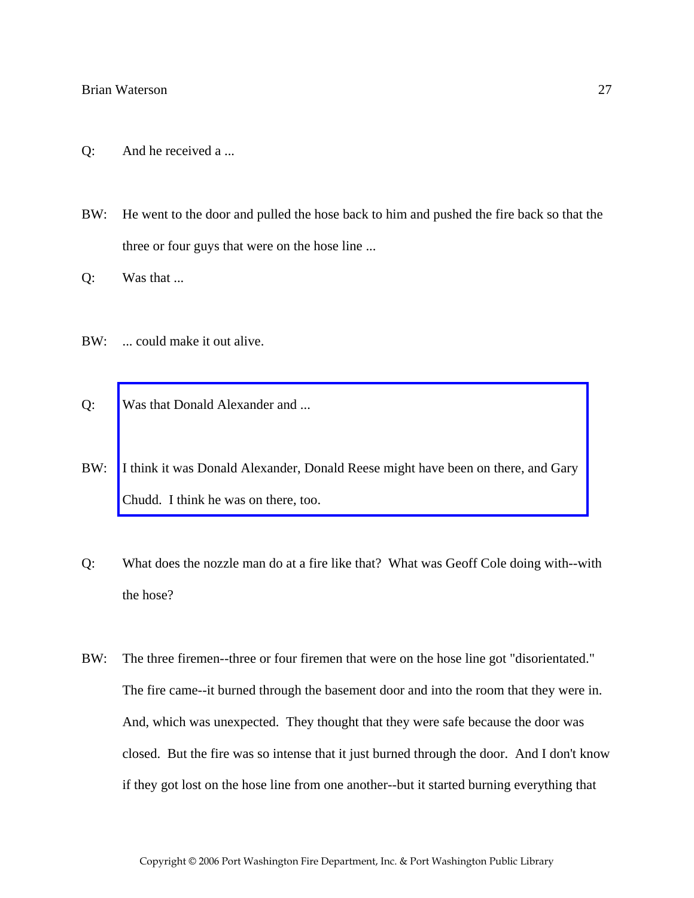Q: And he received a ...

BW: He went to the door and pulled the hose back to him and pushed the fire back so that the three or four guys that were on the hose line ...

Q: Was that ...

BW: ... could make it out alive.

Q: Was that Donald Alexander and ...

BW: I think it was Donald Alexander, Donald Reese might have been on there, and Gary Chudd. I think he was on there, too.

Q: What does the nozzle man do at a fire like that? What was Geoff Cole doing with--with the hose?

BW: The three firemen--three or four firemen that were on the hose line got "disorientated." The fire came--it burned through the basement door and into the room that they were in. And, which was unexpected. They thought that they were safe because the door was closed. But the fire was so intense that it just burned through the door. And I don't know if they got lost on the hose line from one another--but it started burning everything that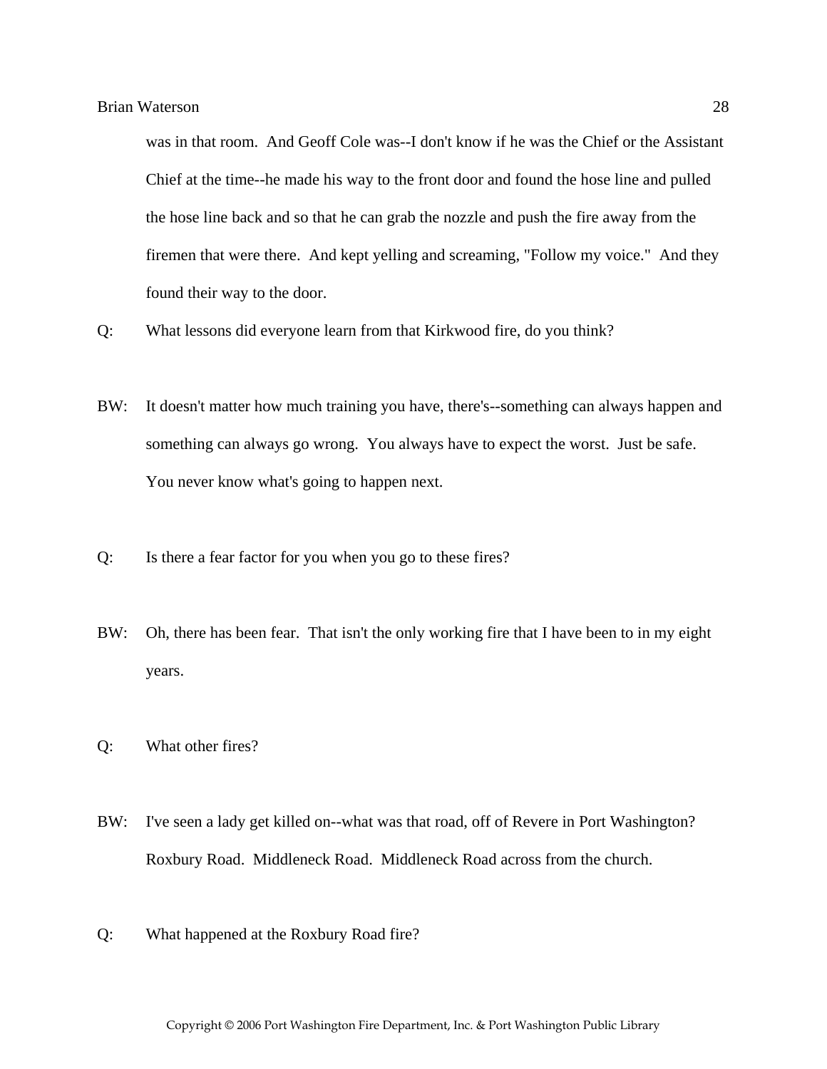was in that room. And Geoff Cole was--I don't know if he was the Chief or the Assistant Chief at the time--he made his way to the front door and found the hose line and pulled the hose line back and so that he can grab the nozzle and push the fire away from the firemen that were there. And kept yelling and screaming, "Follow my voice." And they found their way to the door.

Q: What lessons did everyone learn from that Kirkwood fire, do you think?

BW: It doesn't matter how much training you have, there's--something can always happen and something can always go wrong. You always have to expect the worst. Just be safe. You never know what's going to happen next.

Q: Is there a fear factor for you when you go to these fires?

BW: Oh, there has been fear. That isn't the only working fire that I have been to in my eight years.

Q: What other fires?

BW: I've seen a lady get killed on--what was that road, off of Revere in Port Washington? Roxbury Road. Middleneck Road. Middleneck Road across from the church.

Q: What happened at the Roxbury Road fire?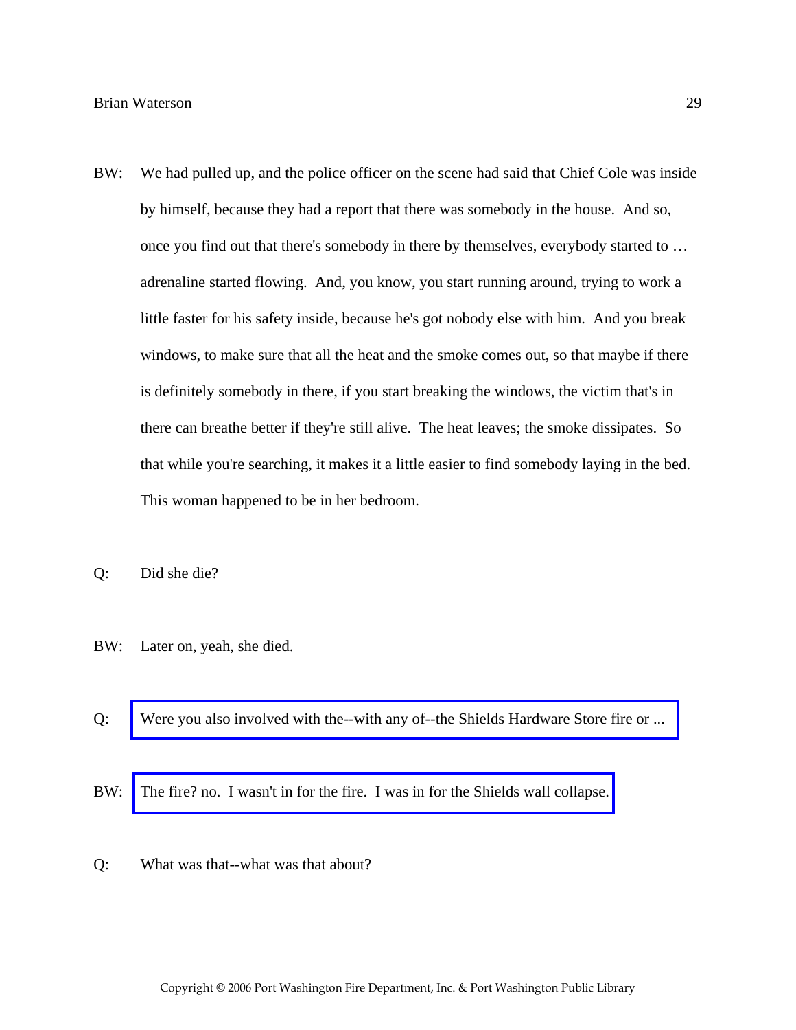BW: We had pulled up, and the police officer on the scene had said that Chief Cole was inside by himself, because they had a report that there was somebody in the house. And so, once you find out that there's somebody in there by themselves, everybody started to … adrenaline started flowing. And, you know, you start running around, trying to work a little faster for his safety inside, because he's got nobody else with him. And you break windows, to make sure that all the heat and the smoke comes out, so that maybe if there is definitely somebody in there, if you start breaking the windows, the victim that's in there can breathe better if they're still alive. The heat leaves; the smoke dissipates. So that while you're searching, it makes it a little easier to find somebody laying in the bed. This woman happened to be in her bedroom.

Q: Did she die?

BW: Later on, yeah, she died.

Q: Were you also involved with the--with any of--the Shields Hardware Store fire or ...

BW: The fire? no. I wasn't in for the fire. I was in for the Shields wall collapse.

Q: What was that--what was that about?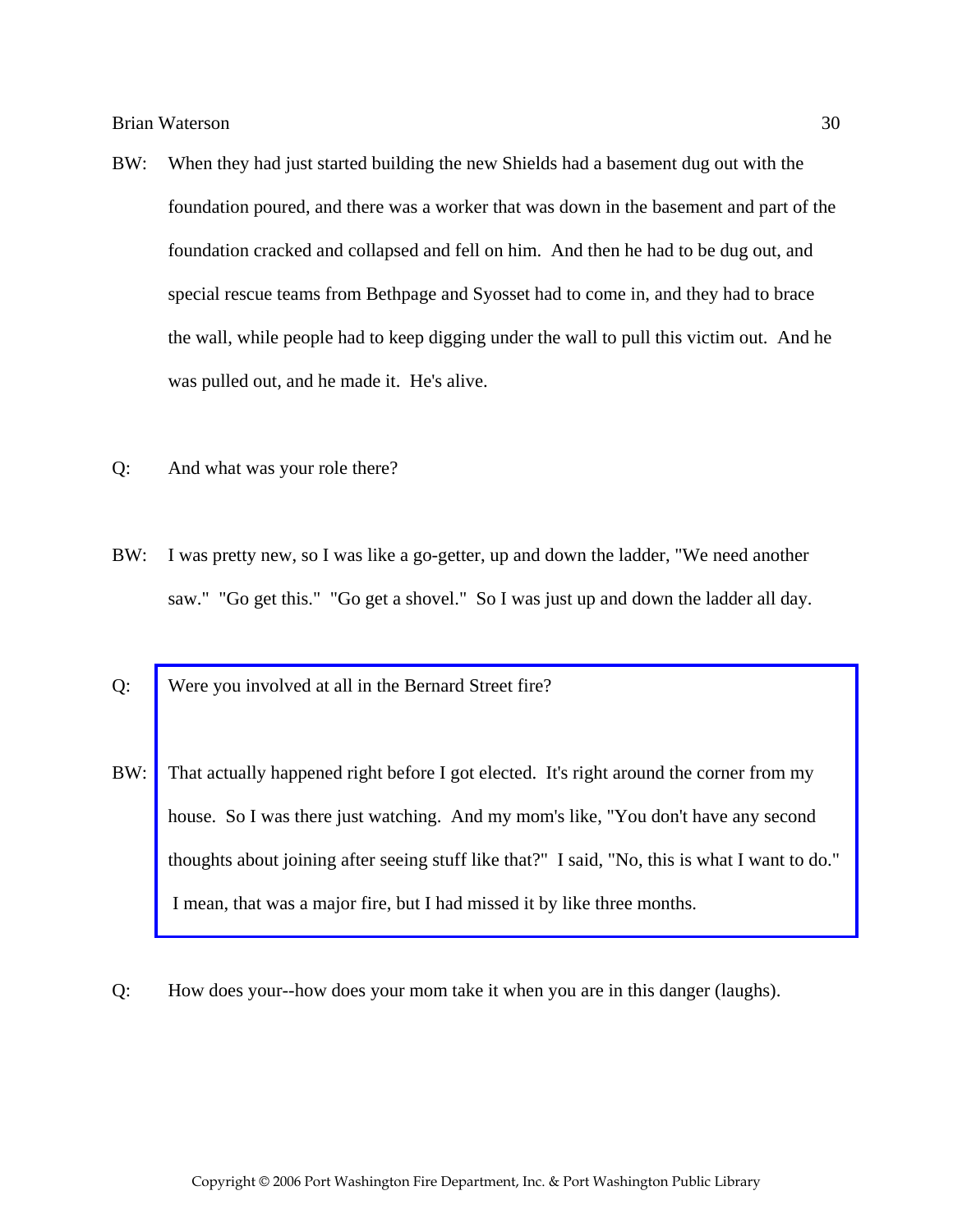BW: When they had just started building the new Shields had a basement dug out with the foundation poured, and there was a worker that was down in the basement and part of the foundation cracked and collapsed and fell on him. And then he had to be dug out, and special rescue teams from Bethpage and Syosset had to come in, and they had to brace the wall, while people had to keep digging under the wall to pull this victim out. And he was pulled out, and he made it. He's alive.

Q: And what was your role there?

BW: I was pretty new, so I was like a go-getter, up and down the ladder, "We need another saw." "Go get this." "Go get a shovel." So I was just up and down the ladder all day.

Q: Were you involved at all in the Bernard Street fire?

BW: That actually happened right before I got elected. It's right around the corner from my house. So I was there just watching. And my mom's like, "You don't have any second thoughts about joining after seeing stuff like that?" I said, "No, this is what I want to do." I mean, that was a major fire, but I had missed it by like three months.

Q: How does your--how does your mom take it when you are in this danger (laughs).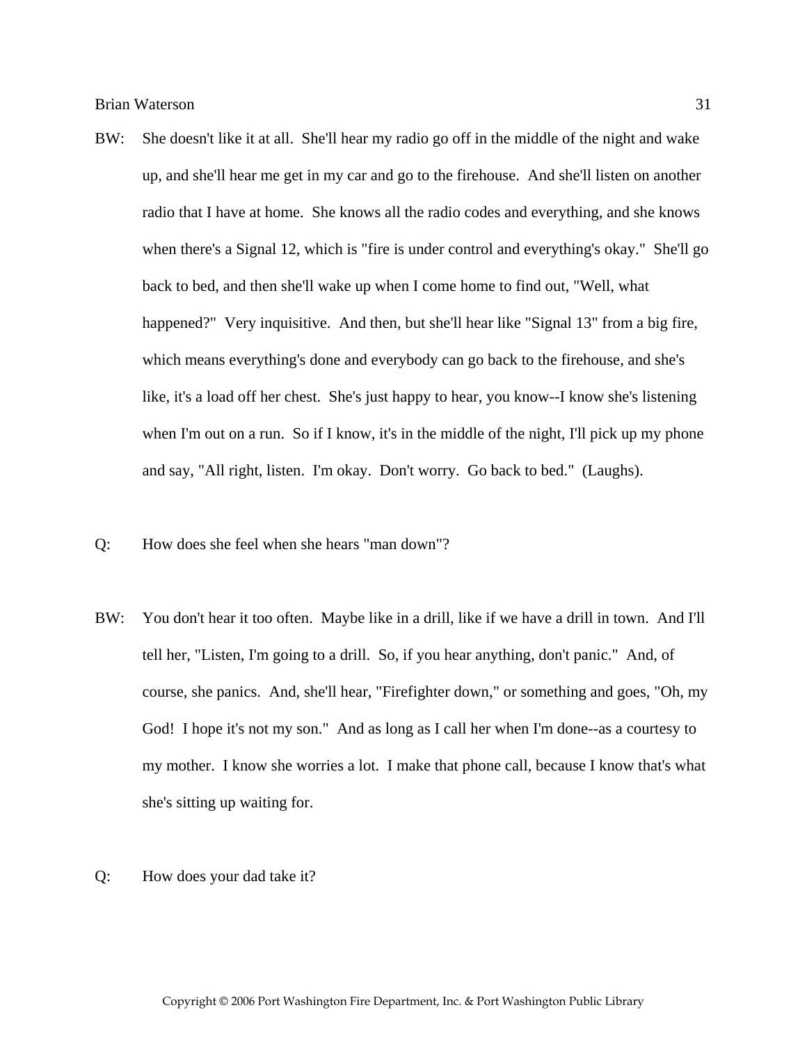BW: She doesn't like it at all. She'll hear my radio go off in the middle of the night and wake up, and she'll hear me get in my car and go to the firehouse. And she'll listen on another radio that I have at home. She knows all the radio codes and everything, and she knows when there's a Signal 12, which is "fire is under control and everything's okay." She'll go back to bed, and then she'll wake up when I come home to find out, "Well, what happened?" Very inquisitive. And then, but she'll hear like "Signal 13" from a big fire, which means everything's done and everybody can go back to the firehouse, and she's like, it's a load off her chest. She's just happy to hear, you know--I know she's listening when I'm out on a run. So if I know, it's in the middle of the night, I'll pick up my phone and say, "All right, listen. I'm okay. Don't worry. Go back to bed." (Laughs).

Q: How does she feel when she hears "man down"?

BW: You don't hear it too often. Maybe like in a drill, like if we have a drill in town. And I'll tell her, "Listen, I'm going to a drill. So, if you hear anything, don't panic." And, of course, she panics. And, she'll hear, "Firefighter down," or something and goes, "Oh, my God! I hope it's not my son." And as long as I call her when I'm done--as a courtesy to my mother. I know she worries a lot. I make that phone call, because I know that's what she's sitting up waiting for.

Q: How does your dad take it?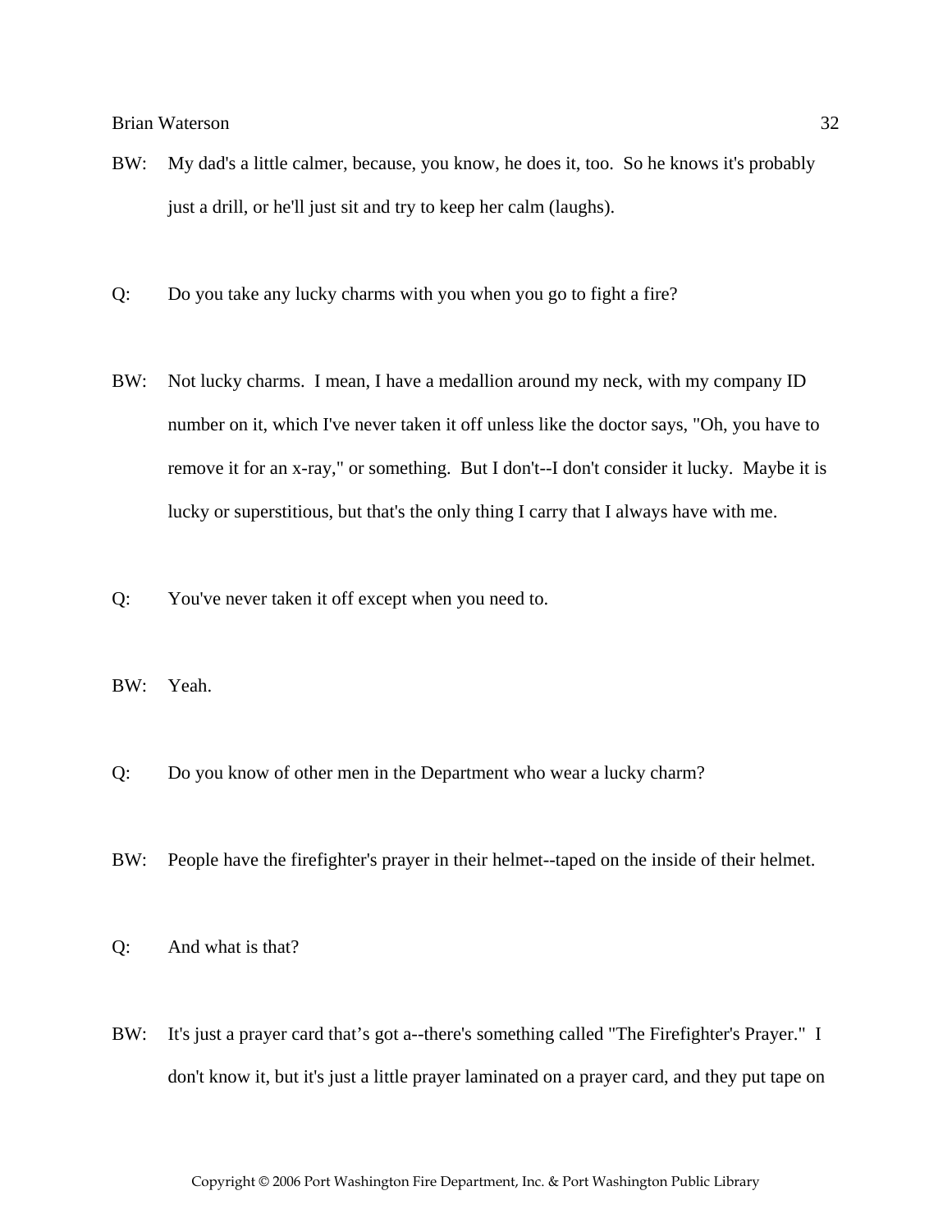BW: My dad's a little calmer, because, you know, he does it, too. So he knows it's probably just a drill, or he'll just sit and try to keep her calm (laughs).

Q: Do you take any lucky charms with you when you go to fight a fire?

BW: Not lucky charms. I mean, I have a medallion around my neck, with my company ID number on it, which I've never taken it off unless like the doctor says, "Oh, you have to remove it for an x-ray," or something. But I don't--I don't consider it lucky. Maybe it is lucky or superstitious, but that's the only thing I carry that I always have with me.

Q: You've never taken it off except when you need to.

BW: Yeah.

Q: Do you know of other men in the Department who wear a lucky charm?

BW: People have the firefighter's prayer in their helmet--taped on the inside of their helmet.

Q: And what is that?

BW: It's just a prayer card that's got a--there's something called "The Firefighter's Prayer." I don't know it, but it's just a little prayer laminated on a prayer card, and they put tape on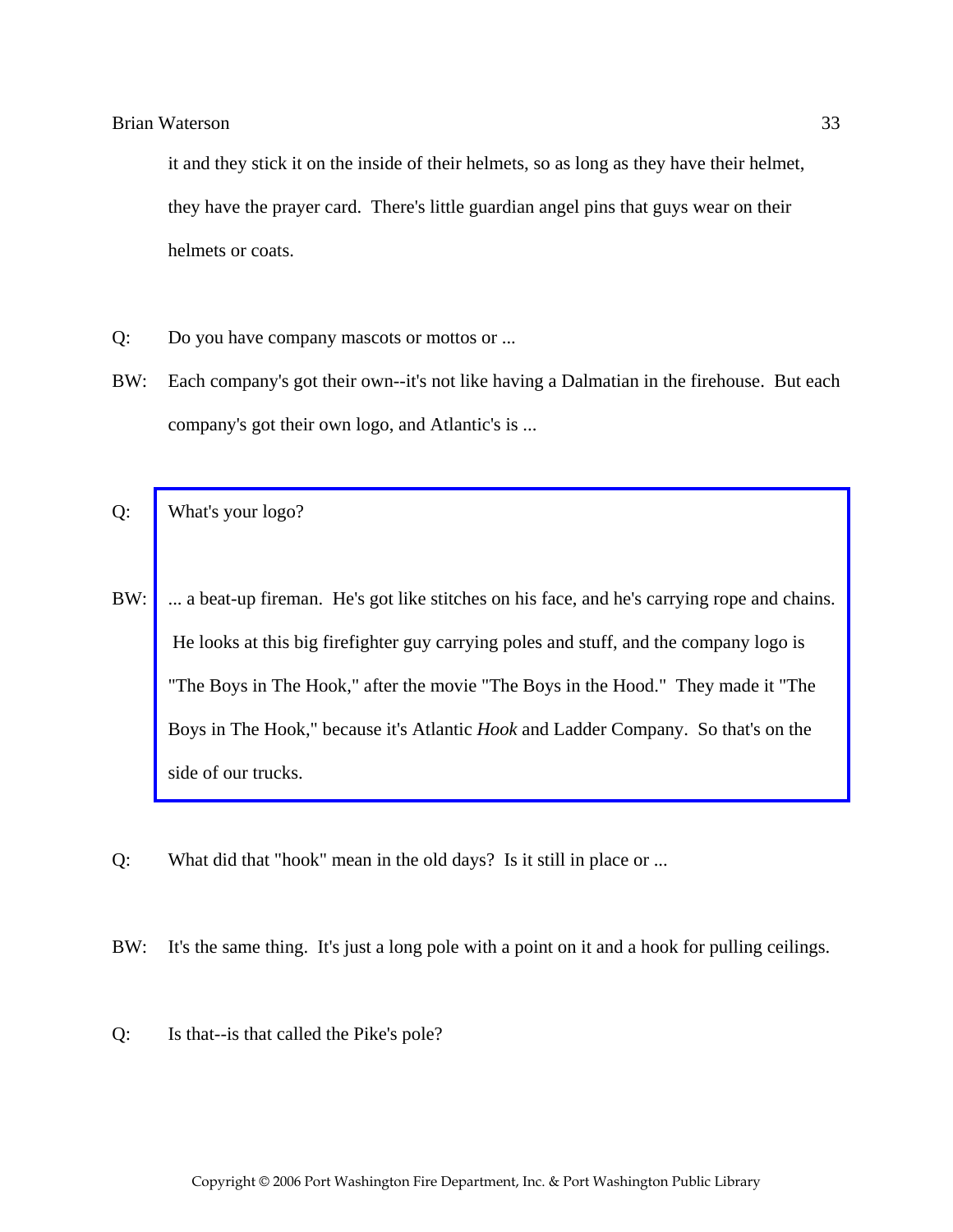it and they stick it on the inside of their helmets, so as long as they have their helmet, they have the prayer card. There's little guardian angel pins that guys wear on their helmets or coats.

Q: Do you have company mascots or mottos or ...

BW: Each company's got their own--it's not like having a Dalmatian in the firehouse. But each company's got their own logo, and Atlantic's is ...

Q: What's your logo?

BW: ... a beat-up fireman. He's got like stitches on his face, and he's carrying rope and chains. He looks at this big firefighter guy carrying poles and stuff, and the company logo is "The Boys in The Hook," after the movie "The Boys in the Hood." They made it "The Boys in The Hook," because it's Atlantic *Hook* and Ladder Company. So that's on the side of our trucks.

Q: What did that "hook" mean in the old days? Is it still in place or ...

BW: It's the same thing. It's just a long pole with a point on it and a hook for pulling ceilings.

Q: Is that--is that called the Pike's pole?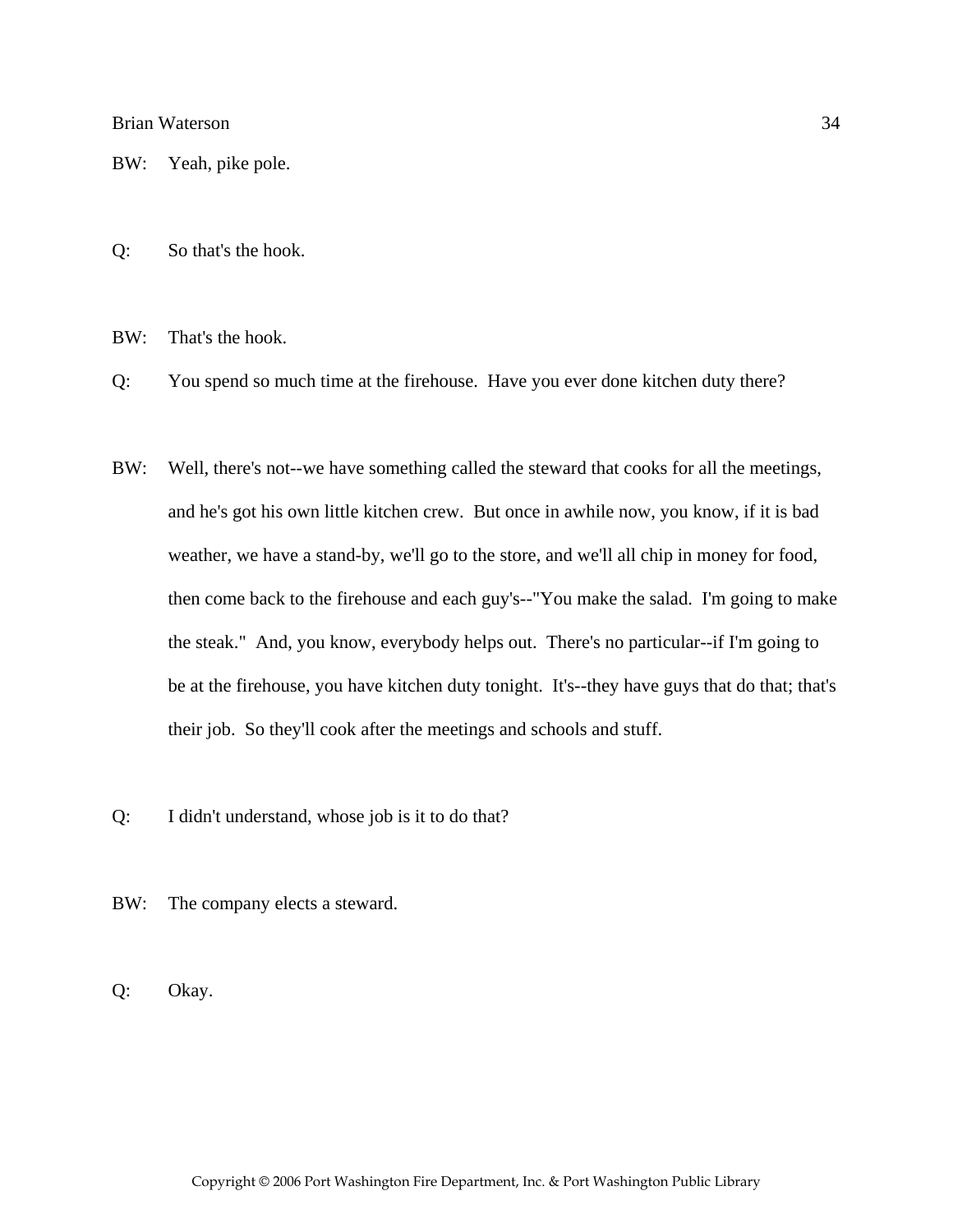BW: Yeah, pike pole.

Q: So that's the hook.

BW: That's the hook.

Q: You spend so much time at the firehouse. Have you ever done kitchen duty there?

BW: Well, there's not--we have something called the steward that cooks for all the meetings, and he's got his own little kitchen crew. But once in awhile now, you know, if it is bad weather, we have a stand-by, we'll go to the store, and we'll all chip in money for food, then come back to the firehouse and each guy's--"You make the salad. I'm going to make the steak." And, you know, everybody helps out. There's no particular--if I'm going to be at the firehouse, you have kitchen duty tonight. It's--they have guys that do that; that's their job. So they'll cook after the meetings and schools and stuff.

Q: I didn't understand, whose job is it to do that?

BW: The company elects a steward.

Q: Okay.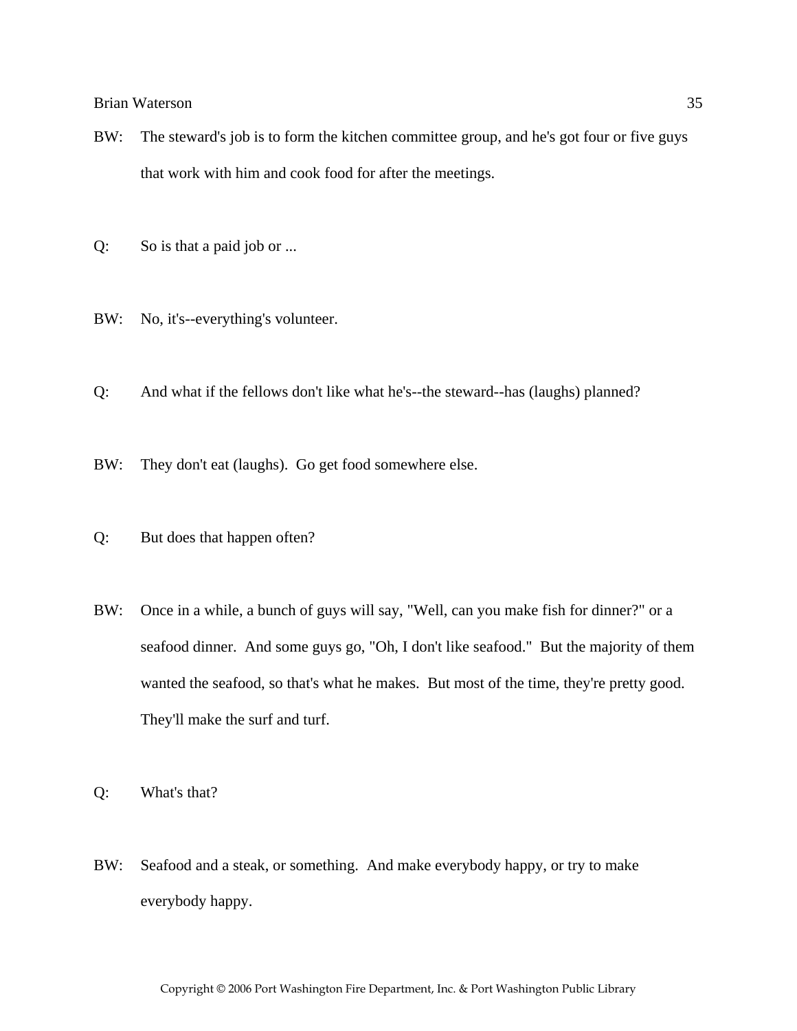BW: The steward's job is to form the kitchen committee group, and he's got four or five guys that work with him and cook food for after the meetings.

Q: So is that a paid job or ...

BW: No, it's--everything's volunteer.

Q: And what if the fellows don't like what he's--the steward--has (laughs) planned?

BW: They don't eat (laughs). Go get food somewhere else.

Q: But does that happen often?

BW: Once in a while, a bunch of guys will say, "Well, can you make fish for dinner?" or a seafood dinner. And some guys go, "Oh, I don't like seafood." But the majority of them wanted the seafood, so that's what he makes. But most of the time, they're pretty good. They'll make the surf and turf.

Q: What's that?

BW: Seafood and a steak, or something. And make everybody happy, or try to make everybody happy.

Copyright © 2006 Port Washington Fire Department, Inc. & Port Washington Public Library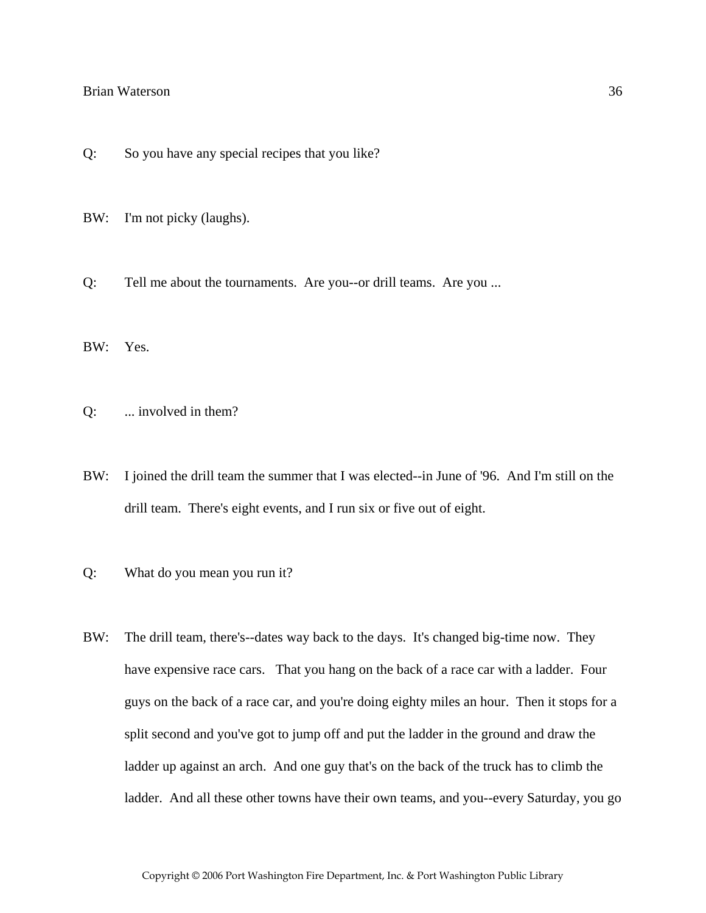Q: So you have any special recipes that you like?

BW: I'm not picky (laughs).

Q: Tell me about the tournaments. Are you--or drill teams. Are you ...

BW: Yes.

Q: ... involved in them?

BW: I joined the drill team the summer that I was elected--in June of '96. And I'm still on the drill team. There's eight events, and I run six or five out of eight.

Q: What do you mean you run it?

BW: The drill team, there's--dates way back to the days. It's changed big-time now. They have expensive race cars. That you hang on the back of a race car with a ladder. Four guys on the back of a race car, and you're doing eighty miles an hour. Then it stops for a split second and you've got to jump off and put the ladder in the ground and draw the ladder up against an arch. And one guy that's on the back of the truck has to climb the ladder. And all these other towns have their own teams, and you--every Saturday, you go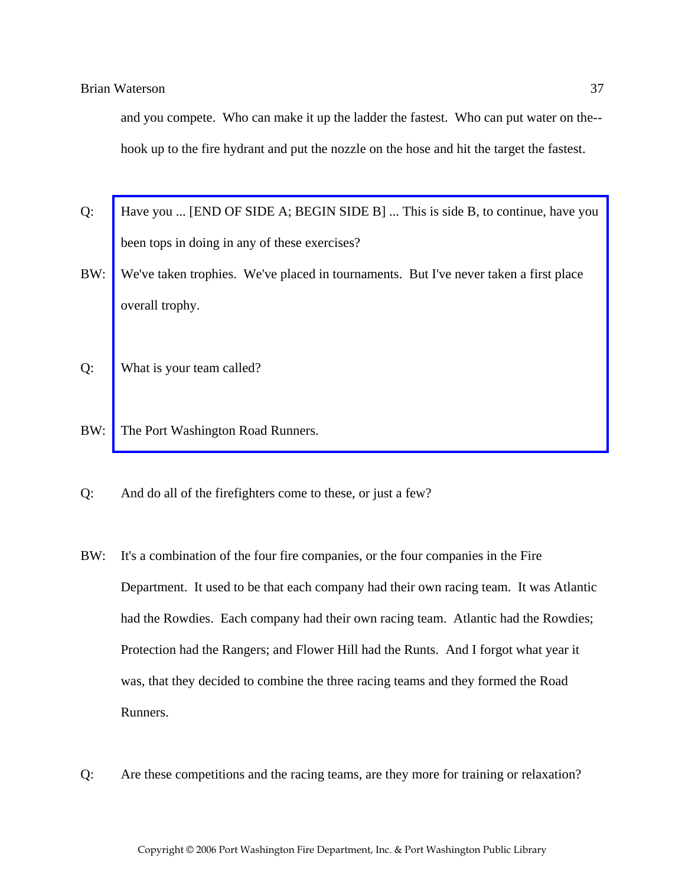and you compete. Who can make it up the ladder the fastest. Who can put water on the--hook up to the fire hydrant and put the nozzle on the hose and hit the target the fastest.

Q: Have you ... [END OF SIDE A; BEGIN SIDE B] ... This is side B, to continue, have you been tops in doing in any of these exercises?

BW: We've taken trophies. We've placed in tournaments. But I've never taken a first place overall trophy.

Q: What is your team called?

BW: The Port Washington Road Runners.

Q: And do all of the firefighters come to these, or just a few?

BW: It's a combination of the four fire companies, or the four companies in the Fire Department. It used to be that each company had their own racing team. It was Atlantic had the Rowdies. Each company had their own racing team. Atlantic had the Rowdies; Protection had the Rangers; and Flower Hill had the Runts. And I forgot what year it was, that they decided to combine the three racing teams and they formed the Road Runners.

Q: Are these competitions and the racing teams, are they more for training or relaxation?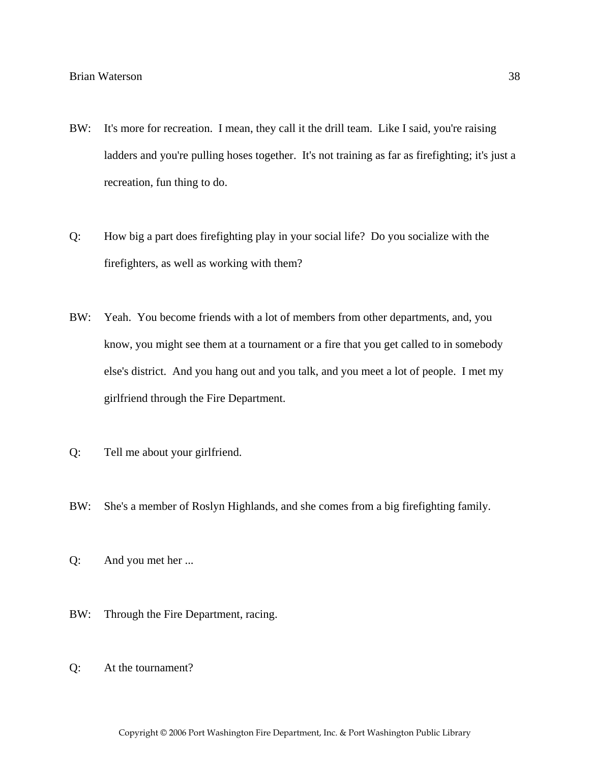BW: It's more for recreation. I mean, they call it the drill team. Like I said, you're raising ladders and you're pulling hoses together. It's not training as far as firefighting; it's just a recreation, fun thing to do.

Q: How big a part does firefighting play in your social life? Do you socialize with the firefighters, as well as working with them?

BW: Yeah. You become friends with a lot of members from other departments, and, you know, you might see them at a tournament or a fire that you get called to in somebody else's district. And you hang out and you talk, and you meet a lot of people. I met my girlfriend through the Fire Department.

Q: Tell me about your girlfriend.

BW: She's a member of Roslyn Highlands, and she comes from a big firefighting family.

Q: And you met her ...

BW: Through the Fire Department, racing.

Q: At the tournament?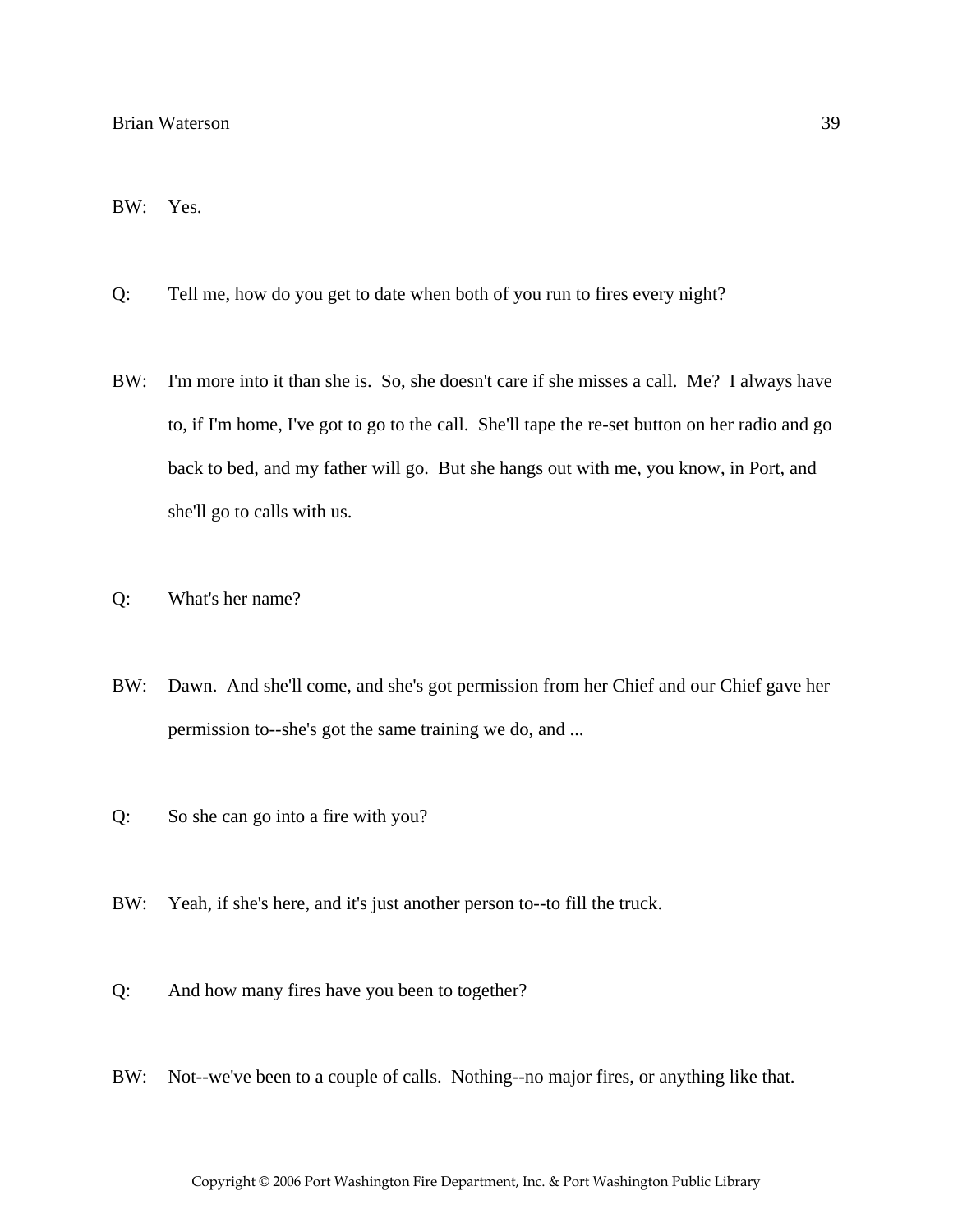BW: Yes.

Q: Tell me, how do you get to date when both of you run to fires every night?

BW: I'm more into it than she is. So, she doesn't care if she misses a call. Me? I always have to, if I'm home, I've got to go to the call. She'll tape the re-set button on her radio and go back to bed, and my father will go. But she hangs out with me, you know, in Port, and she'll go to calls with us.

Q: What's her name?

BW: Dawn. And she'll come, and she's got permission from her Chief and our Chief gave her permission to--she's got the same training we do, and ...

Q: So she can go into a fire with you?

BW: Yeah, if she's here, and it's just another person to--to fill the truck.

Q: And how many fires have you been to together?

BW: Not--we've been to a couple of calls. Nothing--no major fires, or anything like that.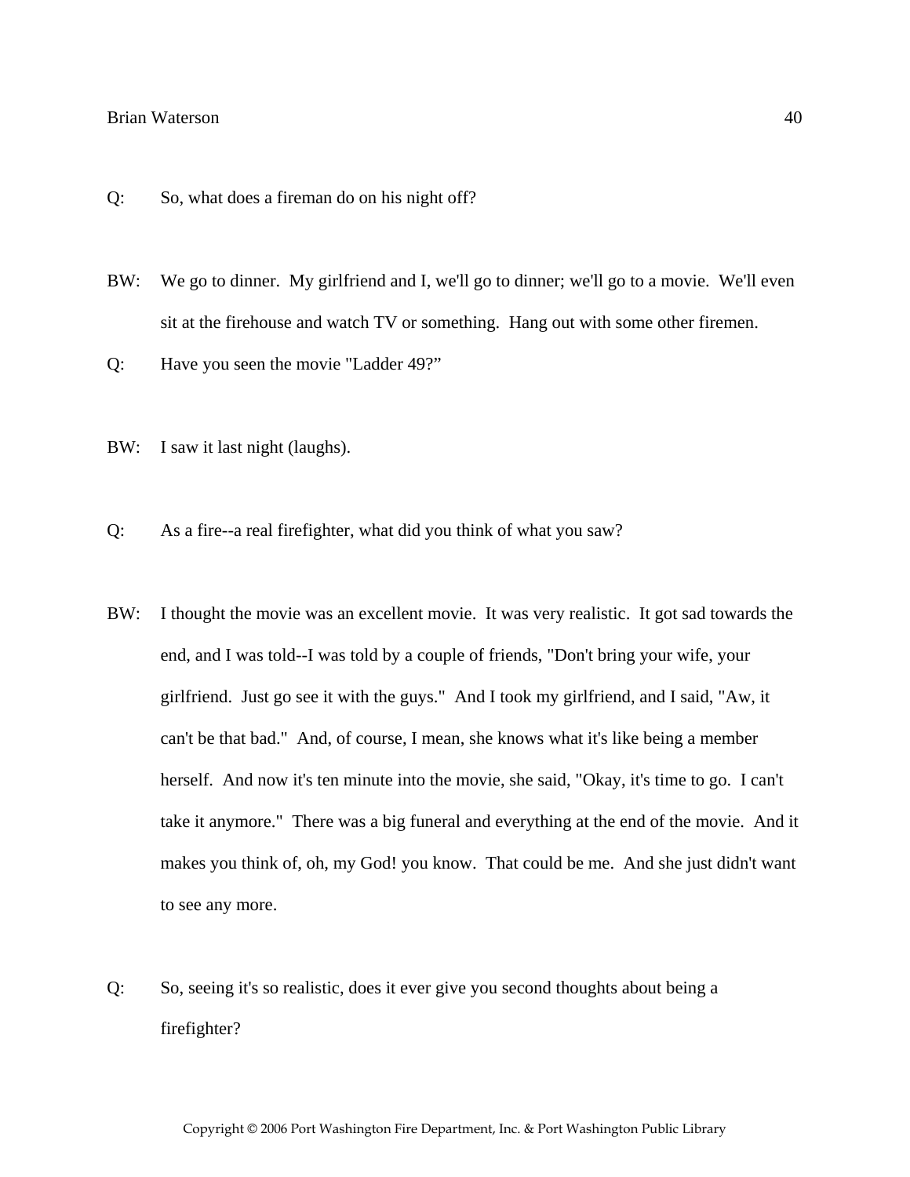Q: So, what does a fireman do on his night off?

BW: We go to dinner. My girlfriend and I, we'll go to dinner; we'll go to a movie. We'll even sit at the firehouse and watch TV or something. Hang out with some other firemen.

Q: Have you seen the movie "Ladder 49?"

BW: I saw it last night (laughs).

Q: As a fire--a real firefighter, what did you think of what you saw?

BW: I thought the movie was an excellent movie. It was very realistic. It got sad towards the end, and I was told--I was told by a couple of friends, "Don't bring your wife, your girlfriend. Just go see it with the guys." And I took my girlfriend, and I said, "Aw, it can't be that bad." And, of course, I mean, she knows what it's like being a member herself. And now it's ten minute into the movie, she said, "Okay, it's time to go. I can't take it anymore." There was a big funeral and everything at the end of the movie. And it makes you think of, oh, my God! you know. That could be me. And she just didn't want to see any more.

Q: So, seeing it's so realistic, does it ever give you second thoughts about being a firefighter?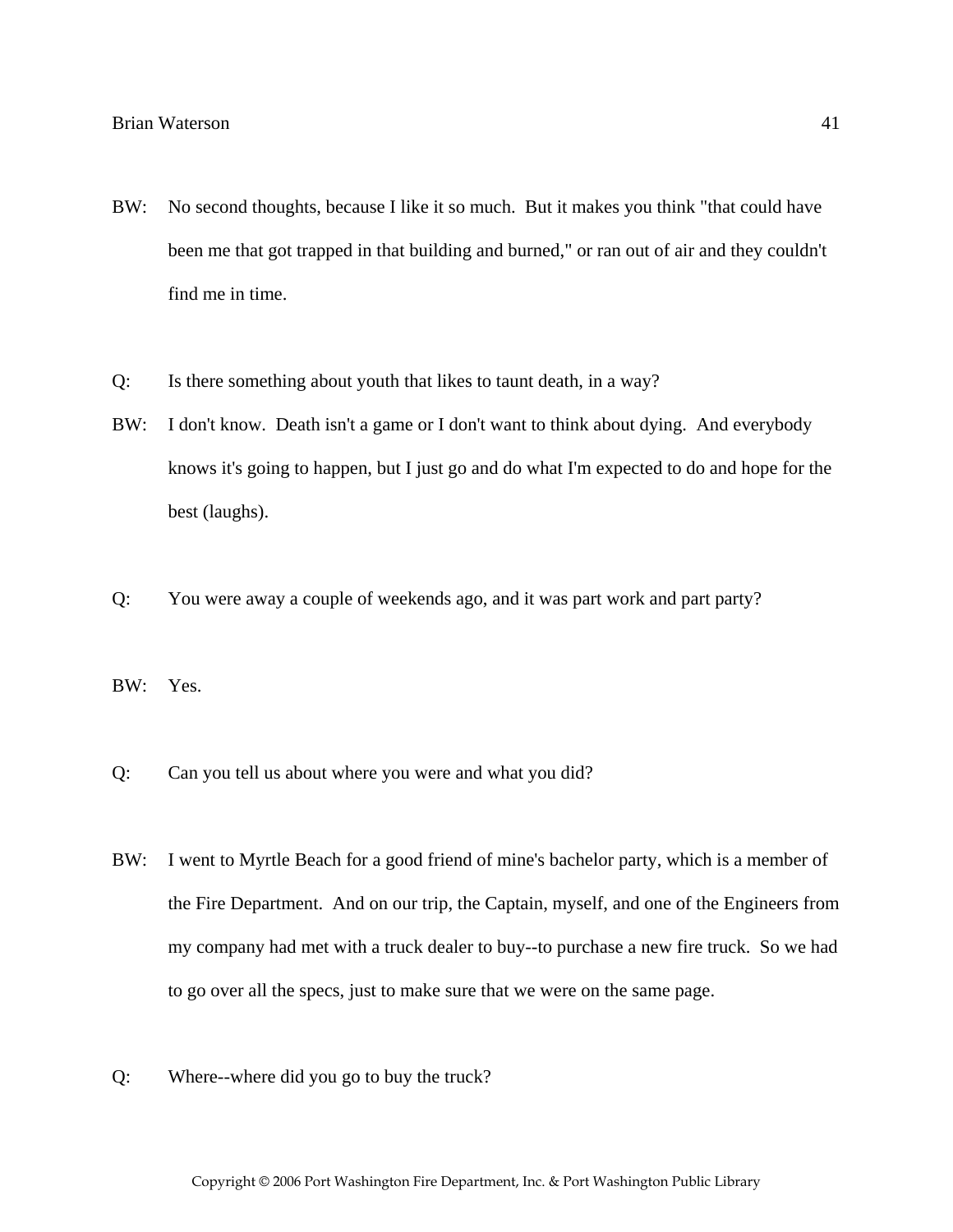BW: No second thoughts, because I like it so much. But it makes you think "that could have been me that got trapped in that building and burned," or ran out of air and they couldn't find me in time.

Q: Is there something about youth that likes to taunt death, in a way?

BW: I don't know. Death isn't a game or I don't want to think about dying. And everybody knows it's going to happen, but I just go and do what I'm expected to do and hope for the best (laughs).

Q: You were away a couple of weekends ago, and it was part work and part party?

BW: Yes.

Q: Can you tell us about where you were and what you did?

BW: I went to Myrtle Beach for a good friend of mine's bachelor party, which is a member of the Fire Department. And on our trip, the Captain, myself, and one of the Engineers from my company had met with a truck dealer to buy--to purchase a new fire truck. So we had to go over all the specs, just to make sure that we were on the same page.

Q: Where--where did you go to buy the truck?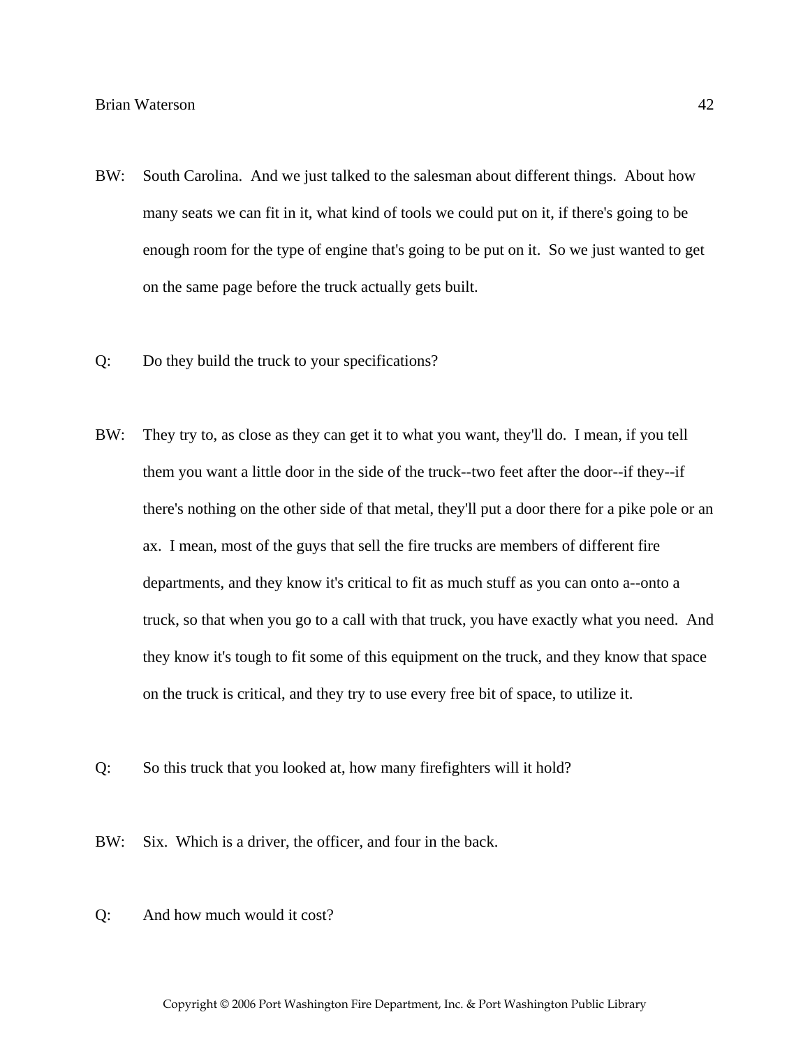BW: South Carolina. And we just talked to the salesman about different things. About how many seats we can fit in it, what kind of tools we could put on it, if there's going to be enough room for the type of engine that's going to be put on it. So we just wanted to get on the same page before the truck actually gets built.

Q: Do they build the truck to your specifications?

BW: They try to, as close as they can get it to what you want, they'll do. I mean, if you tell them you want a little door in the side of the truck--two feet after the door--if they--if there's nothing on the other side of that metal, they'll put a door there for a pike pole or an ax. I mean, most of the guys that sell the fire trucks are members of different fire departments, and they know it's critical to fit as much stuff as you can onto a--onto a truck, so that when you go to a call with that truck, you have exactly what you need. And they know it's tough to fit some of this equipment on the truck, and they know that space on the truck is critical, and they try to use every free bit of space, to utilize it.

Q: So this truck that you looked at, how many firefighters will it hold?

BW: Six. Which is a driver, the officer, and four in the back.

Q: And how much would it cost?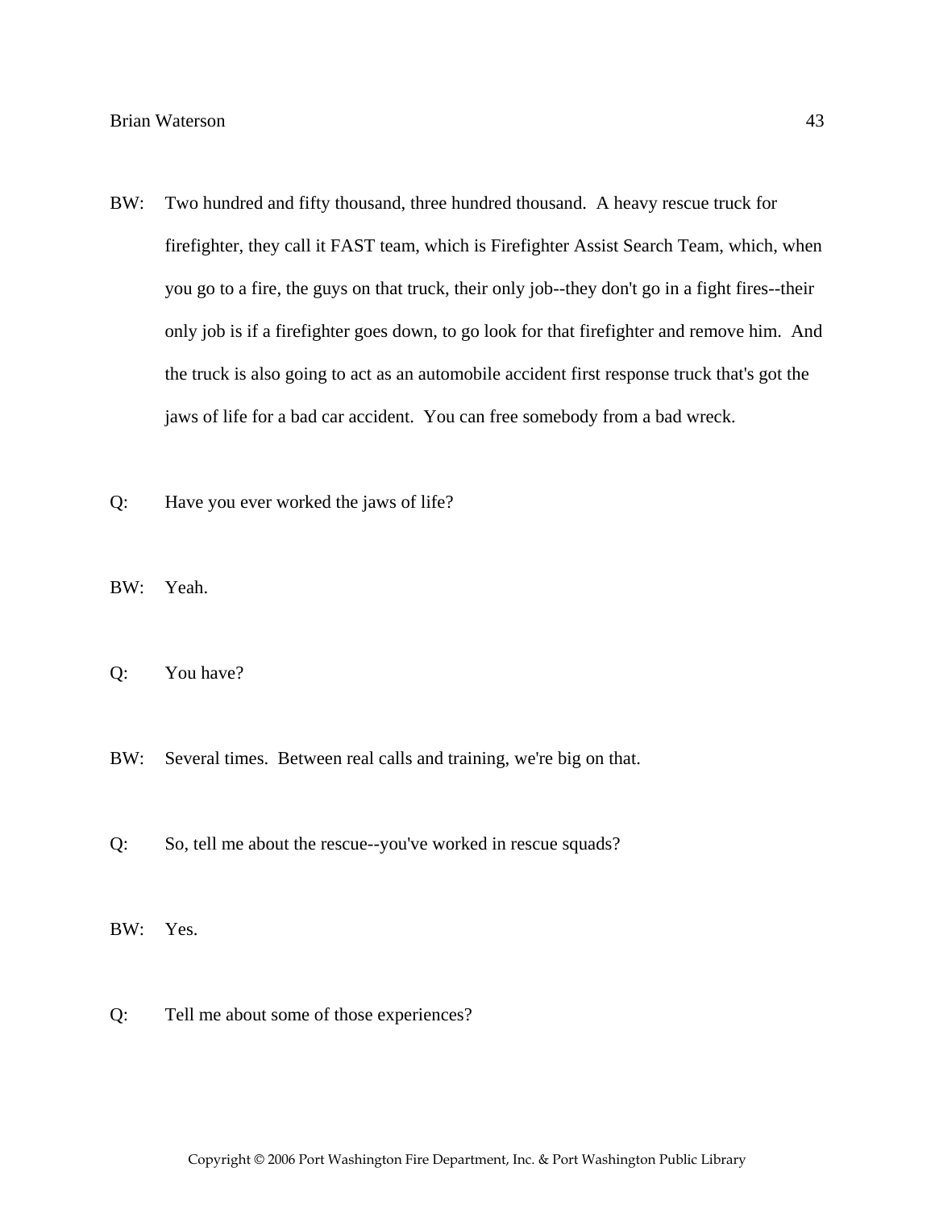BW: Two hundred and fifty thousand, three hundred thousand. A heavy rescue truck for firefighter, they call it FAST team, which is Firefighter Assist Search Team, which, when you go to a fire, the guys on that truck, their only job--they don't go in a fight fires--their only job is if a firefighter goes down, to go look for that firefighter and remove him. And the truck is also going to act as an automobile accident first response truck that's got the jaws of life for a bad car accident. You can free somebody from a bad wreck.

Q: Have you ever worked the jaws of life?

BW: Yeah.

Q: You have?

BW: Several times. Between real calls and training, we're big on that.

Q: So, tell me about the rescue--you've worked in rescue squads?

BW: Yes.

Q: Tell me about some of those experiences?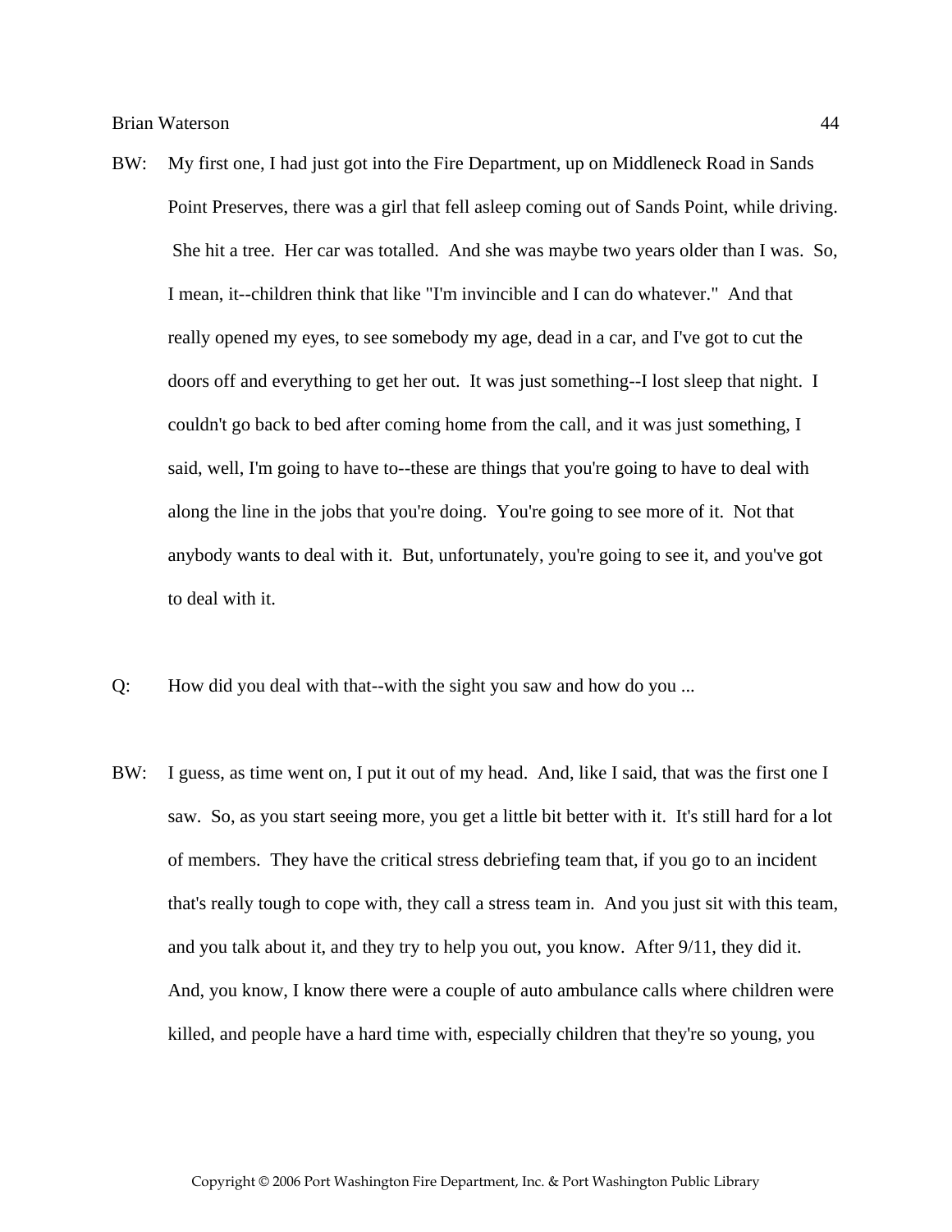BW: My first one, I had just got into the Fire Department, up on Middleneck Road in Sands Point Preserves, there was a girl that fell asleep coming out of Sands Point, while driving. She hit a tree. Her car was totalled. And she was maybe two years older than I was. So, I mean, it--children think that like "I'm invincible and I can do whatever." And that really opened my eyes, to see somebody my age, dead in a car, and I've got to cut the doors off and everything to get her out. It was just something--I lost sleep that night. I couldn't go back to bed after coming home from the call, and it was just something, I said, well, I'm going to have to--these are things that you're going to have to deal with along the line in the jobs that you're doing. You're going to see more of it. Not that anybody wants to deal with it. But, unfortunately, you're going to see it, and you've got to deal with it.

Q: How did you deal with that--with the sight you saw and how do you ...

BW: I guess, as time went on, I put it out of my head. And, like I said, that was the first one I saw. So, as you start seeing more, you get a little bit better with it. It's still hard for a lot of members. They have the critical stress debriefing team that, if you go to an incident that's really tough to cope with, they call a stress team in. And you just sit with this team, and you talk about it, and they try to help you out, you know. After 9/11, they did it. And, you know, I know there were a couple of auto ambulance calls where children were killed, and people have a hard time with, especially children that they're so young, you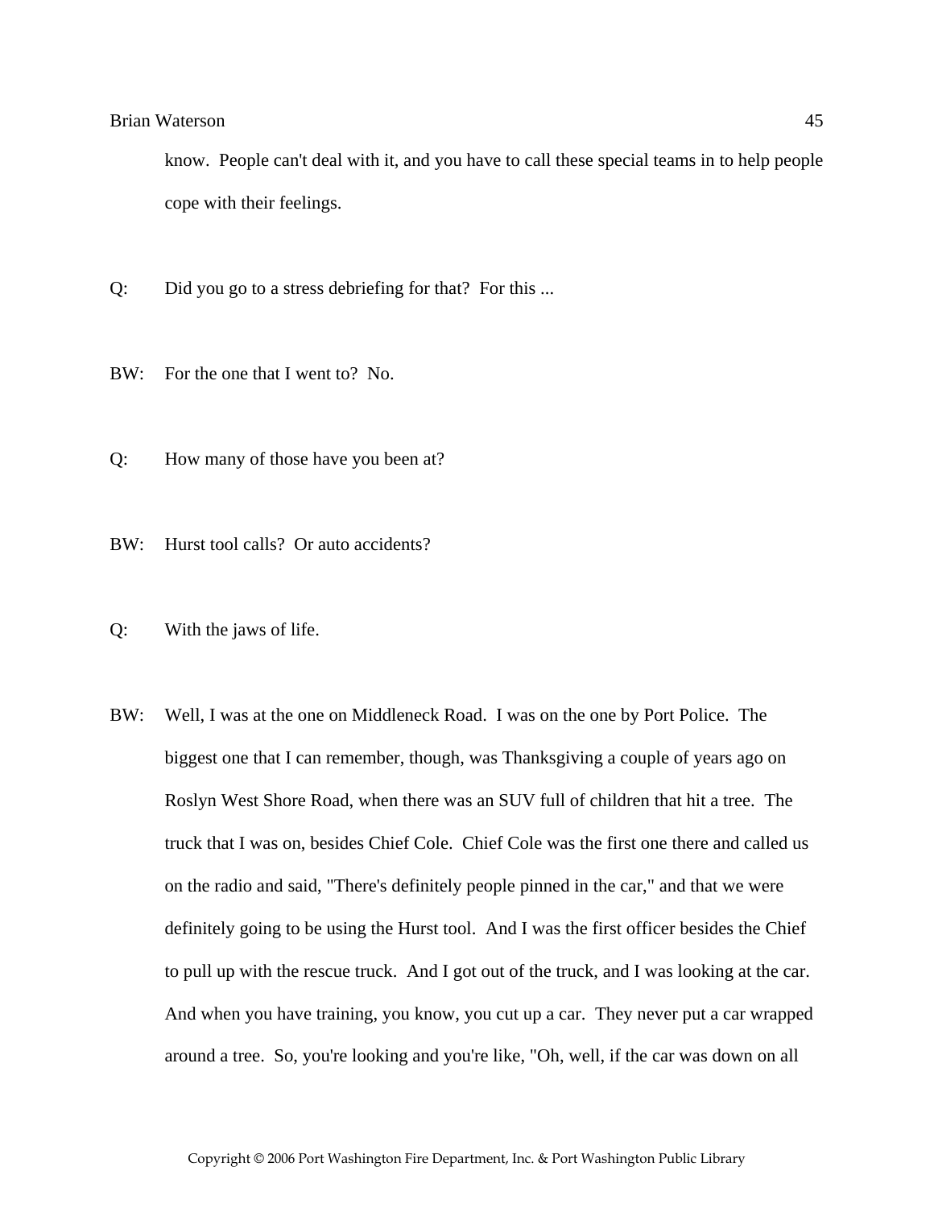know. People can't deal with it, and you have to call these special teams in to help people cope with their feelings.

Q: Did you go to a stress debriefing for that? For this ...

BW: For the one that I went to? No.

Q: How many of those have you been at?

BW: Hurst tool calls? Or auto accidents?

Q: With the jaws of life.

BW: Well, I was at the one on Middleneck Road. I was on the one by Port Police. The biggest one that I can remember, though, was Thanksgiving a couple of years ago on Roslyn West Shore Road, when there was an SUV full of children that hit a tree. The truck that I was on, besides Chief Cole. Chief Cole was the first one there and called us on the radio and said, "There's definitely people pinned in the car," and that we were definitely going to be using the Hurst tool. And I was the first officer besides the Chief to pull up with the rescue truck. And I got out of the truck, and I was looking at the car. And when you have training, you know, you cut up a car. They never put a car wrapped around a tree. So, you're looking and you're like, "Oh, well, if the car was down on all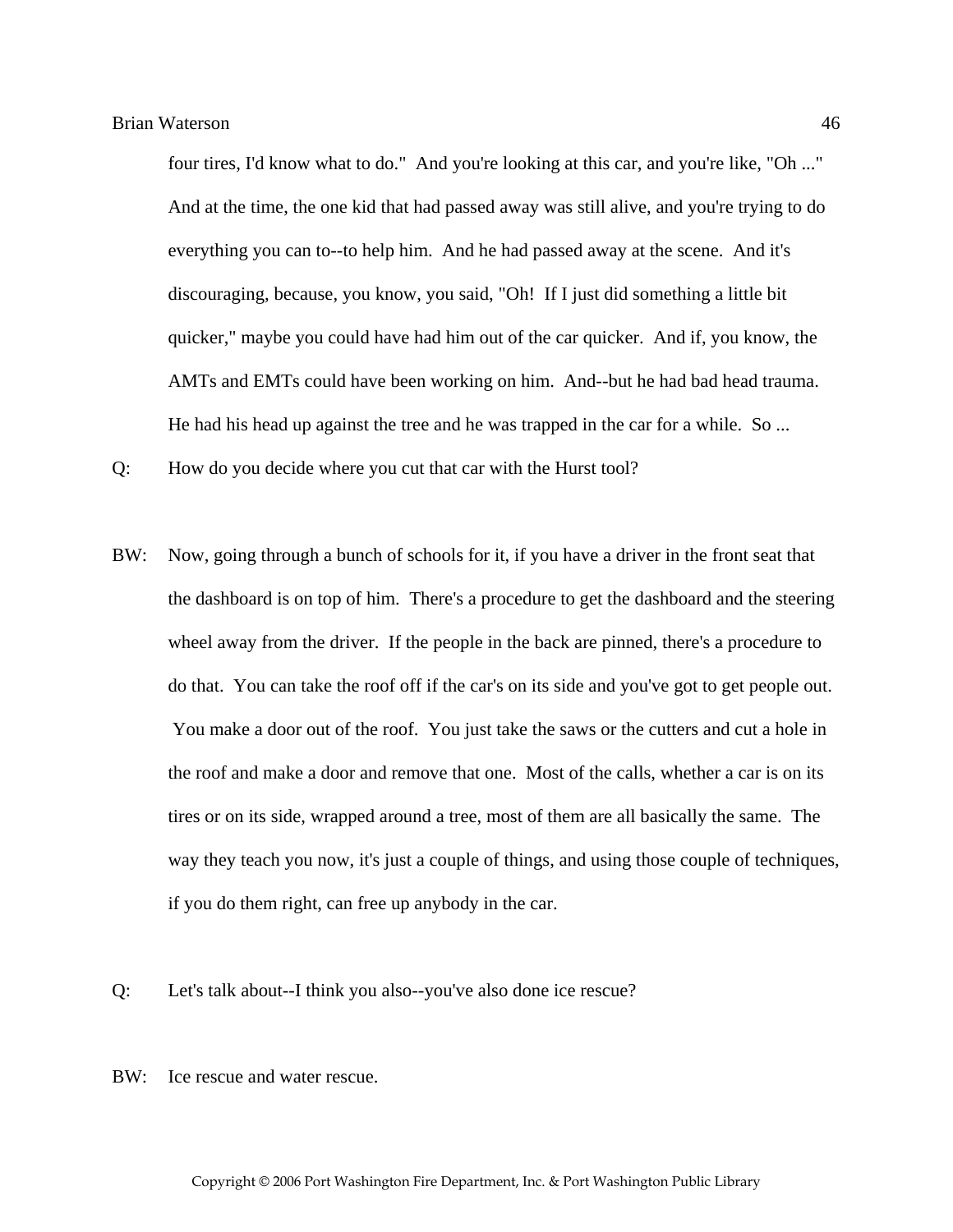four tires, I'd know what to do."  And you're looking at this car, and you're like, "Oh ..."  And at the time, the one kid that had passed away was still alive, and you're trying to do everything you can to--to help him.  And he had passed away at the scene.  And it's discouraging, because, you know, you said, "Oh!  If I just did something a little bit quicker," maybe you could have had him out of the car quicker.  And if, you know, the AMTs and EMTs could have been working on him.  And--but he had bad head trauma.  He had his head up against the tree and he was trapped in the car for a while.  So ...

Q: How do you decide where you cut that car with the Hurst tool?

BW: Now, going through a bunch of schools for it, if you have a driver in the front seat that the dashboard is on top of him.  There's a procedure to get the dashboard and the steering wheel away from the driver.  If the people in the back are pinned, there's a procedure to do that.  You can take the roof off if the car's on its side and you've got to get people out.  You make a door out of the roof.  You just take the saws or the cutters and cut a hole in the roof and make a door and remove that one.  Most of the calls, whether a car is on its tires or on its side, wrapped around a tree, most of them are all basically the same.  The way they teach you now, it's just a couple of things, and using those couple of techniques, if you do them right, can free up anybody in the car.

Q: Let's talk about--I think you also--you've also done ice rescue?

BW: Ice rescue and water rescue.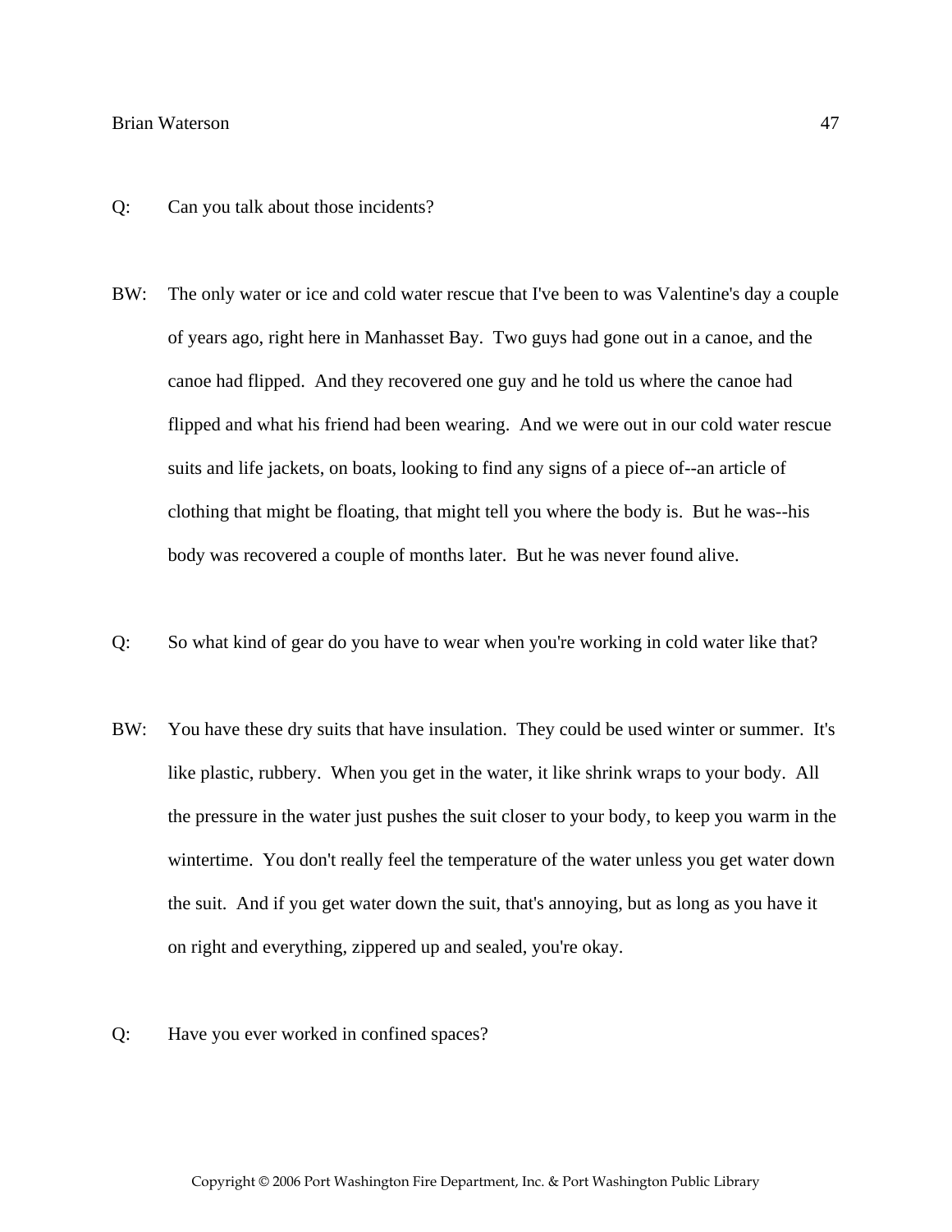Q: Can you talk about those incidents?

BW: The only water or ice and cold water rescue that I've been to was Valentine's day a couple of years ago, right here in Manhasset Bay. Two guys had gone out in a canoe, and the canoe had flipped. And they recovered one guy and he told us where the canoe had flipped and what his friend had been wearing. And we were out in our cold water rescue suits and life jackets, on boats, looking to find any signs of a piece of--an article of clothing that might be floating, that might tell you where the body is. But he was--his body was recovered a couple of months later. But he was never found alive.

Q: So what kind of gear do you have to wear when you're working in cold water like that?

BW: You have these dry suits that have insulation. They could be used winter or summer. It's like plastic, rubbery. When you get in the water, it like shrink wraps to your body. All the pressure in the water just pushes the suit closer to your body, to keep you warm in the wintertime. You don't really feel the temperature of the water unless you get water down the suit. And if you get water down the suit, that's annoying, but as long as you have it on right and everything, zippered up and sealed, you're okay.

Q: Have you ever worked in confined spaces?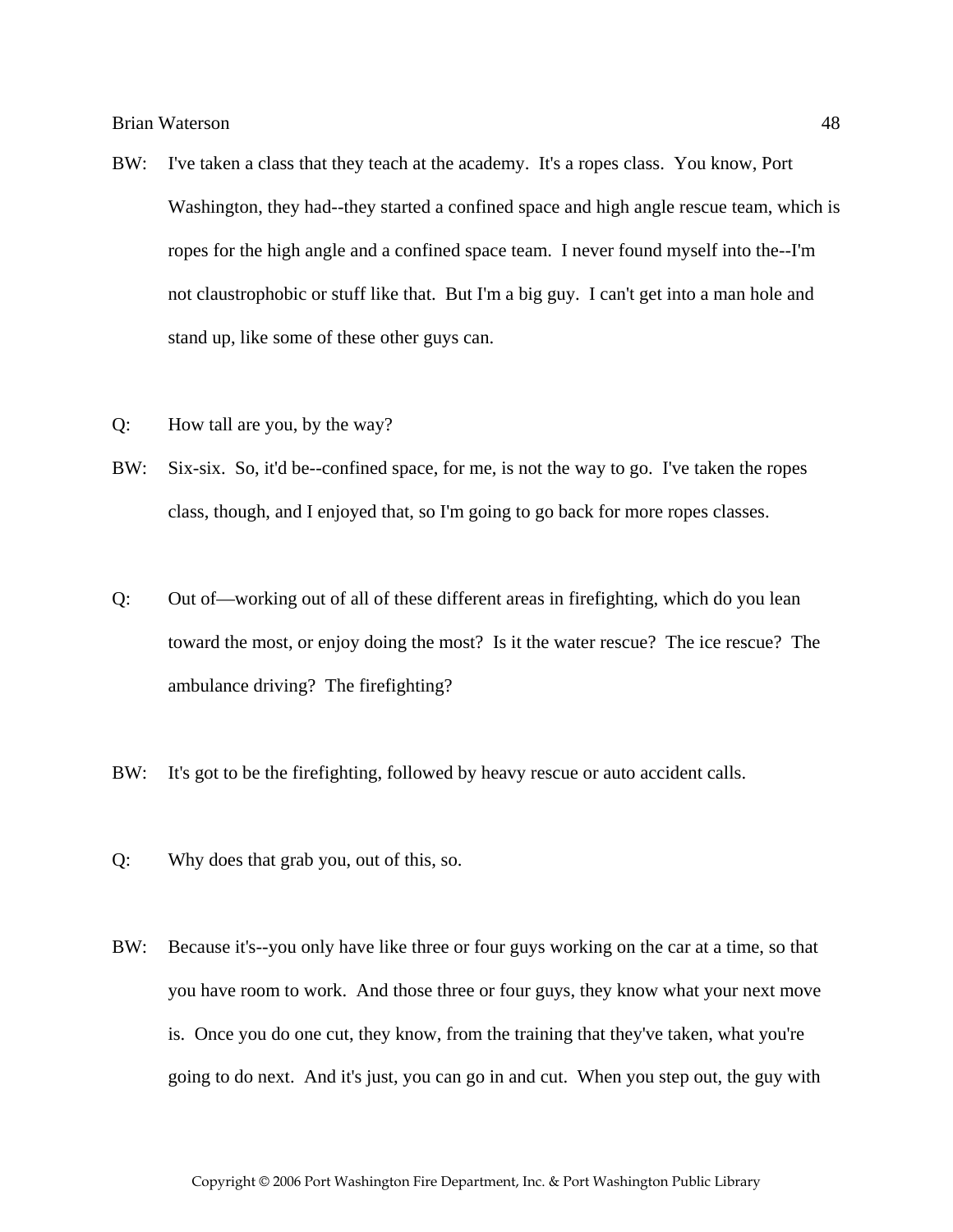BW: I've taken a class that they teach at the academy. It's a ropes class. You know, Port Washington, they had--they started a confined space and high angle rescue team, which is ropes for the high angle and a confined space team. I never found myself into the--I'm not claustrophobic or stuff like that. But I'm a big guy. I can't get into a man hole and stand up, like some of these other guys can.

Q: How tall are you, by the way?

BW: Six-six. So, it'd be--confined space, for me, is not the way to go. I've taken the ropes class, though, and I enjoyed that, so I'm going to go back for more ropes classes.

Q: Out of—working out of all of these different areas in firefighting, which do you lean toward the most, or enjoy doing the most? Is it the water rescue? The ice rescue? The ambulance driving? The firefighting?

BW: It's got to be the firefighting, followed by heavy rescue or auto accident calls.

Q: Why does that grab you, out of this, so.

BW: Because it's--you only have like three or four guys working on the car at a time, so that you have room to work. And those three or four guys, they know what your next move is. Once you do one cut, they know, from the training that they've taken, what you're going to do next. And it's just, you can go in and cut. When you step out, the guy with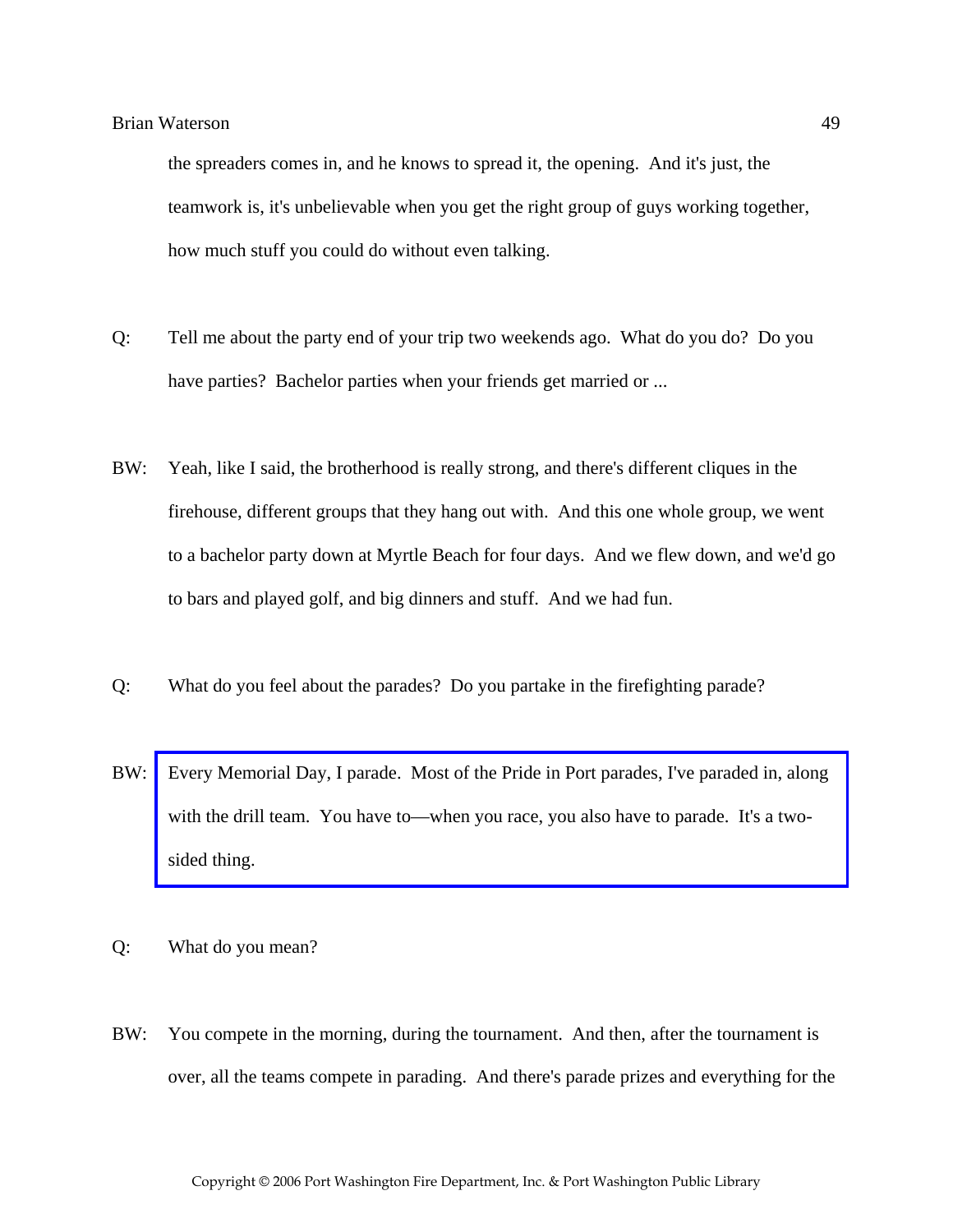the spreaders comes in, and he knows to spread it, the opening. And it's just, the teamwork is, it's unbelievable when you get the right group of guys working together, how much stuff you could do without even talking.

Q: Tell me about the party end of your trip two weekends ago. What do you do? Do you have parties? Bachelor parties when your friends get married or ...

BW: Yeah, like I said, the brotherhood is really strong, and there's different cliques in the firehouse, different groups that they hang out with. And this one whole group, we went to a bachelor party down at Myrtle Beach for four days. And we flew down, and we'd go to bars and played golf, and big dinners and stuff. And we had fun.

Q: What do you feel about the parades? Do you partake in the firefighting parade?

BW: Every Memorial Day, I parade. Most of the Pride in Port parades, I've paraded in, along with the drill team. You have to—when you race, you also have to parade. It's a two-sided thing.

Q: What do you mean?

BW: You compete in the morning, during the tournament. And then, after the tournament is over, all the teams compete in parading. And there's parade prizes and everything for the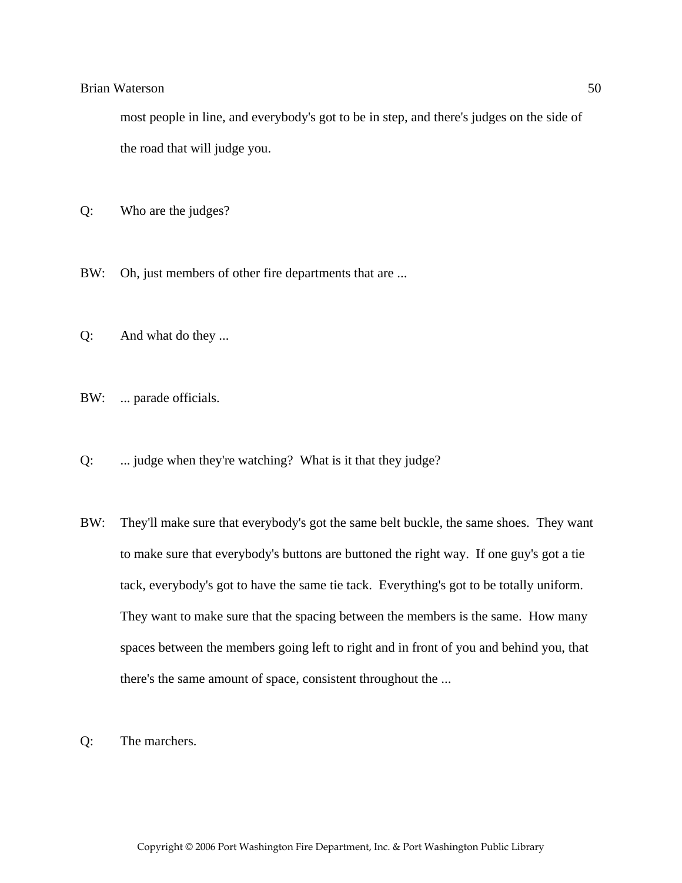most people in line, and everybody's got to be in step, and there's judges on the side of the road that will judge you.

Q: Who are the judges?

BW: Oh, just members of other fire departments that are ...

Q: And what do they ...

BW: ... parade officials.

Q: ... judge when they're watching? What is it that they judge?

BW: They'll make sure that everybody's got the same belt buckle, the same shoes. They want to make sure that everybody's buttons are buttoned the right way. If one guy's got a tie tack, everybody's got to have the same tie tack. Everything's got to be totally uniform. They want to make sure that the spacing between the members is the same. How many spaces between the members going left to right and in front of you and behind you, that there's the same amount of space, consistent throughout the ...

Q: The marchers.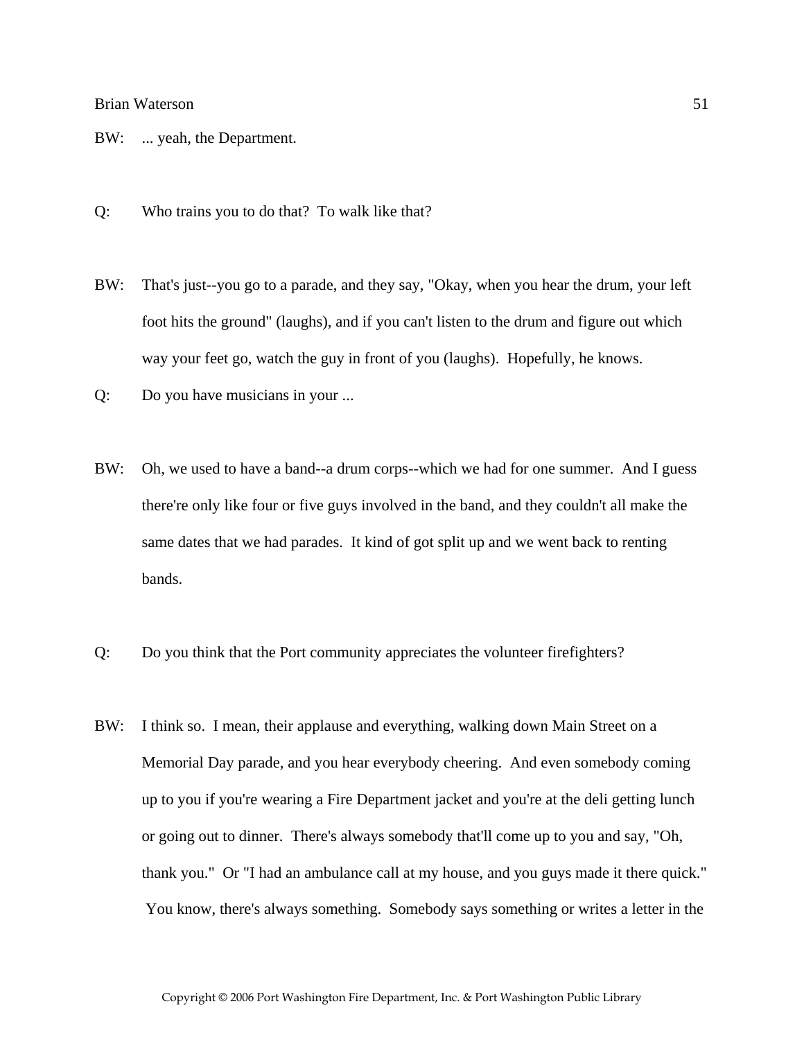BW: ... yeah, the Department.

Q: Who trains you to do that? To walk like that?

BW: That's just--you go to a parade, and they say, "Okay, when you hear the drum, your left foot hits the ground" (laughs), and if you can't listen to the drum and figure out which way your feet go, watch the guy in front of you (laughs). Hopefully, he knows.

Q: Do you have musicians in your ...

BW: Oh, we used to have a band--a drum corps--which we had for one summer. And I guess there're only like four or five guys involved in the band, and they couldn't all make the same dates that we had parades. It kind of got split up and we went back to renting bands.

Q: Do you think that the Port community appreciates the volunteer firefighters?

BW: I think so. I mean, their applause and everything, walking down Main Street on a Memorial Day parade, and you hear everybody cheering. And even somebody coming up to you if you're wearing a Fire Department jacket and you're at the deli getting lunch or going out to dinner. There's always somebody that'll come up to you and say, "Oh, thank you." Or "I had an ambulance call at my house, and you guys made it there quick." You know, there's always something. Somebody says something or writes a letter in the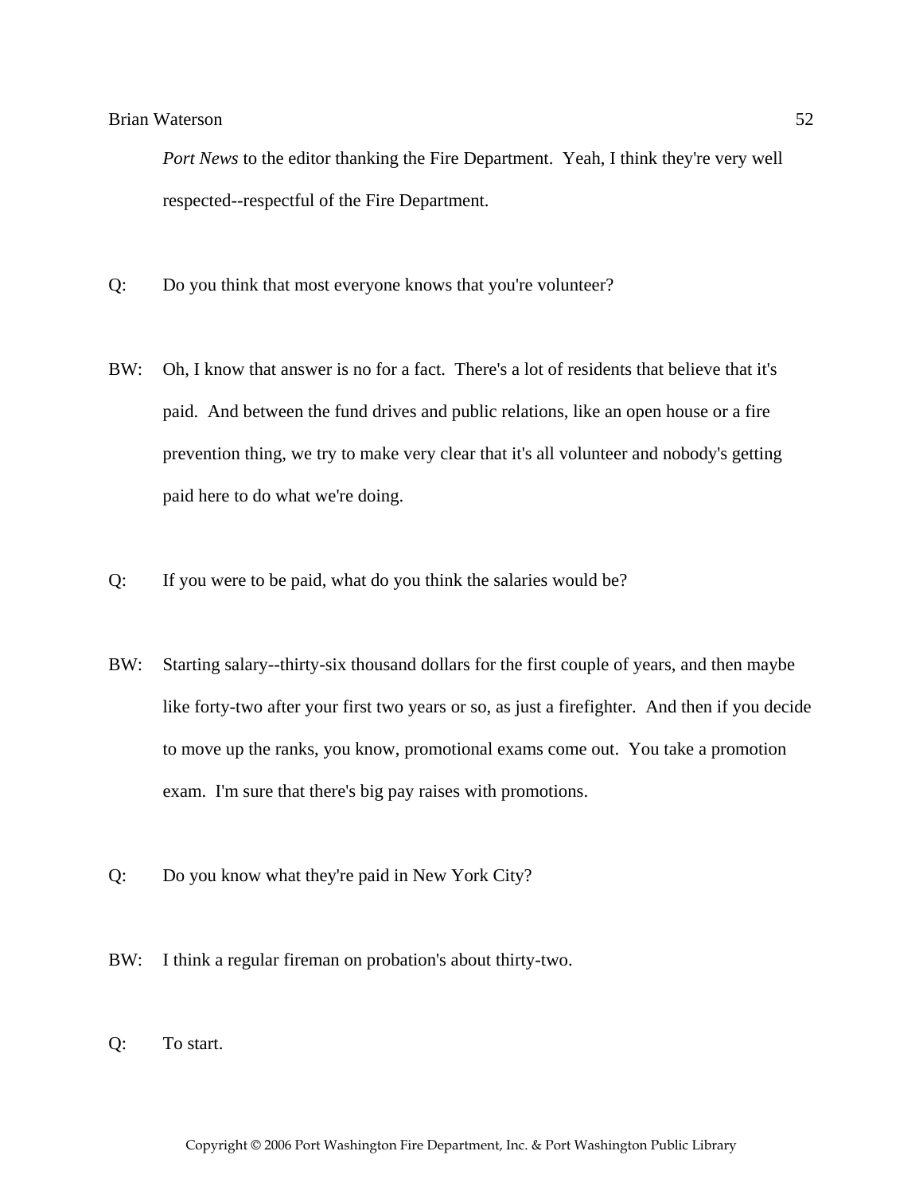*Port News* to the editor thanking the Fire Department. Yeah, I think they're very well respected--respectful of the Fire Department.

Q: Do you think that most everyone knows that you're volunteer?

BW: Oh, I know that answer is no for a fact. There's a lot of residents that believe that it's paid. And between the fund drives and public relations, like an open house or a fire prevention thing, we try to make very clear that it's all volunteer and nobody's getting paid here to do what we're doing.

Q: If you were to be paid, what do you think the salaries would be?

BW: Starting salary--thirty-six thousand dollars for the first couple of years, and then maybe like forty-two after your first two years or so, as just a firefighter. And then if you decide to move up the ranks, you know, promotional exams come out. You take a promotion exam. I'm sure that there's big pay raises with promotions.

Q: Do you know what they're paid in New York City?

BW: I think a regular fireman on probation's about thirty-two.

Q: To start.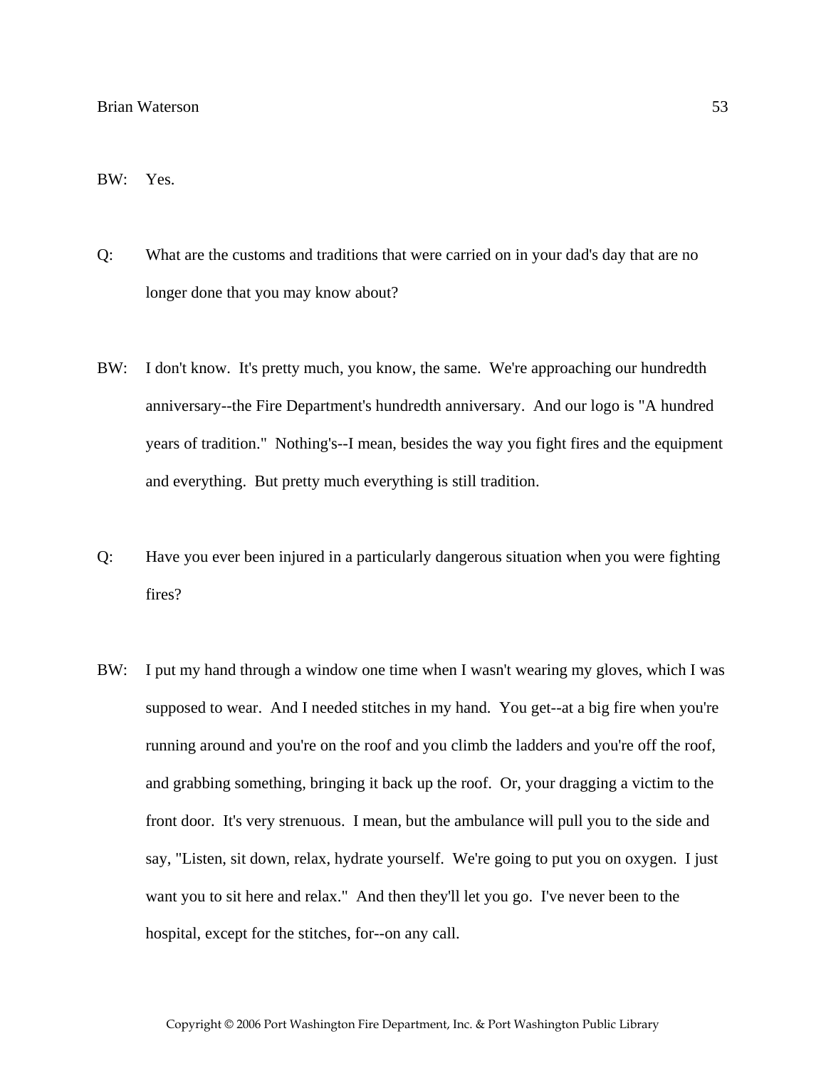BW: Yes.

Q: What are the customs and traditions that were carried on in your dad's day that are no longer done that you may know about?

BW: I don't know. It's pretty much, you know, the same. We're approaching our hundredth anniversary--the Fire Department's hundredth anniversary. And our logo is "A hundred years of tradition." Nothing's--I mean, besides the way you fight fires and the equipment and everything. But pretty much everything is still tradition.

Q: Have you ever been injured in a particularly dangerous situation when you were fighting fires?

BW: I put my hand through a window one time when I wasn't wearing my gloves, which I was supposed to wear. And I needed stitches in my hand. You get--at a big fire when you're running around and you're on the roof and you climb the ladders and you're off the roof, and grabbing something, bringing it back up the roof. Or, your dragging a victim to the front door. It's very strenuous. I mean, but the ambulance will pull you to the side and say, "Listen, sit down, relax, hydrate yourself. We're going to put you on oxygen. I just want you to sit here and relax." And then they'll let you go. I've never been to the hospital, except for the stitches, for--on any call.

Copyright © 2006 Port Washington Fire Department, Inc. & Port Washington Public Library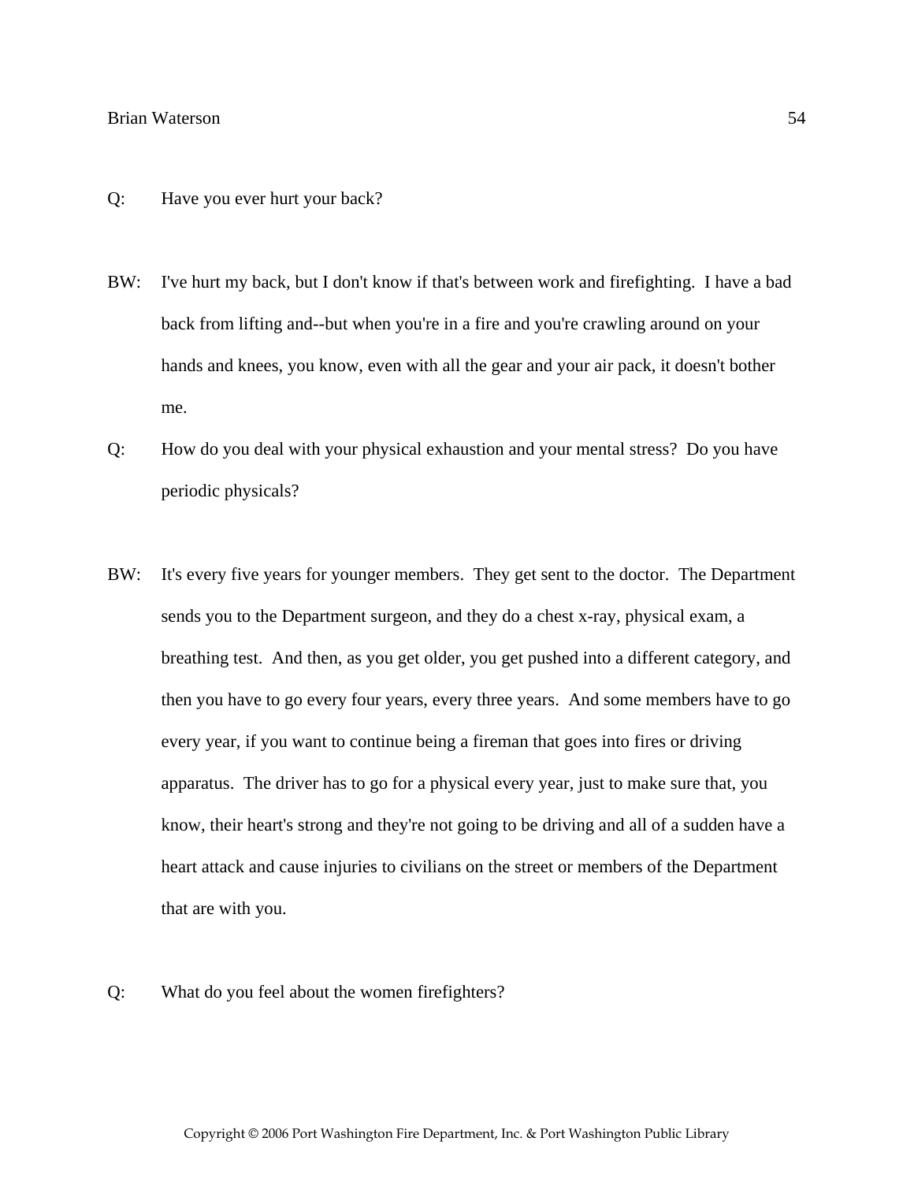Q: Have you ever hurt your back?

BW: I've hurt my back, but I don't know if that's between work and firefighting. I have a bad back from lifting and--but when you're in a fire and you're crawling around on your hands and knees, you know, even with all the gear and your air pack, it doesn't bother me.

Q: How do you deal with your physical exhaustion and your mental stress? Do you have periodic physicals?

BW: It's every five years for younger members. They get sent to the doctor. The Department sends you to the Department surgeon, and they do a chest x-ray, physical exam, a breathing test. And then, as you get older, you get pushed into a different category, and then you have to go every four years, every three years. And some members have to go every year, if you want to continue being a fireman that goes into fires or driving apparatus. The driver has to go for a physical every year, just to make sure that, you know, their heart's strong and they're not going to be driving and all of a sudden have a heart attack and cause injuries to civilians on the street or members of the Department that are with you.

Q: What do you feel about the women firefighters?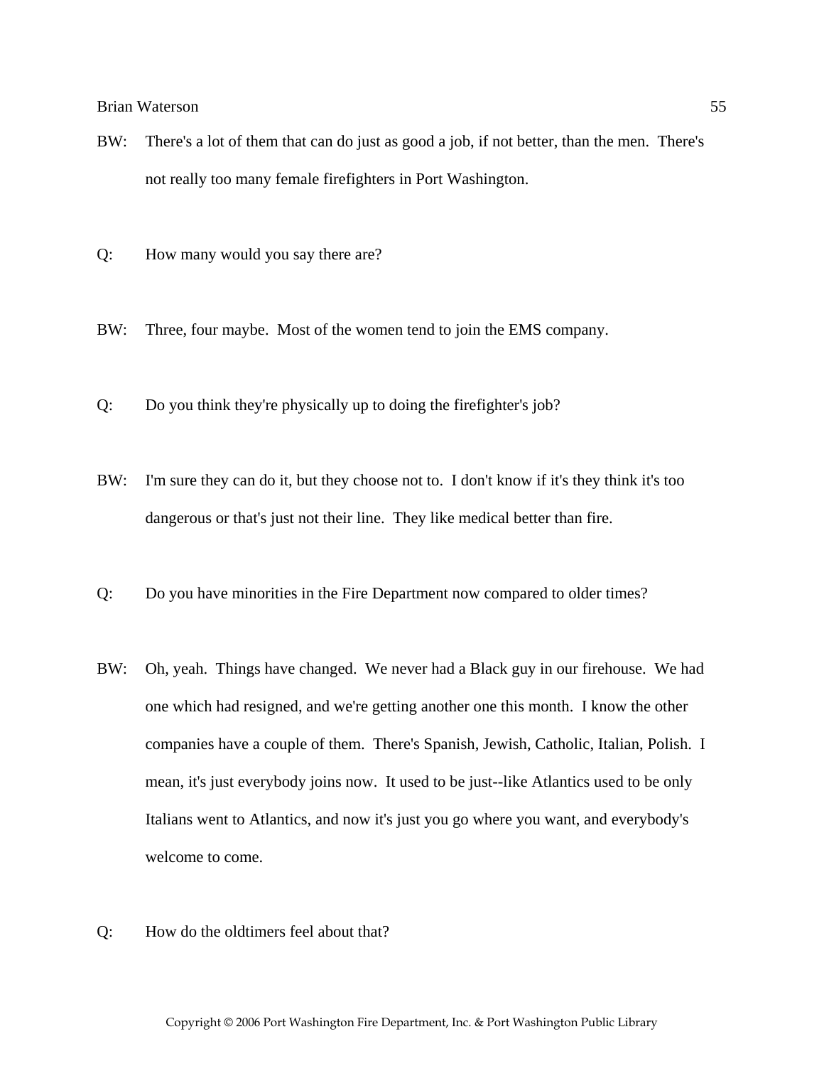BW: There's a lot of them that can do just as good a job, if not better, than the men. There's not really too many female firefighters in Port Washington.

Q: How many would you say there are?

BW: Three, four maybe. Most of the women tend to join the EMS company.

Q: Do you think they're physically up to doing the firefighter's job?

BW: I'm sure they can do it, but they choose not to. I don't know if it's they think it's too dangerous or that's just not their line. They like medical better than fire.

Q: Do you have minorities in the Fire Department now compared to older times?

BW: Oh, yeah. Things have changed. We never had a Black guy in our firehouse. We had one which had resigned, and we're getting another one this month. I know the other companies have a couple of them. There's Spanish, Jewish, Catholic, Italian, Polish. I mean, it's just everybody joins now. It used to be just--like Atlantics used to be only Italians went to Atlantics, and now it's just you go where you want, and everybody's welcome to come.

Q: How do the oldtimers feel about that?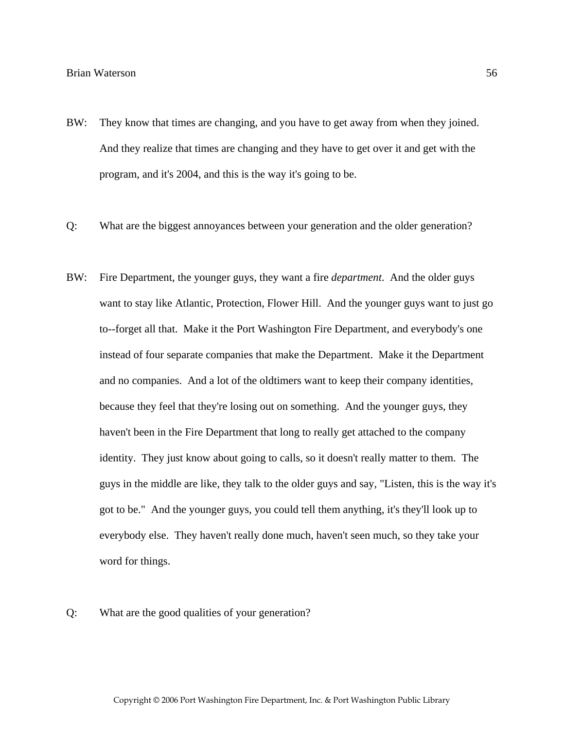BW: They know that times are changing, and you have to get away from when they joined. And they realize that times are changing and they have to get over it and get with the program, and it's 2004, and this is the way it's going to be.

Q: What are the biggest annoyances between your generation and the older generation?

BW: Fire Department, the younger guys, they want a fire *department*. And the older guys want to stay like Atlantic, Protection, Flower Hill. And the younger guys want to just go to--forget all that. Make it the Port Washington Fire Department, and everybody's one instead of four separate companies that make the Department. Make it the Department and no companies. And a lot of the oldtimers want to keep their company identities, because they feel that they're losing out on something. And the younger guys, they haven't been in the Fire Department that long to really get attached to the company identity. They just know about going to calls, so it doesn't really matter to them. The guys in the middle are like, they talk to the older guys and say, "Listen, this is the way it's got to be." And the younger guys, you could tell them anything, it's they'll look up to everybody else. They haven't really done much, haven't seen much, so they take your word for things.

Q: What are the good qualities of your generation?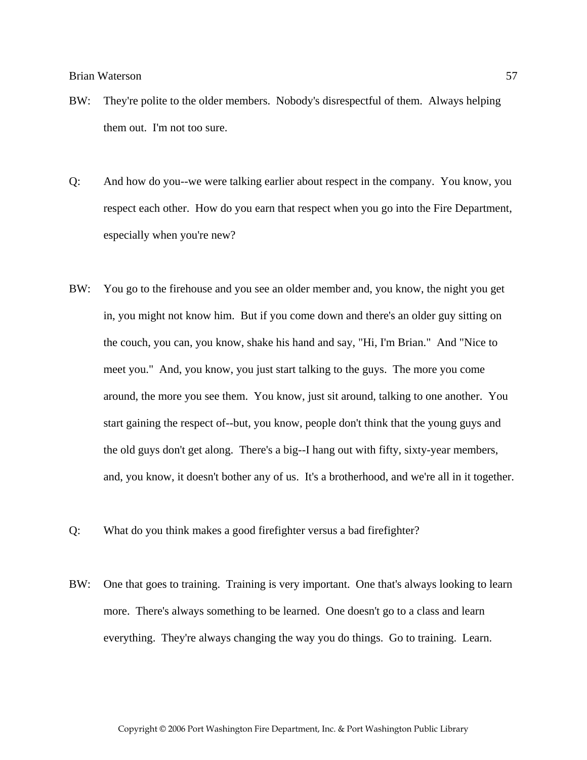BW: They're polite to the older members. Nobody's disrespectful of them. Always helping them out. I'm not too sure.

Q: And how do you--we were talking earlier about respect in the company. You know, you respect each other. How do you earn that respect when you go into the Fire Department, especially when you're new?

BW: You go to the firehouse and you see an older member and, you know, the night you get in, you might not know him. But if you come down and there's an older guy sitting on the couch, you can, you know, shake his hand and say, "Hi, I'm Brian." And "Nice to meet you." And, you know, you just start talking to the guys. The more you come around, the more you see them. You know, just sit around, talking to one another. You start gaining the respect of--but, you know, people don't think that the young guys and the old guys don't get along. There's a big--I hang out with fifty, sixty-year members, and, you know, it doesn't bother any of us. It's a brotherhood, and we're all in it together.

Q: What do you think makes a good firefighter versus a bad firefighter?

BW: One that goes to training. Training is very important. One that's always looking to learn more. There's always something to be learned. One doesn't go to a class and learn everything. They're always changing the way you do things. Go to training. Learn.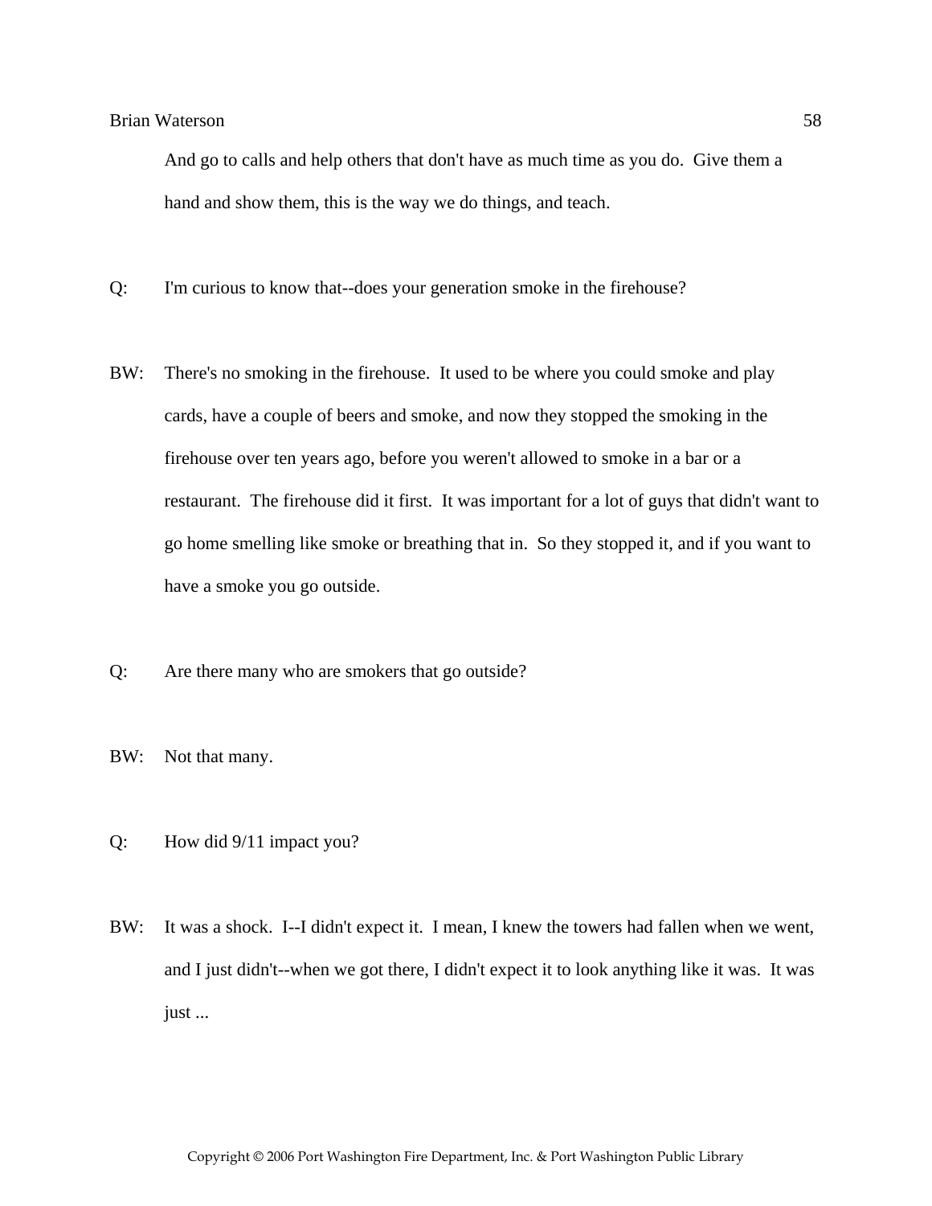And go to calls and help others that don't have as much time as you do. Give them a hand and show them, this is the way we do things, and teach.

Q: I'm curious to know that--does your generation smoke in the firehouse?

BW: There's no smoking in the firehouse. It used to be where you could smoke and play cards, have a couple of beers and smoke, and now they stopped the smoking in the firehouse over ten years ago, before you weren't allowed to smoke in a bar or a restaurant. The firehouse did it first. It was important for a lot of guys that didn't want to go home smelling like smoke or breathing that in. So they stopped it, and if you want to have a smoke you go outside.

Q: Are there many who are smokers that go outside?

BW: Not that many.

Q: How did 9/11 impact you?

BW: It was a shock. I--I didn't expect it. I mean, I knew the towers had fallen when we went, and I just didn't--when we got there, I didn't expect it to look anything like it was. It was just ...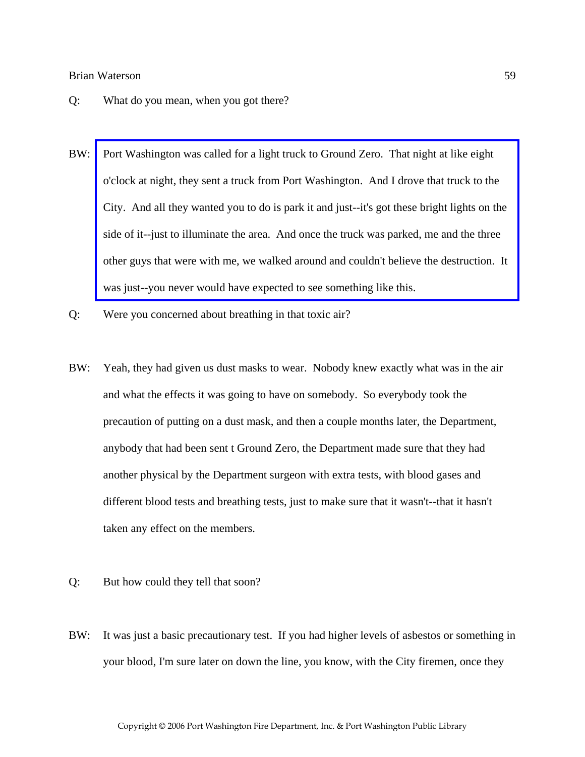Q: What do you mean, when you got there?

BW: Port Washington was called for a light truck to Ground Zero. That night at like eight o'clock at night, they sent a truck from Port Washington. And I drove that truck to the City. And all they wanted you to do is park it and just--it's got these bright lights on the side of it--just to illuminate the area. And once the truck was parked, me and the three other guys that were with me, we walked around and couldn't believe the destruction. It was just--you never would have expected to see something like this.

Q: Were you concerned about breathing in that toxic air?

BW: Yeah, they had given us dust masks to wear. Nobody knew exactly what was in the air and what the effects it was going to have on somebody. So everybody took the precaution of putting on a dust mask, and then a couple months later, the Department, anybody that had been sent t Ground Zero, the Department made sure that they had another physical by the Department surgeon with extra tests, with blood gases and different blood tests and breathing tests, just to make sure that it wasn't--that it hasn't taken any effect on the members.

Q: But how could they tell that soon?

BW: It was just a basic precautionary test. If you had higher levels of asbestos or something in your blood, I'm sure later on down the line, you know, with the City firemen, once they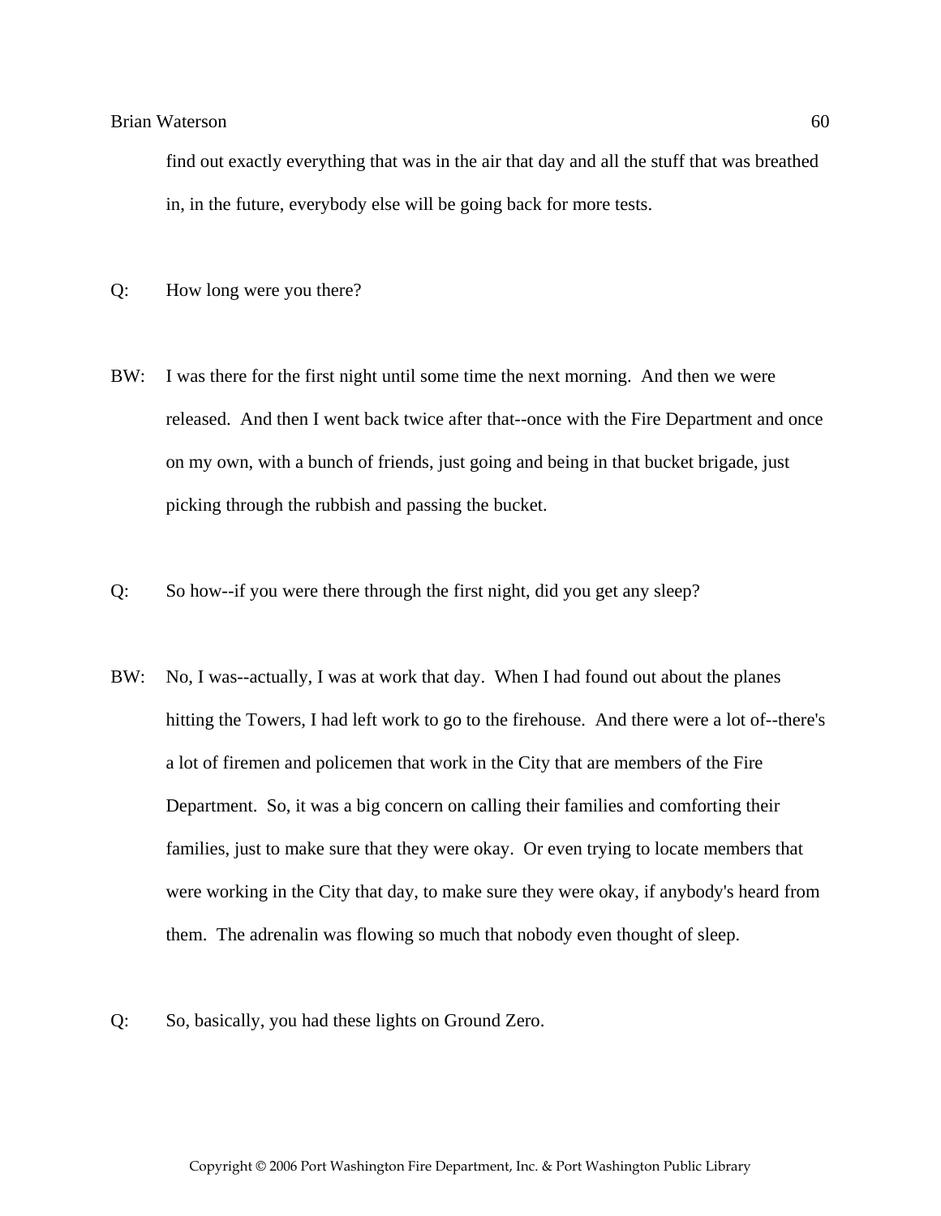find out exactly everything that was in the air that day and all the stuff that was breathed in, in the future, everybody else will be going back for more tests.

Q: How long were you there?

BW: I was there for the first night until some time the next morning. And then we were released. And then I went back twice after that--once with the Fire Department and once on my own, with a bunch of friends, just going and being in that bucket brigade, just picking through the rubbish and passing the bucket.

Q: So how--if you were there through the first night, did you get any sleep?

BW: No, I was--actually, I was at work that day. When I had found out about the planes hitting the Towers, I had left work to go to the firehouse. And there were a lot of--there's a lot of firemen and policemen that work in the City that are members of the Fire Department. So, it was a big concern on calling their families and comforting their families, just to make sure that they were okay. Or even trying to locate members that were working in the City that day, to make sure they were okay, if anybody's heard from them. The adrenalin was flowing so much that nobody even thought of sleep.

Q: So, basically, you had these lights on Ground Zero.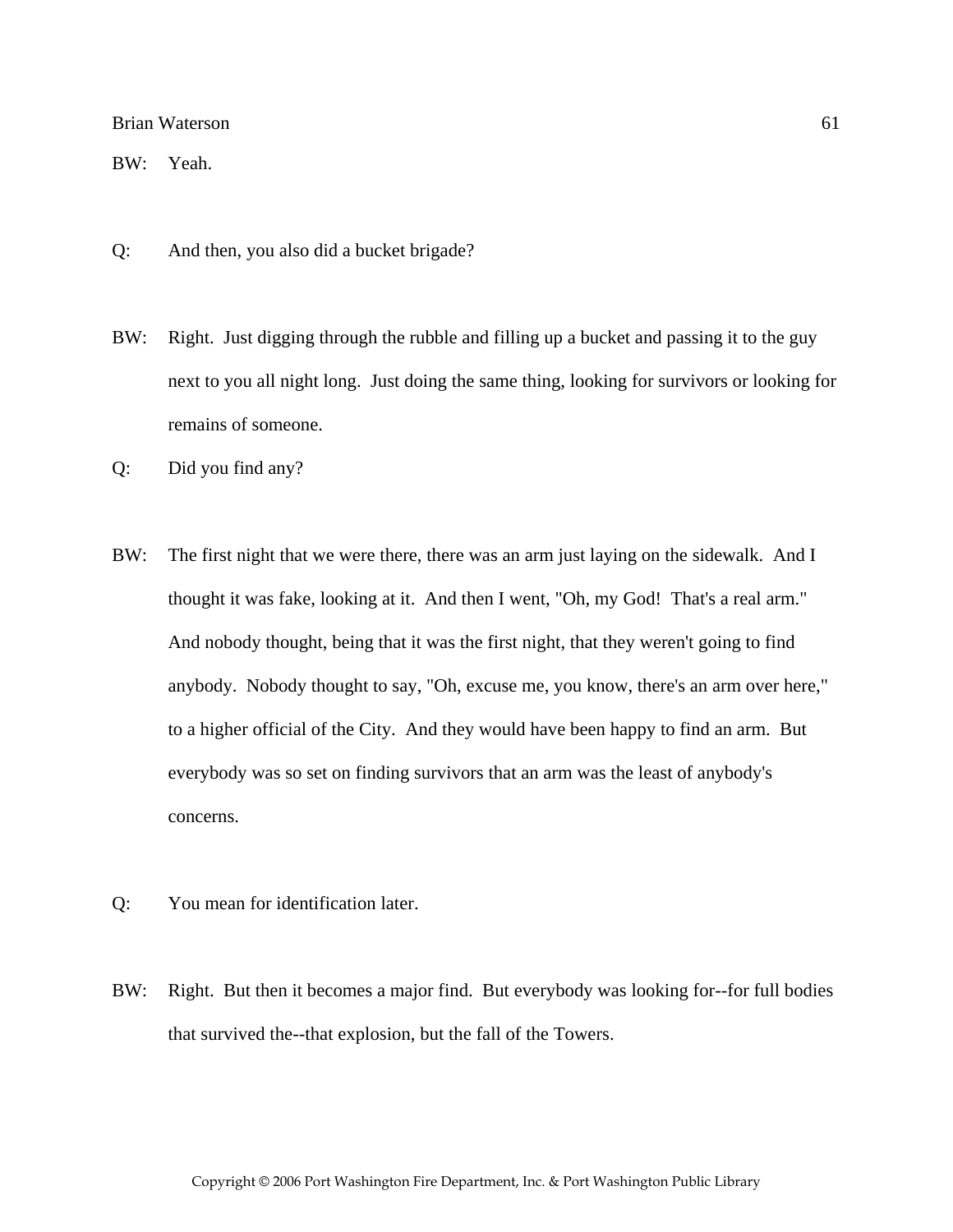BW: Yeah.

Q: And then, you also did a bucket brigade?

BW: Right. Just digging through the rubble and filling up a bucket and passing it to the guy next to you all night long. Just doing the same thing, looking for survivors or looking for remains of someone.

Q: Did you find any?

BW: The first night that we were there, there was an arm just laying on the sidewalk. And I thought it was fake, looking at it. And then I went, "Oh, my God! That's a real arm." And nobody thought, being that it was the first night, that they weren't going to find anybody. Nobody thought to say, "Oh, excuse me, you know, there's an arm over here," to a higher official of the City. And they would have been happy to find an arm. But everybody was so set on finding survivors that an arm was the least of anybody's concerns.

Q: You mean for identification later.

BW: Right. But then it becomes a major find. But everybody was looking for--for full bodies that survived the--that explosion, but the fall of the Towers.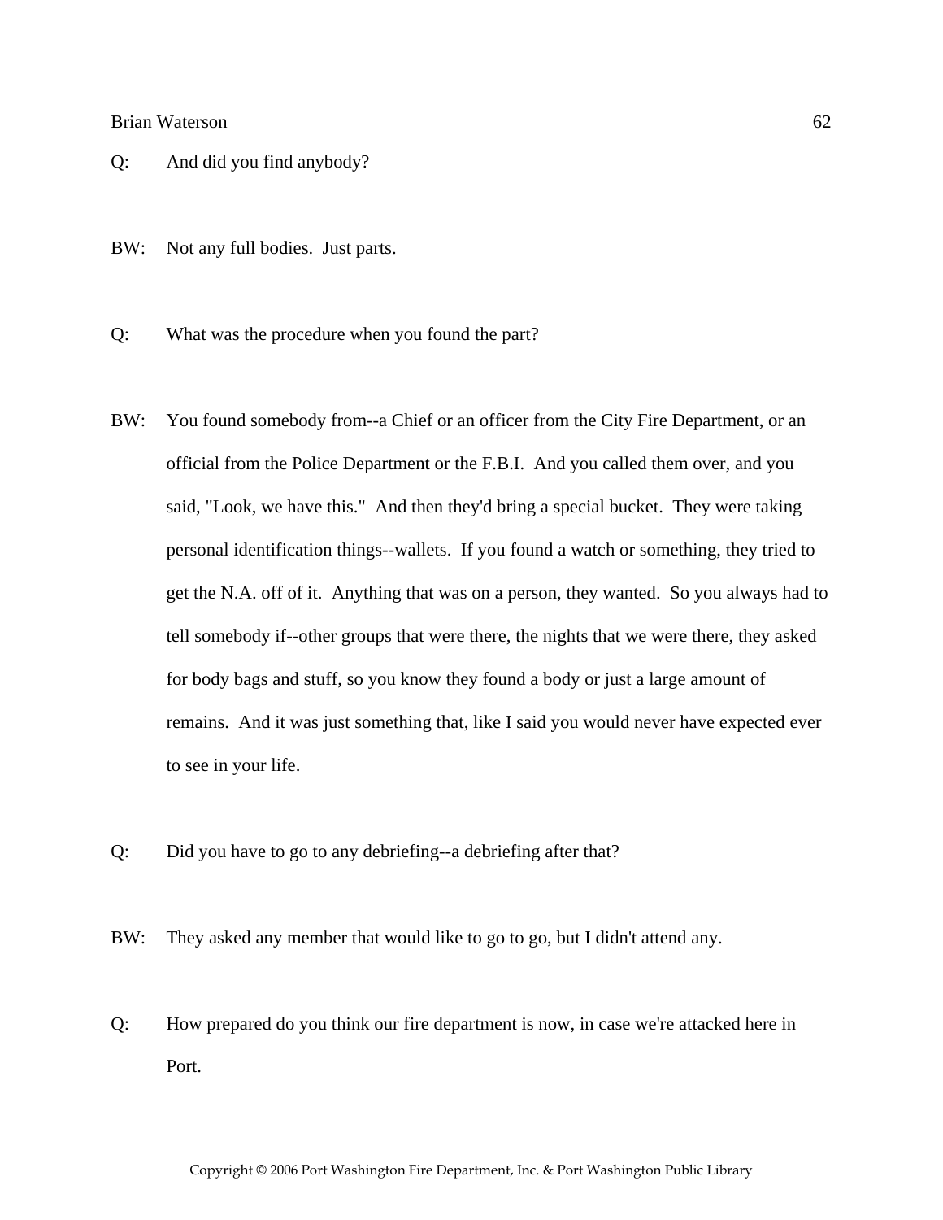Q: And did you find anybody?

BW: Not any full bodies. Just parts.

Q: What was the procedure when you found the part?

BW: You found somebody from--a Chief or an officer from the City Fire Department, or an official from the Police Department or the F.B.I. And you called them over, and you said, "Look, we have this." And then they'd bring a special bucket. They were taking personal identification things--wallets. If you found a watch or something, they tried to get the N.A. off of it. Anything that was on a person, they wanted. So you always had to tell somebody if--other groups that were there, the nights that we were there, they asked for body bags and stuff, so you know they found a body or just a large amount of remains. And it was just something that, like I said you would never have expected ever to see in your life.

Q: Did you have to go to any debriefing--a debriefing after that?

BW: They asked any member that would like to go to go, but I didn't attend any.

Q: How prepared do you think our fire department is now, in case we're attacked here in Port.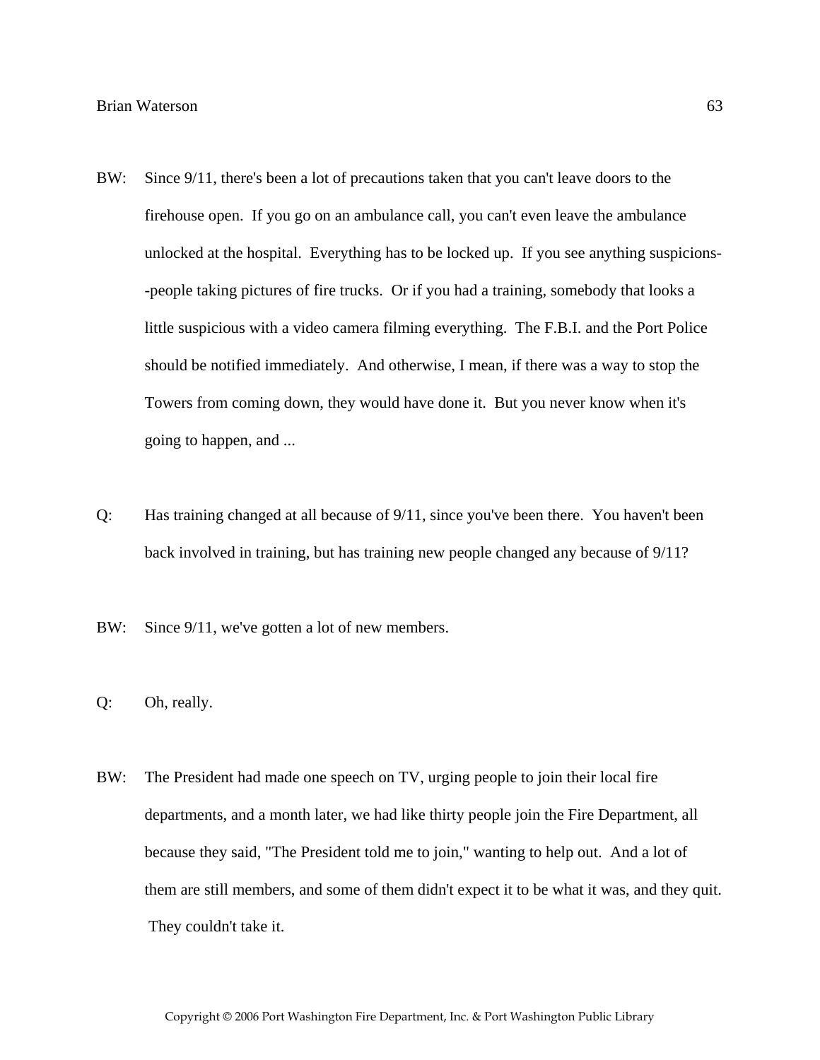BW: Since 9/11, there's been a lot of precautions taken that you can't leave doors to the firehouse open. If you go on an ambulance call, you can't even leave the ambulance unlocked at the hospital. Everything has to be locked up. If you see anything suspicions--people taking pictures of fire trucks. Or if you had a training, somebody that looks a little suspicious with a video camera filming everything. The F.B.I. and the Port Police should be notified immediately. And otherwise, I mean, if there was a way to stop the Towers from coming down, they would have done it. But you never know when it's going to happen, and ...

Q: Has training changed at all because of 9/11, since you've been there. You haven't been back involved in training, but has training new people changed any because of 9/11?

BW: Since 9/11, we've gotten a lot of new members.

Q: Oh, really.

BW: The President had made one speech on TV, urging people to join their local fire departments, and a month later, we had like thirty people join the Fire Department, all because they said, "The President told me to join," wanting to help out. And a lot of them are still members, and some of them didn't expect it to be what it was, and they quit. They couldn't take it.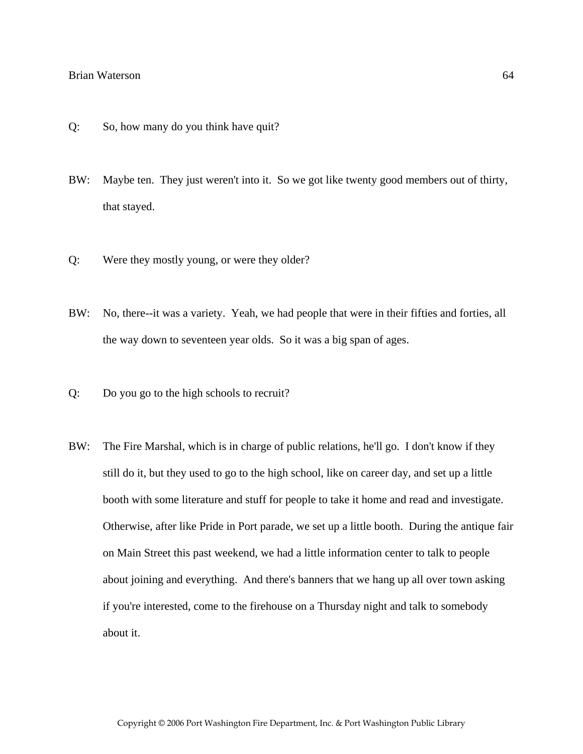Q: So, how many do you think have quit?

BW: Maybe ten. They just weren't into it. So we got like twenty good members out of thirty, that stayed.

Q: Were they mostly young, or were they older?

BW: No, there--it was a variety. Yeah, we had people that were in their fifties and forties, all the way down to seventeen year olds. So it was a big span of ages.

Q: Do you go to the high schools to recruit?

BW: The Fire Marshal, which is in charge of public relations, he'll go. I don't know if they still do it, but they used to go to the high school, like on career day, and set up a little booth with some literature and stuff for people to take it home and read and investigate. Otherwise, after like Pride in Port parade, we set up a little booth. During the antique fair on Main Street this past weekend, we had a little information center to talk to people about joining and everything. And there's banners that we hang up all over town asking if you're interested, come to the firehouse on a Thursday night and talk to somebody about it.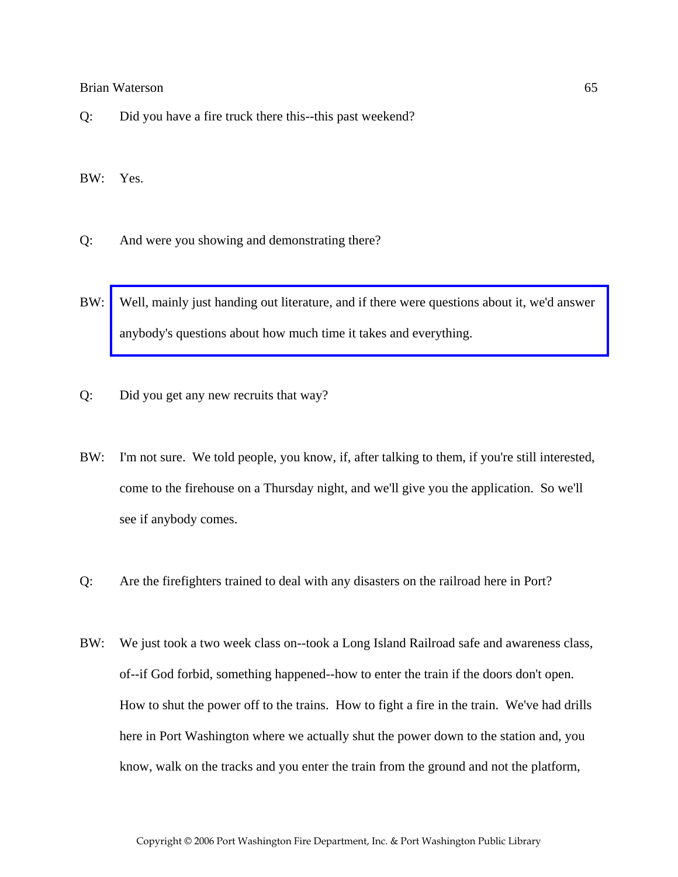Q: Did you have a fire truck there this--this past weekend?

BW: Yes.

Q: And were you showing and demonstrating there?

BW: Well, mainly just handing out literature, and if there were questions about it, we'd answer anybody's questions about how much time it takes and everything.

Q: Did you get any new recruits that way?

BW: I'm not sure. We told people, you know, if, after talking to them, if you're still interested, come to the firehouse on a Thursday night, and we'll give you the application. So we'll see if anybody comes.

Q: Are the firefighters trained to deal with any disasters on the railroad here in Port?

BW: We just took a two week class on--took a Long Island Railroad safe and awareness class, of--if God forbid, something happened--how to enter the train if the doors don't open. How to shut the power off to the trains. How to fight a fire in the train. We've had drills here in Port Washington where we actually shut the power down to the station and, you know, walk on the tracks and you enter the train from the ground and not the platform,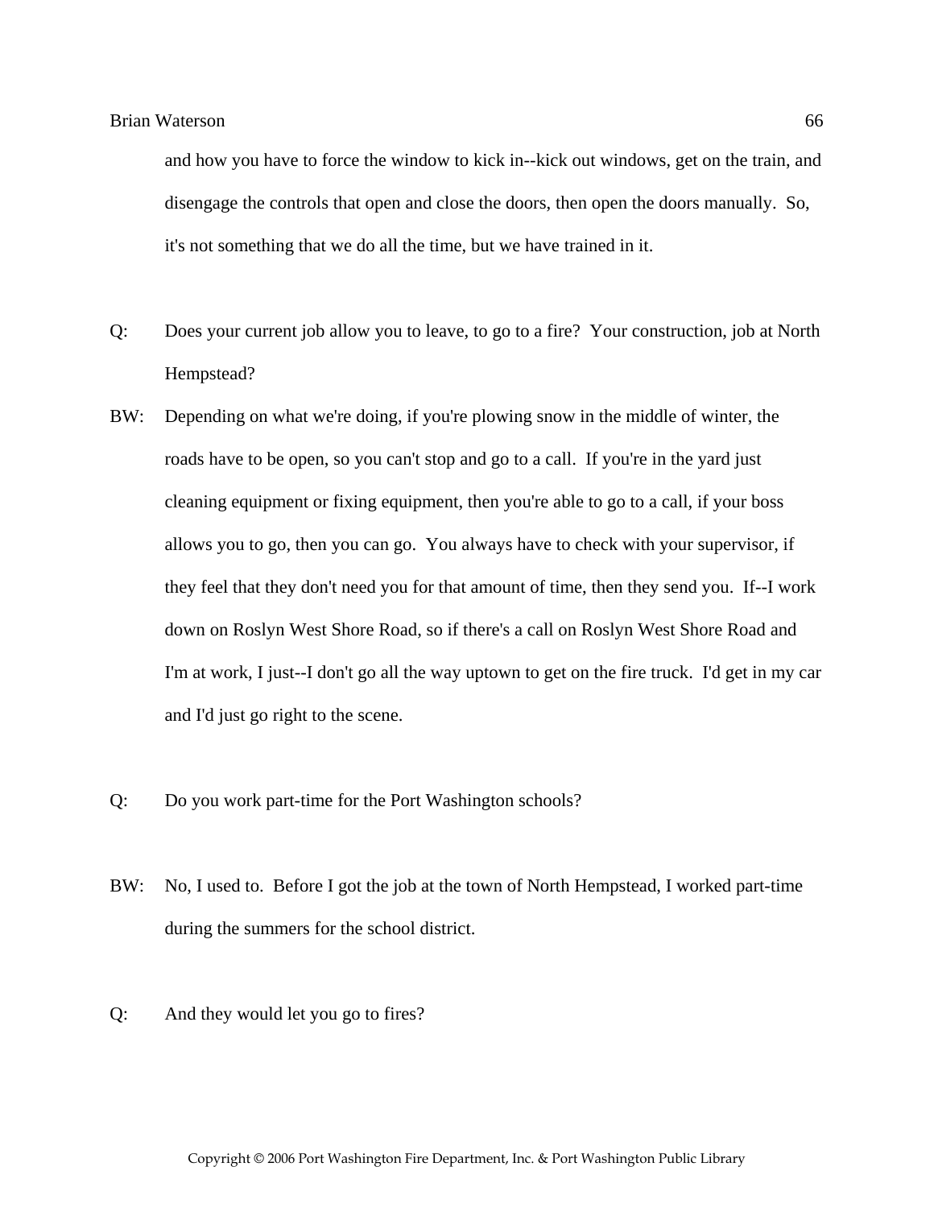and how you have to force the window to kick in--kick out windows, get on the train, and disengage the controls that open and close the doors, then open the doors manually. So, it's not something that we do all the time, but we have trained in it.

Q: Does your current job allow you to leave, to go to a fire? Your construction, job at North Hempstead?

BW: Depending on what we're doing, if you're plowing snow in the middle of winter, the roads have to be open, so you can't stop and go to a call. If you're in the yard just cleaning equipment or fixing equipment, then you're able to go to a call, if your boss allows you to go, then you can go. You always have to check with your supervisor, if they feel that they don't need you for that amount of time, then they send you. If--I work down on Roslyn West Shore Road, so if there's a call on Roslyn West Shore Road and I'm at work, I just--I don't go all the way uptown to get on the fire truck. I'd get in my car and I'd just go right to the scene.

Q: Do you work part-time for the Port Washington schools?

BW: No, I used to. Before I got the job at the town of North Hempstead, I worked part-time during the summers for the school district.

Q: And they would let you go to fires?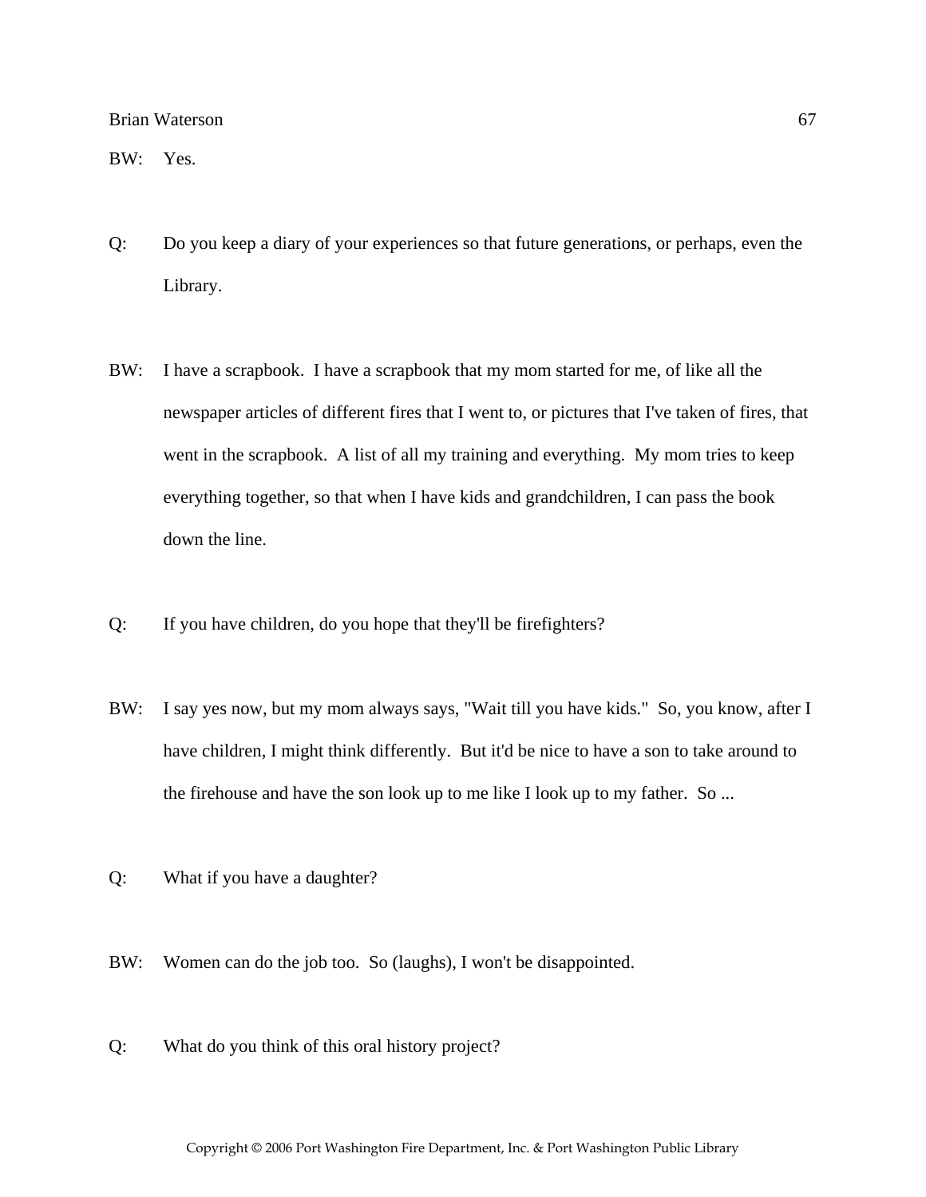BW: Yes.

Q: Do you keep a diary of your experiences so that future generations, or perhaps, even the Library.

BW: I have a scrapbook. I have a scrapbook that my mom started for me, of like all the newspaper articles of different fires that I went to, or pictures that I've taken of fires, that went in the scrapbook. A list of all my training and everything. My mom tries to keep everything together, so that when I have kids and grandchildren, I can pass the book down the line.

Q: If you have children, do you hope that they'll be firefighters?

BW: I say yes now, but my mom always says, "Wait till you have kids." So, you know, after I have children, I might think differently. But it'd be nice to have a son to take around to the firehouse and have the son look up to me like I look up to my father. So ...

Q: What if you have a daughter?

BW: Women can do the job too. So (laughs), I won't be disappointed.

Q: What do you think of this oral history project?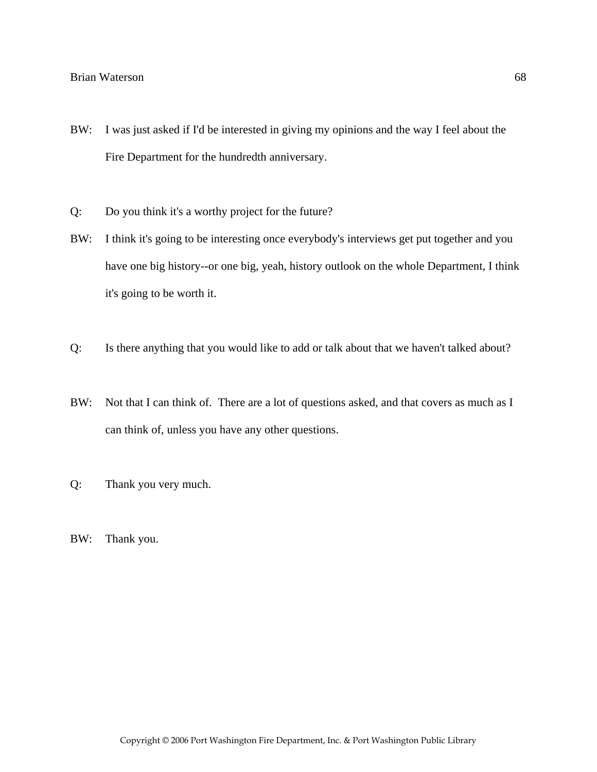BW: I was just asked if I'd be interested in giving my opinions and the way I feel about the Fire Department for the hundredth anniversary.

Q: Do you think it's a worthy project for the future?

BW: I think it's going to be interesting once everybody's interviews get put together and you have one big history--or one big, yeah, history outlook on the whole Department, I think it's going to be worth it.

Q: Is there anything that you would like to add or talk about that we haven't talked about?

BW: Not that I can think of. There are a lot of questions asked, and that covers as much as I can think of, unless you have any other questions.

Q: Thank you very much.

BW: Thank you.

Copyright © 2006 Port Washington Fire Department, Inc. & Port Washington Public Library